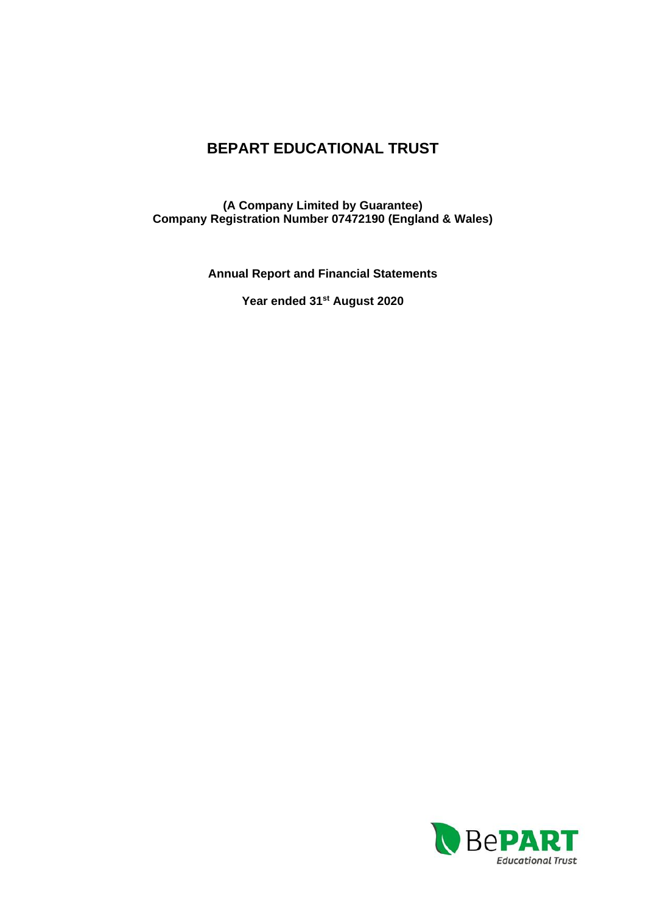# BEPART EDUCATIONAL TRUST

**(A Company Limited by Guarantee)**
**Company Registration Number 07472190 (England & Wales)**

**Annual Report and Financial Statements**

**Year ended 31st August 2020**

BePART
Educational Trust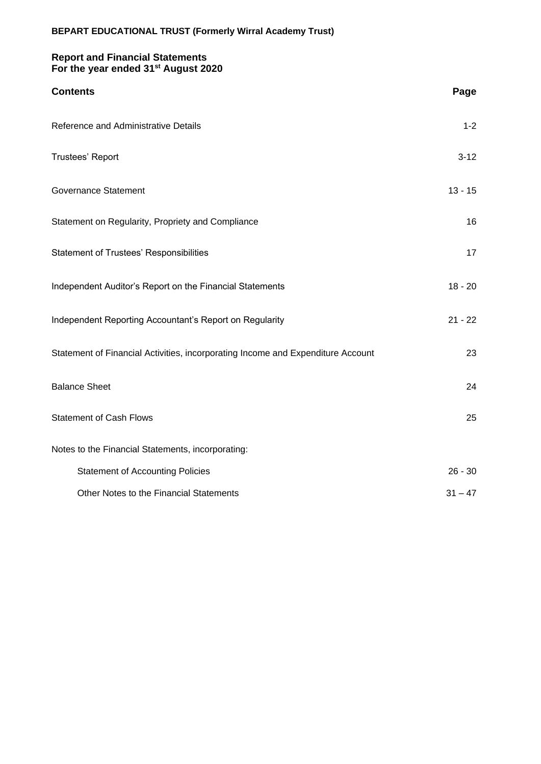**BEPART EDUCATIONAL TRUST (Formerly Wirral Academy Trust)**

**Report and Financial Statements**
**For the year ended 31st August 2020**

| **Contents** | **Page** |
|---|---|
| Reference and Administrative Details | 1-2 |
| Trustees' Report | 3-12 |
| Governance Statement | 13 - 15 |
| Statement on Regularity, Propriety and Compliance | 16 |
| Statement of Trustees' Responsibilities | 17 |
| Independent Auditor's Report on the Financial Statements | 18 - 20 |
| Independent Reporting Accountant's Report on Regularity | 21 - 22 |
| Statement of Financial Activities, incorporating Income and Expenditure Account | 23 |
| Balance Sheet | 24 |
| Statement of Cash Flows | 25 |
| Notes to the Financial Statements, incorporating: | |
| Statement of Accounting Policies | 26 - 30 |
| Other Notes to the Financial Statements | 31 – 47 |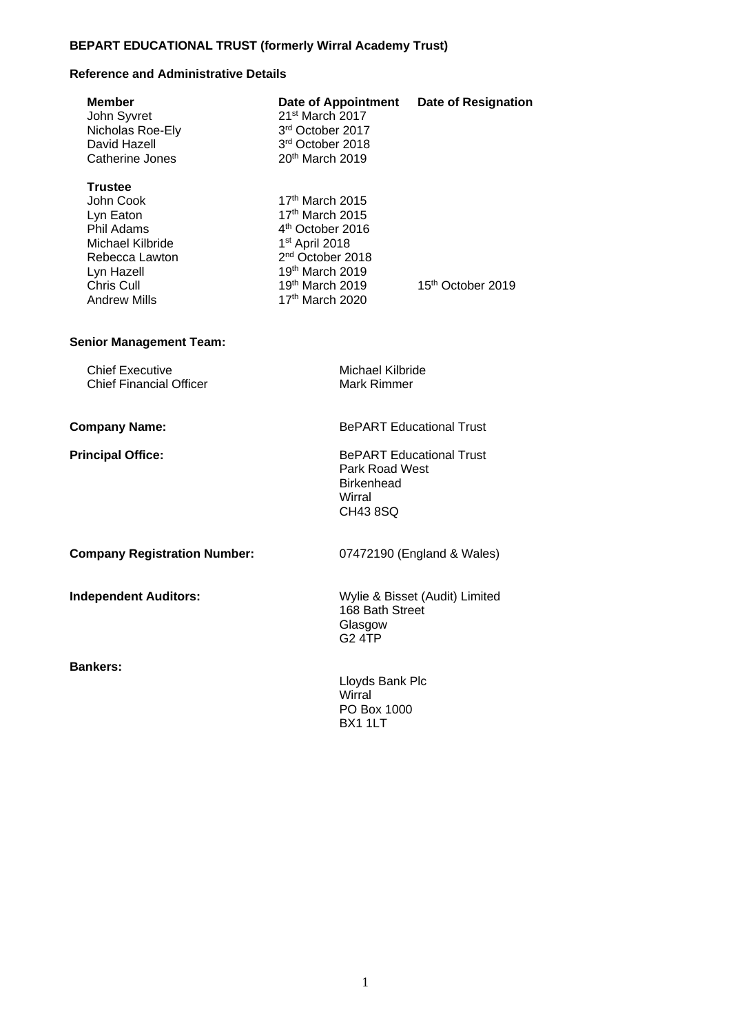**BEPART EDUCATIONAL TRUST (formerly Wirral Academy Trust)**

**Reference and Administrative Details**

| **Member** | **Date of Appointment** | **Date of Resignation** |
|---|---|---|
| John Syvret | 21st March 2017 | |
| Nicholas Roe-Ely | 3rd October 2017 | |
| David Hazell | 3rd October 2018 | |
| Catherine Jones | 20th March 2019 | |

| **Trustee** | | |
|---|---|---|
| John Cook | 17th March 2015 | |
| Lyn Eaton | 17th March 2015 | |
| Phil Adams | 4th October 2016 | |
| Michael Kilbride | 1st April 2018 | |
| Rebecca Lawton | 2nd October 2018 | |
| Lyn Hazell | 19th March 2019 | |
| Chris Cull | 19th March 2019 | 15th October 2019 |
| Andrew Mills | 17th March 2020 | |

**Senior Management Team:**

| | |
|---|---|
| Chief Executive | Michael Kilbride |
| Chief Financial Officer | Mark Rimmer |

**Company Name:** BePART Educational Trust

**Principal Office:**
BePART Educational Trust
Park Road West
Birkenhead
Wirral
CH43 8SQ

**Company Registration Number:** 07472190 (England & Wales)

**Independent Auditors:**
Wylie & Bisset (Audit) Limited
168 Bath Street
Glasgow
G2 4TP

**Bankers:**
Lloyds Bank Plc
Wirral
PO Box 1000
BX1 1LT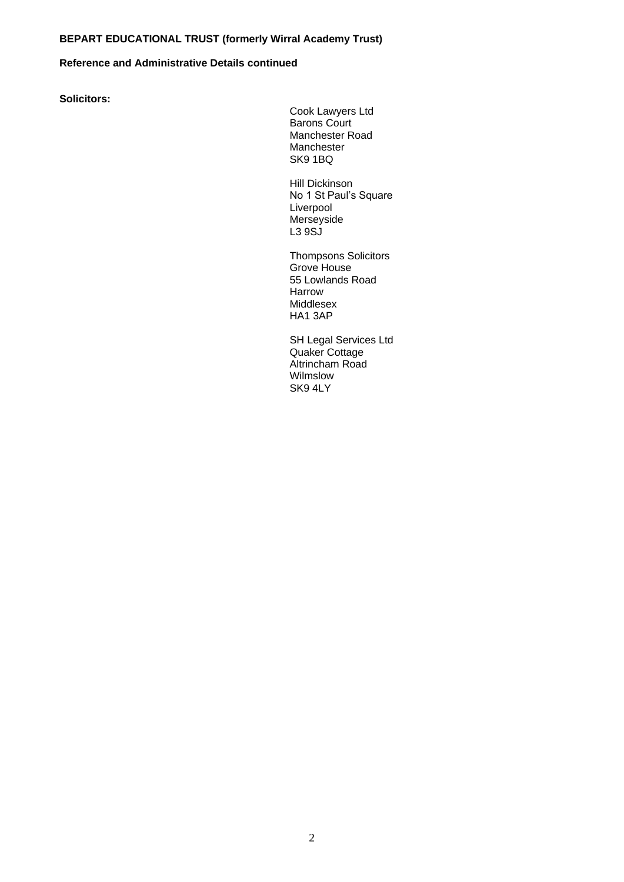**BEPART EDUCATIONAL TRUST (formerly Wirral Academy Trust)**

**Reference and Administrative Details continued**

**Solicitors:**

Cook Lawyers Ltd
Barons Court
Manchester Road
Manchester
SK9 1BQ

Hill Dickinson
No 1 St Paul's Square
Liverpool
Merseyside
L3 9SJ

Thompsons Solicitors
Grove House
55 Lowlands Road
Harrow
Middlesex
HA1 3AP

SH Legal Services Ltd
Quaker Cottage
Altrincham Road
Wilmslow
SK9 4LY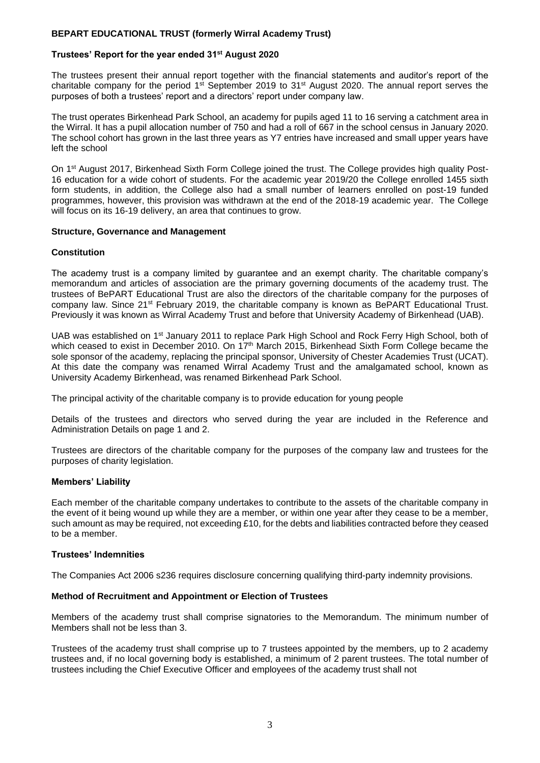**BEPART EDUCATIONAL TRUST (formerly Wirral Academy Trust)**

**Trustees' Report for the year ended 31st August 2020**

The trustees present their annual report together with the financial statements and auditor's report of the charitable company for the period 1st September 2019 to 31st August 2020. The annual report serves the purposes of both a trustees' report and a directors' report under company law.

The trust operates Birkenhead Park School, an academy for pupils aged 11 to 16 serving a catchment area in the Wirral. It has a pupil allocation number of 750 and had a roll of 667 in the school census in January 2020. The school cohort has grown in the last three years as Y7 entries have increased and small upper years have left the school

On 1st August 2017, Birkenhead Sixth Form College joined the trust. The College provides high quality Post-16 education for a wide cohort of students. For the academic year 2019/20 the College enrolled 1455 sixth form students, in addition, the College also had a small number of learners enrolled on post-19 funded programmes, however, this provision was withdrawn at the end of the 2018-19 academic year. The College will focus on its 16-19 delivery, an area that continues to grow.

**Structure, Governance and Management**

**Constitution**

The academy trust is a company limited by guarantee and an exempt charity. The charitable company's memorandum and articles of association are the primary governing documents of the academy trust. The trustees of BePART Educational Trust are also the directors of the charitable company for the purposes of company law. Since 21st February 2019, the charitable company is known as BePART Educational Trust. Previously it was known as Wirral Academy Trust and before that University Academy of Birkenhead (UAB).

UAB was established on 1st January 2011 to replace Park High School and Rock Ferry High School, both of which ceased to exist in December 2010. On 17th March 2015, Birkenhead Sixth Form College became the sole sponsor of the academy, replacing the principal sponsor, University of Chester Academies Trust (UCAT). At this date the company was renamed Wirral Academy Trust and the amalgamated school, known as University Academy Birkenhead, was renamed Birkenhead Park School.

The principal activity of the charitable company is to provide education for young people

Details of the trustees and directors who served during the year are included in the Reference and Administration Details on page 1 and 2.

Trustees are directors of the charitable company for the purposes of the company law and trustees for the purposes of charity legislation.

**Members' Liability**

Each member of the charitable company undertakes to contribute to the assets of the charitable company in the event of it being wound up while they are a member, or within one year after they cease to be a member, such amount as may be required, not exceeding £10, for the debts and liabilities contracted before they ceased to be a member.

**Trustees' Indemnities**

The Companies Act 2006 s236 requires disclosure concerning qualifying third-party indemnity provisions.

**Method of Recruitment and Appointment or Election of Trustees**

Members of the academy trust shall comprise signatories to the Memorandum. The minimum number of Members shall not be less than 3.

Trustees of the academy trust shall comprise up to 7 trustees appointed by the members, up to 2 academy trustees and, if no local governing body is established, a minimum of 2 parent trustees. The total number of trustees including the Chief Executive Officer and employees of the academy trust shall not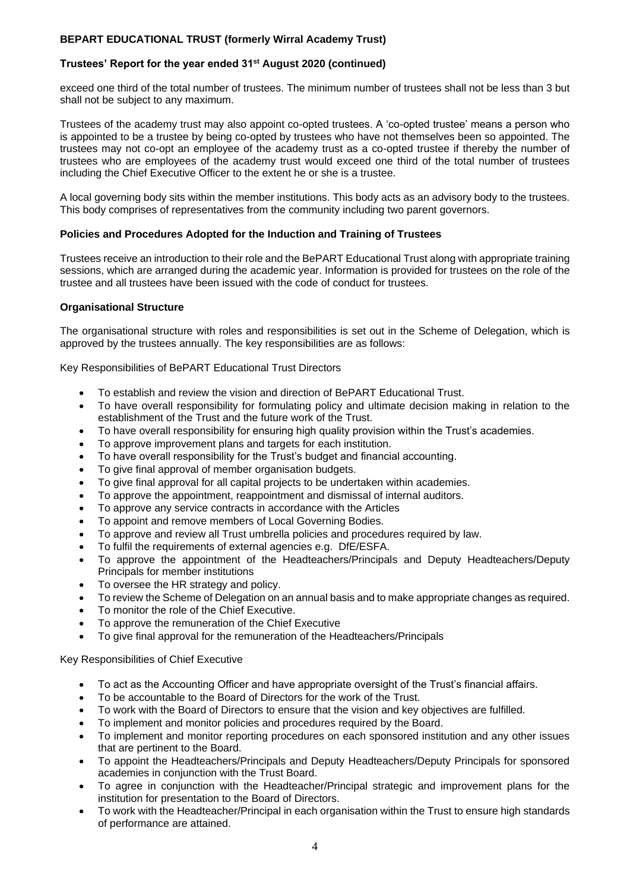exceed one third of the total number of trustees. The minimum number of trustees shall not be less than 3 but shall not be subject to any maximum.

Trustees of the academy trust may also appoint co-opted trustees. A 'co-opted trustee' means a person who is appointed to be a trustee by being co-opted by trustees who have not themselves been so appointed. The trustees may not co-opt an employee of the academy trust as a co-opted trustee if thereby the number of trustees who are employees of the academy trust would exceed one third of the total number of trustees including the Chief Executive Officer to the extent he or she is a trustee.

A local governing body sits within the member institutions. This body acts as an advisory body to the trustees. This body comprises of representatives from the community including two parent governors.

**Policies and Procedures Adopted for the Induction and Training of Trustees**

Trustees receive an introduction to their role and the BePART Educational Trust along with appropriate training sessions, which are arranged during the academic year. Information is provided for trustees on the role of the trustee and all trustees have been issued with the code of conduct for trustees.

**Organisational Structure**

The organisational structure with roles and responsibilities is set out in the Scheme of Delegation, which is approved by the trustees annually. The key responsibilities are as follows:

Key Responsibilities of BePART Educational Trust Directors

- To establish and review the vision and direction of BePART Educational Trust.
- To have overall responsibility for formulating policy and ultimate decision making in relation to the establishment of the Trust and the future work of the Trust.
- To have overall responsibility for ensuring high quality provision within the Trust's academies.
- To approve improvement plans and targets for each institution.
- To have overall responsibility for the Trust's budget and financial accounting.
- To give final approval of member organisation budgets.
- To give final approval for all capital projects to be undertaken within academies.
- To approve the appointment, reappointment and dismissal of internal auditors.
- To approve any service contracts in accordance with the Articles
- To appoint and remove members of Local Governing Bodies.
- To approve and review all Trust umbrella policies and procedures required by law.
- To fulfil the requirements of external agencies e.g. DfE/ESFA.
- To approve the appointment of the Headteachers/Principals and Deputy Headteachers/Deputy Principals for member institutions
- To oversee the HR strategy and policy.
- To review the Scheme of Delegation on an annual basis and to make appropriate changes as required.
- To monitor the role of the Chief Executive.
- To approve the remuneration of the Chief Executive
- To give final approval for the remuneration of the Headteachers/Principals

Key Responsibilities of Chief Executive

- To act as the Accounting Officer and have appropriate oversight of the Trust's financial affairs.
- To be accountable to the Board of Directors for the work of the Trust.
- To work with the Board of Directors to ensure that the vision and key objectives are fulfilled.
- To implement and monitor policies and procedures required by the Board.
- To implement and monitor reporting procedures on each sponsored institution and any other issues that are pertinent to the Board.
- To appoint the Headteachers/Principals and Deputy Headteachers/Deputy Principals for sponsored academies in conjunction with the Trust Board.
- To agree in conjunction with the Headteacher/Principal strategic and improvement plans for the institution for presentation to the Board of Directors.
- To work with the Headteacher/Principal in each organisation within the Trust to ensure high standards of performance are attained.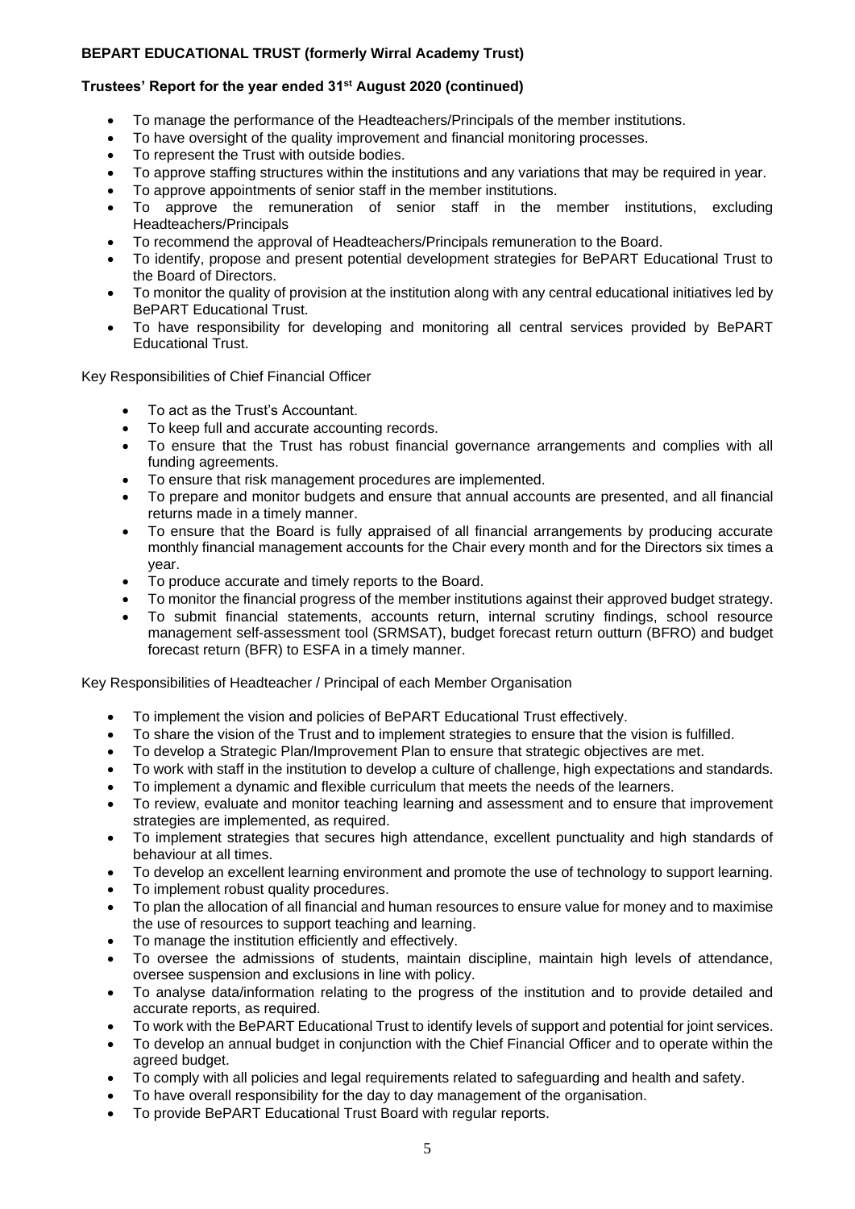- To manage the performance of the Headteachers/Principals of the member institutions.
- To have oversight of the quality improvement and financial monitoring processes.
- To represent the Trust with outside bodies.
- To approve staffing structures within the institutions and any variations that may be required in year.
- To approve appointments of senior staff in the member institutions.
- To approve the remuneration of senior staff in the member institutions, excluding Headteachers/Principals
- To recommend the approval of Headteachers/Principals remuneration to the Board.
- To identify, propose and present potential development strategies for BePART Educational Trust to the Board of Directors.
- To monitor the quality of provision at the institution along with any central educational initiatives led by BePART Educational Trust.
- To have responsibility for developing and monitoring all central services provided by BePART Educational Trust.

Key Responsibilities of Chief Financial Officer

- To act as the Trust's Accountant.
- To keep full and accurate accounting records.
- To ensure that the Trust has robust financial governance arrangements and complies with all funding agreements.
- To ensure that risk management procedures are implemented.
- To prepare and monitor budgets and ensure that annual accounts are presented, and all financial returns made in a timely manner.
- To ensure that the Board is fully appraised of all financial arrangements by producing accurate monthly financial management accounts for the Chair every month and for the Directors six times a year.
- To produce accurate and timely reports to the Board.
- To monitor the financial progress of the member institutions against their approved budget strategy.
- To submit financial statements, accounts return, internal scrutiny findings, school resource management self-assessment tool (SRMSAT), budget forecast return outturn (BFRO) and budget forecast return (BFR) to ESFA in a timely manner.

Key Responsibilities of Headteacher / Principal of each Member Organisation

- To implement the vision and policies of BePART Educational Trust effectively.
- To share the vision of the Trust and to implement strategies to ensure that the vision is fulfilled.
- To develop a Strategic Plan/Improvement Plan to ensure that strategic objectives are met.
- To work with staff in the institution to develop a culture of challenge, high expectations and standards.
- To implement a dynamic and flexible curriculum that meets the needs of the learners.
- To review, evaluate and monitor teaching learning and assessment and to ensure that improvement strategies are implemented, as required.
- To implement strategies that secures high attendance, excellent punctuality and high standards of behaviour at all times.
- To develop an excellent learning environment and promote the use of technology to support learning.
- To implement robust quality procedures.
- To plan the allocation of all financial and human resources to ensure value for money and to maximise the use of resources to support teaching and learning.
- To manage the institution efficiently and effectively.
- To oversee the admissions of students, maintain discipline, maintain high levels of attendance, oversee suspension and exclusions in line with policy.
- To analyse data/information relating to the progress of the institution and to provide detailed and accurate reports, as required.
- To work with the BePART Educational Trust to identify levels of support and potential for joint services.
- To develop an annual budget in conjunction with the Chief Financial Officer and to operate within the agreed budget.
- To comply with all policies and legal requirements related to safeguarding and health and safety.
- To have overall responsibility for the day to day management of the organisation.
- To provide BePART Educational Trust Board with regular reports.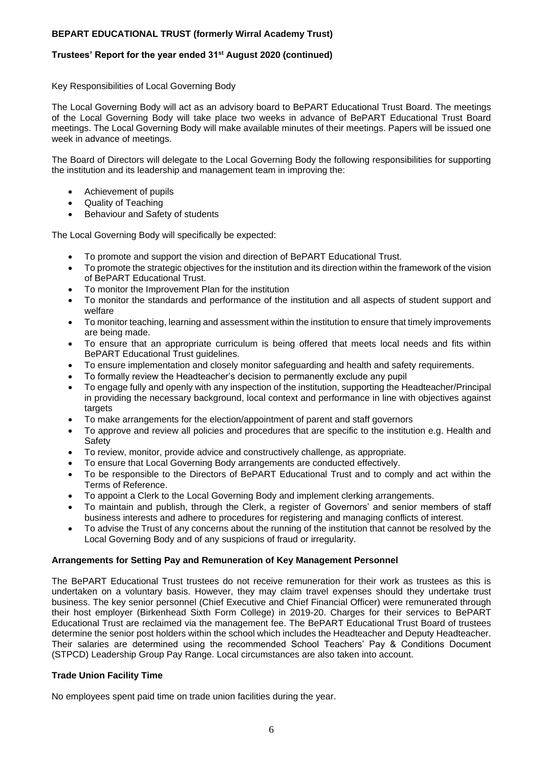Key Responsibilities of Local Governing Body

The Local Governing Body will act as an advisory board to BePART Educational Trust Board. The meetings of the Local Governing Body will take place two weeks in advance of BePART Educational Trust Board meetings. The Local Governing Body will make available minutes of their meetings. Papers will be issued one week in advance of meetings.

The Board of Directors will delegate to the Local Governing Body the following responsibilities for supporting the institution and its leadership and management team in improving the:

- Achievement of pupils
- Quality of Teaching
- Behaviour and Safety of students

The Local Governing Body will specifically be expected:

- To promote and support the vision and direction of BePART Educational Trust.
- To promote the strategic objectives for the institution and its direction within the framework of the vision of BePART Educational Trust.
- To monitor the Improvement Plan for the institution
- To monitor the standards and performance of the institution and all aspects of student support and welfare
- To monitor teaching, learning and assessment within the institution to ensure that timely improvements are being made.
- To ensure that an appropriate curriculum is being offered that meets local needs and fits within BePART Educational Trust guidelines.
- To ensure implementation and closely monitor safeguarding and health and safety requirements.
- To formally review the Headteacher's decision to permanently exclude any pupil
- To engage fully and openly with any inspection of the institution, supporting the Headteacher/Principal in providing the necessary background, local context and performance in line with objectives against targets
- To make arrangements for the election/appointment of parent and staff governors
- To approve and review all policies and procedures that are specific to the institution e.g. Health and Safety
- To review, monitor, provide advice and constructively challenge, as appropriate.
- To ensure that Local Governing Body arrangements are conducted effectively.
- To be responsible to the Directors of BePART Educational Trust and to comply and act within the Terms of Reference.
- To appoint a Clerk to the Local Governing Body and implement clerking arrangements.
- To maintain and publish, through the Clerk, a register of Governors' and senior members of staff business interests and adhere to procedures for registering and managing conflicts of interest.
- To advise the Trust of any concerns about the running of the institution that cannot be resolved by the Local Governing Body and of any suspicions of fraud or irregularity.

**Arrangements for Setting Pay and Remuneration of Key Management Personnel**

The BePART Educational Trust trustees do not receive remuneration for their work as trustees as this is undertaken on a voluntary basis. However, they may claim travel expenses should they undertake trust business. The key senior personnel (Chief Executive and Chief Financial Officer) were remunerated through their host employer (Birkenhead Sixth Form College) in 2019-20. Charges for their services to BePART Educational Trust are reclaimed via the management fee. The BePART Educational Trust Board of trustees determine the senior post holders within the school which includes the Headteacher and Deputy Headteacher. Their salaries are determined using the recommended School Teachers' Pay & Conditions Document (STPCD) Leadership Group Pay Range. Local circumstances are also taken into account.

**Trade Union Facility Time**

No employees spent paid time on trade union facilities during the year.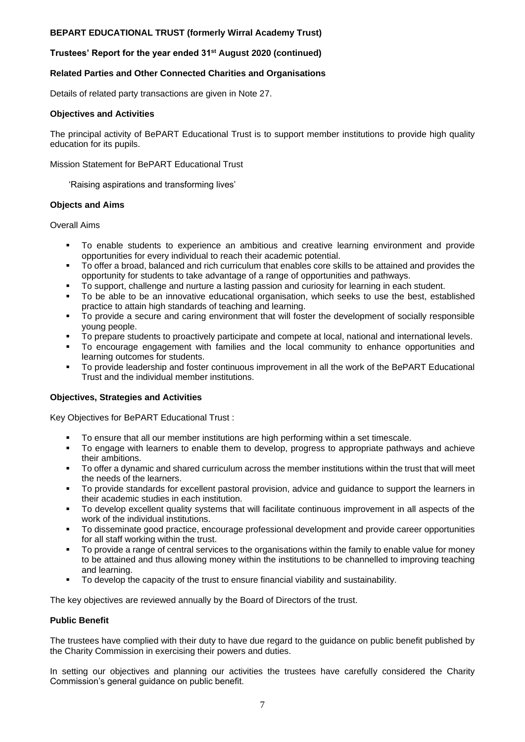**Related Parties and Other Connected Charities and Organisations**

Details of related party transactions are given in Note 27.

**Objectives and Activities**

The principal activity of BePART Educational Trust is to support member institutions to provide high quality education for its pupils.

Mission Statement for BePART Educational Trust

'Raising aspirations and transforming lives'

**Objects and Aims**

Overall Aims

- To enable students to experience an ambitious and creative learning environment and provide opportunities for every individual to reach their academic potential.
- To offer a broad, balanced and rich curriculum that enables core skills to be attained and provides the opportunity for students to take advantage of a range of opportunities and pathways.
- To support, challenge and nurture a lasting passion and curiosity for learning in each student.
- To be able to be an innovative educational organisation, which seeks to use the best, established practice to attain high standards of teaching and learning.
- To provide a secure and caring environment that will foster the development of socially responsible young people.
- To prepare students to proactively participate and compete at local, national and international levels.
- To encourage engagement with families and the local community to enhance opportunities and learning outcomes for students.
- To provide leadership and foster continuous improvement in all the work of the BePART Educational Trust and the individual member institutions.

**Objectives, Strategies and Activities**

Key Objectives for BePART Educational Trust :

- To ensure that all our member institutions are high performing within a set timescale.
- To engage with learners to enable them to develop, progress to appropriate pathways and achieve their ambitions.
- To offer a dynamic and shared curriculum across the member institutions within the trust that will meet the needs of the learners.
- To provide standards for excellent pastoral provision, advice and guidance to support the learners in their academic studies in each institution.
- To develop excellent quality systems that will facilitate continuous improvement in all aspects of the work of the individual institutions.
- To disseminate good practice, encourage professional development and provide career opportunities for all staff working within the trust.
- To provide a range of central services to the organisations within the family to enable value for money to be attained and thus allowing money within the institutions to be channelled to improving teaching and learning.
- To develop the capacity of the trust to ensure financial viability and sustainability.

The key objectives are reviewed annually by the Board of Directors of the trust.

**Public Benefit**

The trustees have complied with their duty to have due regard to the guidance on public benefit published by the Charity Commission in exercising their powers and duties.

In setting our objectives and planning our activities the trustees have carefully considered the Charity Commission's general guidance on public benefit.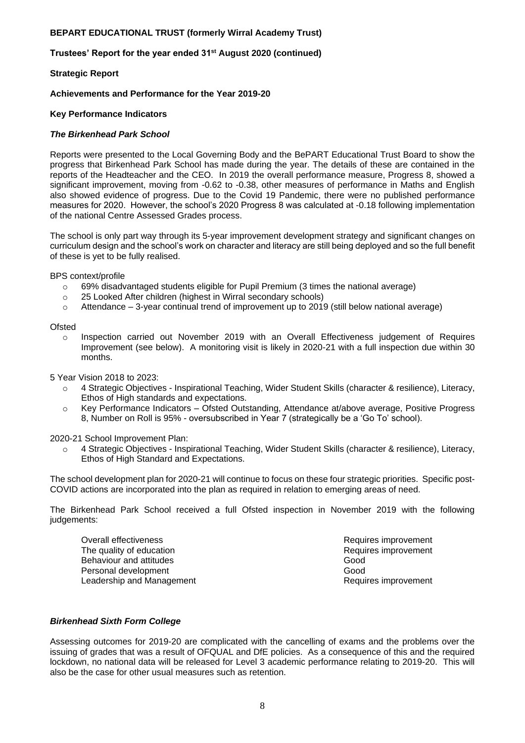**BEPART EDUCATIONAL TRUST (formerly Wirral Academy Trust)**

**Trustees' Report for the year ended 31st August 2020 (continued)**

**Strategic Report**

**Achievements and Performance for the Year 2019-20**

**Key Performance Indicators**

***The Birkenhead Park School***

Reports were presented to the Local Governing Body and the BePART Educational Trust Board to show the progress that Birkenhead Park School has made during the year. The details of these are contained in the reports of the Headteacher and the CEO. In 2019 the overall performance measure, Progress 8, showed a significant improvement, moving from -0.62 to -0.38, other measures of performance in Maths and English also showed evidence of progress. Due to the Covid 19 Pandemic, there were no published performance measures for 2020. However, the school's 2020 Progress 8 was calculated at -0.18 following implementation of the national Centre Assessed Grades process.

The school is only part way through its 5-year improvement development strategy and significant changes on curriculum design and the school's work on character and literacy are still being deployed and so the full benefit of these is yet to be fully realised.

BPS context/profile

- 69% disadvantaged students eligible for Pupil Premium (3 times the national average)
- 25 Looked After children (highest in Wirral secondary schools)
- Attendance – 3-year continual trend of improvement up to 2019 (still below national average)

Ofsted

- Inspection carried out November 2019 with an Overall Effectiveness judgement of Requires Improvement (see below). A monitoring visit is likely in 2020-21 with a full inspection due within 30 months.

5 Year Vision 2018 to 2023:

- 4 Strategic Objectives - Inspirational Teaching, Wider Student Skills (character & resilience), Literacy, Ethos of High standards and expectations.
- Key Performance Indicators – Ofsted Outstanding, Attendance at/above average, Positive Progress 8, Number on Roll is 95% - oversubscribed in Year 7 (strategically be a 'Go To' school).

2020-21 School Improvement Plan:

- 4 Strategic Objectives - Inspirational Teaching, Wider Student Skills (character & resilience), Literacy, Ethos of High Standard and Expectations.

The school development plan for 2020-21 will continue to focus on these four strategic priorities. Specific post-COVID actions are incorporated into the plan as required in relation to emerging areas of need.

The Birkenhead Park School received a full Ofsted inspection in November 2019 with the following judgements:

| | |
|---|---|
| Overall effectiveness | Requires improvement |
| The quality of education | Requires improvement |
| Behaviour and attitudes | Good |
| Personal development | Good |
| Leadership and Management | Requires improvement |

***Birkenhead Sixth Form College***

Assessing outcomes for 2019-20 are complicated with the cancelling of exams and the problems over the issuing of grades that was a result of OFQUAL and DfE policies. As a consequence of this and the required lockdown, no national data will be released for Level 3 academic performance relating to 2019-20. This will also be the case for other usual measures such as retention.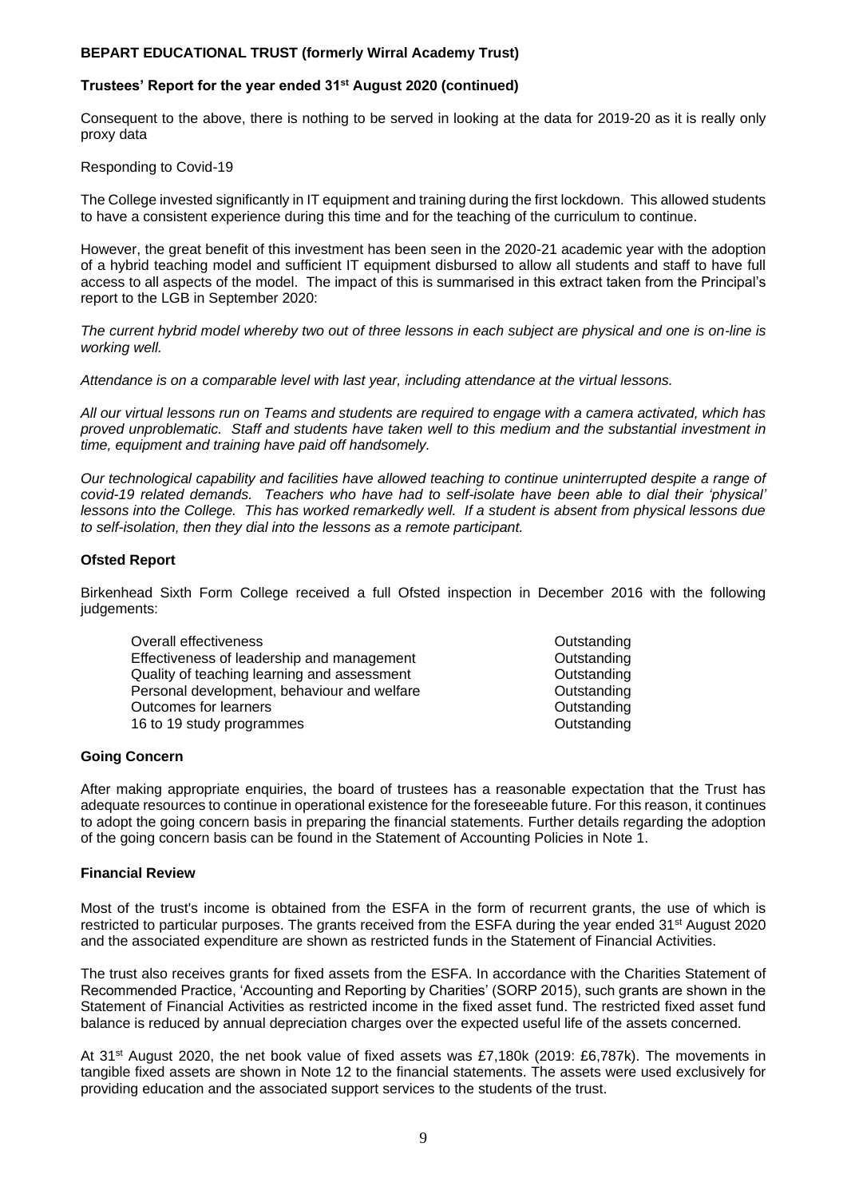Consequent to the above, there is nothing to be served in looking at the data for 2019-20 as it is really only proxy data

Responding to Covid-19

The College invested significantly in IT equipment and training during the first lockdown. This allowed students to have a consistent experience during this time and for the teaching of the curriculum to continue.

However, the great benefit of this investment has been seen in the 2020-21 academic year with the adoption of a hybrid teaching model and sufficient IT equipment disbursed to allow all students and staff to have full access to all aspects of the model. The impact of this is summarised in this extract taken from the Principal's report to the LGB in September 2020:

*The current hybrid model whereby two out of three lessons in each subject are physical and one is on-line is working well.*

*Attendance is on a comparable level with last year, including attendance at the virtual lessons.*

*All our virtual lessons run on Teams and students are required to engage with a camera activated, which has proved unproblematic. Staff and students have taken well to this medium and the substantial investment in time, equipment and training have paid off handsomely.*

*Our technological capability and facilities have allowed teaching to continue uninterrupted despite a range of covid-19 related demands. Teachers who have had to self-isolate have been able to dial their 'physical' lessons into the College. This has worked remarkedly well. If a student is absent from physical lessons due to self-isolation, then they dial into the lessons as a remote participant.*

**Ofsted Report**

Birkenhead Sixth Form College received a full Ofsted inspection in December 2016 with the following judgements:

| | |
|---|---|
| Overall effectiveness | Outstanding |
| Effectiveness of leadership and management | Outstanding |
| Quality of teaching learning and assessment | Outstanding |
| Personal development, behaviour and welfare | Outstanding |
| Outcomes for learners | Outstanding |
| 16 to 19 study programmes | Outstanding |

**Going Concern**

After making appropriate enquiries, the board of trustees has a reasonable expectation that the Trust has adequate resources to continue in operational existence for the foreseeable future. For this reason, it continues to adopt the going concern basis in preparing the financial statements. Further details regarding the adoption of the going concern basis can be found in the Statement of Accounting Policies in Note 1.

**Financial Review**

Most of the trust's income is obtained from the ESFA in the form of recurrent grants, the use of which is restricted to particular purposes. The grants received from the ESFA during the year ended 31st August 2020 and the associated expenditure are shown as restricted funds in the Statement of Financial Activities.

The trust also receives grants for fixed assets from the ESFA. In accordance with the Charities Statement of Recommended Practice, 'Accounting and Reporting by Charities' (SORP 2015), such grants are shown in the Statement of Financial Activities as restricted income in the fixed asset fund. The restricted fixed asset fund balance is reduced by annual depreciation charges over the expected useful life of the assets concerned.

At 31st August 2020, the net book value of fixed assets was £7,180k (2019: £6,787k). The movements in tangible fixed assets are shown in Note 12 to the financial statements. The assets were used exclusively for providing education and the associated support services to the students of the trust.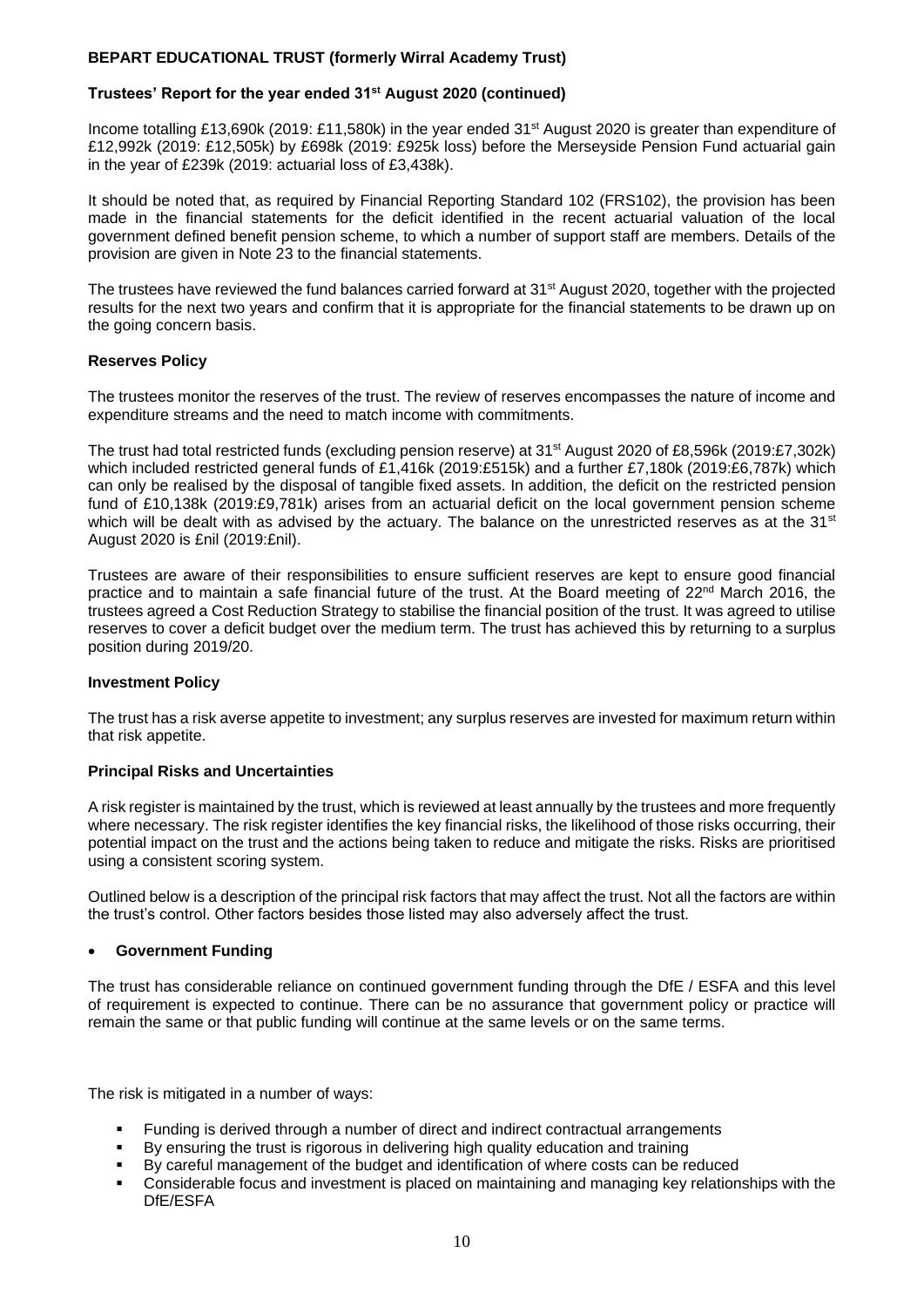**BEPART EDUCATIONAL TRUST (formerly Wirral Academy Trust)**

**Trustees' Report for the year ended 31st August 2020 (continued)**

Income totalling £13,690k (2019: £11,580k) in the year ended 31st August 2020 is greater than expenditure of £12,992k (2019: £12,505k) by £698k (2019: £925k loss) before the Merseyside Pension Fund actuarial gain in the year of £239k (2019: actuarial loss of £3,438k).

It should be noted that, as required by Financial Reporting Standard 102 (FRS102), the provision has been made in the financial statements for the deficit identified in the recent actuarial valuation of the local government defined benefit pension scheme, to which a number of support staff are members. Details of the provision are given in Note 23 to the financial statements.

The trustees have reviewed the fund balances carried forward at 31st August 2020, together with the projected results for the next two years and confirm that it is appropriate for the financial statements to be drawn up on the going concern basis.

**Reserves Policy**

The trustees monitor the reserves of the trust. The review of reserves encompasses the nature of income and expenditure streams and the need to match income with commitments.

The trust had total restricted funds (excluding pension reserve) at 31st August 2020 of £8,596k (2019:£7,302k) which included restricted general funds of £1,416k (2019:£515k) and a further £7,180k (2019:£6,787k) which can only be realised by the disposal of tangible fixed assets. In addition, the deficit on the restricted pension fund of £10,138k (2019:£9,781k) arises from an actuarial deficit on the local government pension scheme which will be dealt with as advised by the actuary. The balance on the unrestricted reserves as at the 31st August 2020 is £nil (2019:£nil).

Trustees are aware of their responsibilities to ensure sufficient reserves are kept to ensure good financial practice and to maintain a safe financial future of the trust. At the Board meeting of 22nd March 2016, the trustees agreed a Cost Reduction Strategy to stabilise the financial position of the trust. It was agreed to utilise reserves to cover a deficit budget over the medium term. The trust has achieved this by returning to a surplus position during 2019/20.

**Investment Policy**

The trust has a risk averse appetite to investment; any surplus reserves are invested for maximum return within that risk appetite.

**Principal Risks and Uncertainties**

A risk register is maintained by the trust, which is reviewed at least annually by the trustees and more frequently where necessary. The risk register identifies the key financial risks, the likelihood of those risks occurring, their potential impact on the trust and the actions being taken to reduce and mitigate the risks. Risks are prioritised using a consistent scoring system.

Outlined below is a description of the principal risk factors that may affect the trust. Not all the factors are within the trust's control. Other factors besides those listed may also adversely affect the trust.

- **Government Funding**

The trust has considerable reliance on continued government funding through the DfE / ESFA and this level of requirement is expected to continue. There can be no assurance that government policy or practice will remain the same or that public funding will continue at the same levels or on the same terms.

The risk is mitigated in a number of ways:

- Funding is derived through a number of direct and indirect contractual arrangements
- By ensuring the trust is rigorous in delivering high quality education and training
- By careful management of the budget and identification of where costs can be reduced
- Considerable focus and investment is placed on maintaining and managing key relationships with the DfE/ESFA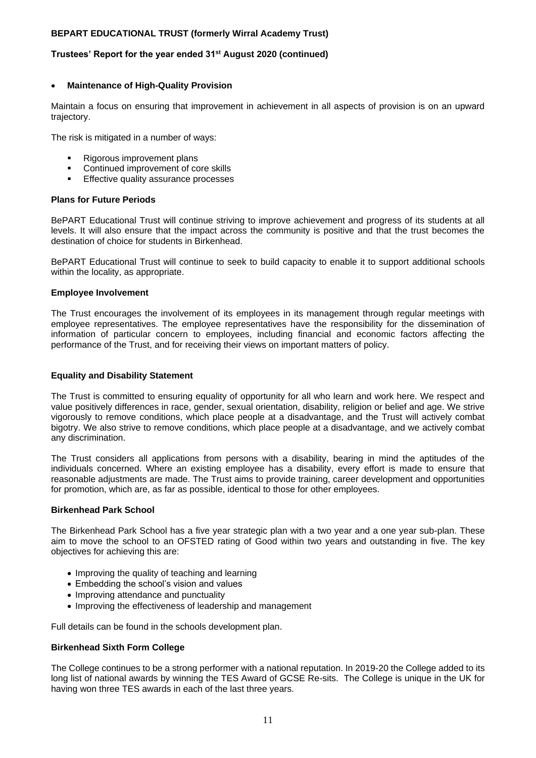- **Maintenance of High-Quality Provision**

Maintain a focus on ensuring that improvement in achievement in all aspects of provision is on an upward trajectory.

The risk is mitigated in a number of ways:

- Rigorous improvement plans
- Continued improvement of core skills
- Effective quality assurance processes

### Plans for Future Periods

BePART Educational Trust will continue striving to improve achievement and progress of its students at all levels. It will also ensure that the impact across the community is positive and that the trust becomes the destination of choice for students in Birkenhead.

BePART Educational Trust will continue to seek to build capacity to enable it to support additional schools within the locality, as appropriate.

### Employee Involvement

The Trust encourages the involvement of its employees in its management through regular meetings with employee representatives. The employee representatives have the responsibility for the dissemination of information of particular concern to employees, including financial and economic factors affecting the performance of the Trust, and for receiving their views on important matters of policy.

### Equality and Disability Statement

The Trust is committed to ensuring equality of opportunity for all who learn and work here. We respect and value positively differences in race, gender, sexual orientation, disability, religion or belief and age. We strive vigorously to remove conditions, which place people at a disadvantage, and the Trust will actively combat bigotry. We also strive to remove conditions, which place people at a disadvantage, and we actively combat any discrimination.

The Trust considers all applications from persons with a disability, bearing in mind the aptitudes of the individuals concerned. Where an existing employee has a disability, every effort is made to ensure that reasonable adjustments are made. The Trust aims to provide training, career development and opportunities for promotion, which are, as far as possible, identical to those for other employees.

### Birkenhead Park School

The Birkenhead Park School has a five year strategic plan with a two year and a one year sub-plan. These aim to move the school to an OFSTED rating of Good within two years and outstanding in five. The key objectives for achieving this are:

- Improving the quality of teaching and learning
- Embedding the school's vision and values
- Improving attendance and punctuality
- Improving the effectiveness of leadership and management

Full details can be found in the schools development plan.

### Birkenhead Sixth Form College

The College continues to be a strong performer with a national reputation. In 2019-20 the College added to its long list of national awards by winning the TES Award of GCSE Re-sits. The College is unique in the UK for having won three TES awards in each of the last three years.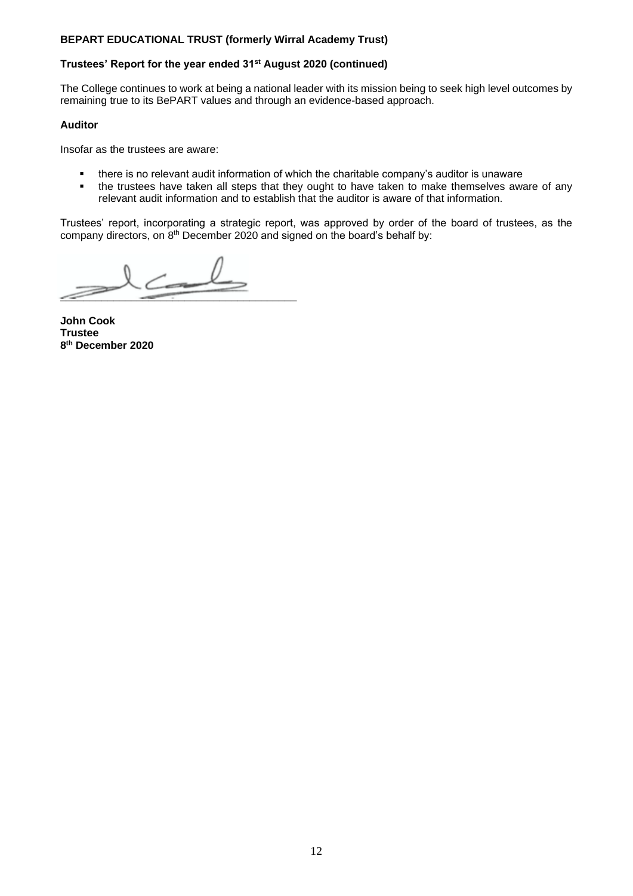**BEPART EDUCATIONAL TRUST (formerly Wirral Academy Trust)**

**Trustees' Report for the year ended 31st August 2020 (continued)**

The College continues to work at being a national leader with its mission being to seek high level outcomes by remaining true to its BePART values and through an evidence-based approach.

**Auditor**

Insofar as the trustees are aware:

- there is no relevant audit information of which the charitable company's auditor is unaware
- the trustees have taken all steps that they ought to have taken to make themselves aware of any relevant audit information and to establish that the auditor is aware of that information.

Trustees' report, incorporating a strategic report, was approved by order of the board of trustees, as the company directors, on 8th December 2020 and signed on the board's behalf by:

**John Cook**
**Trustee**
**8th December 2020**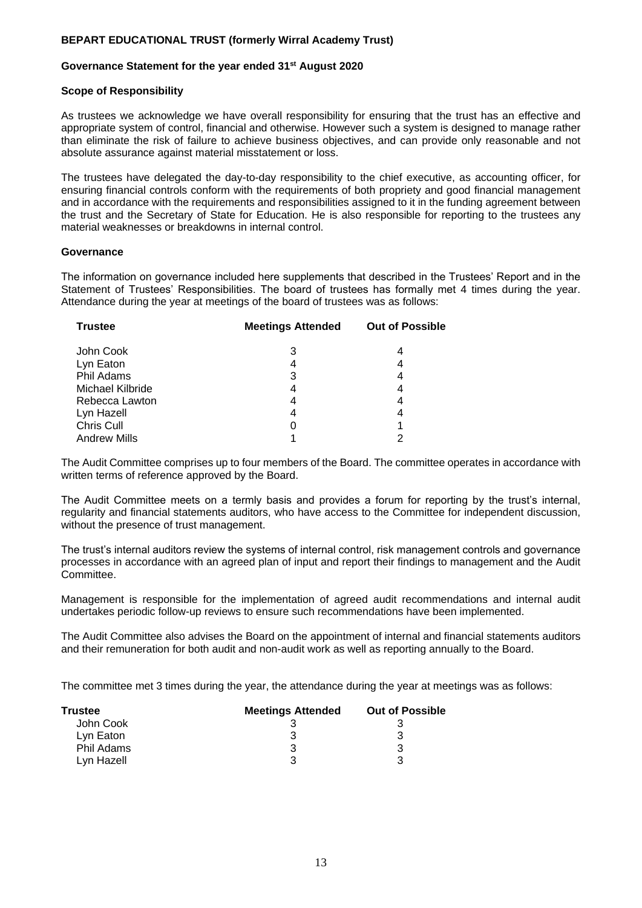**BEPART EDUCATIONAL TRUST (formerly Wirral Academy Trust)**

**Governance Statement for the year ended 31st August 2020**

**Scope of Responsibility**

As trustees we acknowledge we have overall responsibility for ensuring that the trust has an effective and appropriate system of control, financial and otherwise. However such a system is designed to manage rather than eliminate the risk of failure to achieve business objectives, and can provide only reasonable and not absolute assurance against material misstatement or loss.

The trustees have delegated the day-to-day responsibility to the chief executive, as accounting officer, for ensuring financial controls conform with the requirements of both propriety and good financial management and in accordance with the requirements and responsibilities assigned to it in the funding agreement between the trust and the Secretary of State for Education. He is also responsible for reporting to the trustees any material weaknesses or breakdowns in internal control.

**Governance**

The information on governance included here supplements that described in the Trustees' Report and in the Statement of Trustees' Responsibilities. The board of trustees has formally met 4 times during the year. Attendance during the year at meetings of the board of trustees was as follows:

| Trustee | Meetings Attended | Out of Possible |
|---|---|---|
| John Cook | 3 | 4 |
| Lyn Eaton | 4 | 4 |
| Phil Adams | 3 | 4 |
| Michael Kilbride | 4 | 4 |
| Rebecca Lawton | 4 | 4 |
| Lyn Hazell | 4 | 4 |
| Chris Cull | 0 | 1 |
| Andrew Mills | 1 | 2 |

The Audit Committee comprises up to four members of the Board. The committee operates in accordance with written terms of reference approved by the Board.

The Audit Committee meets on a termly basis and provides a forum for reporting by the trust's internal, regularity and financial statements auditors, who have access to the Committee for independent discussion, without the presence of trust management.

The trust's internal auditors review the systems of internal control, risk management controls and governance processes in accordance with an agreed plan of input and report their findings to management and the Audit Committee.

Management is responsible for the implementation of agreed audit recommendations and internal audit undertakes periodic follow-up reviews to ensure such recommendations have been implemented.

The Audit Committee also advises the Board on the appointment of internal and financial statements auditors and their remuneration for both audit and non-audit work as well as reporting annually to the Board.

The committee met 3 times during the year, the attendance during the year at meetings was as follows:

| Trustee | Meetings Attended | Out of Possible |
|---|---|---|
| John Cook | 3 | 3 |
| Lyn Eaton | 3 | 3 |
| Phil Adams | 3 | 3 |
| Lyn Hazell | 3 | 3 |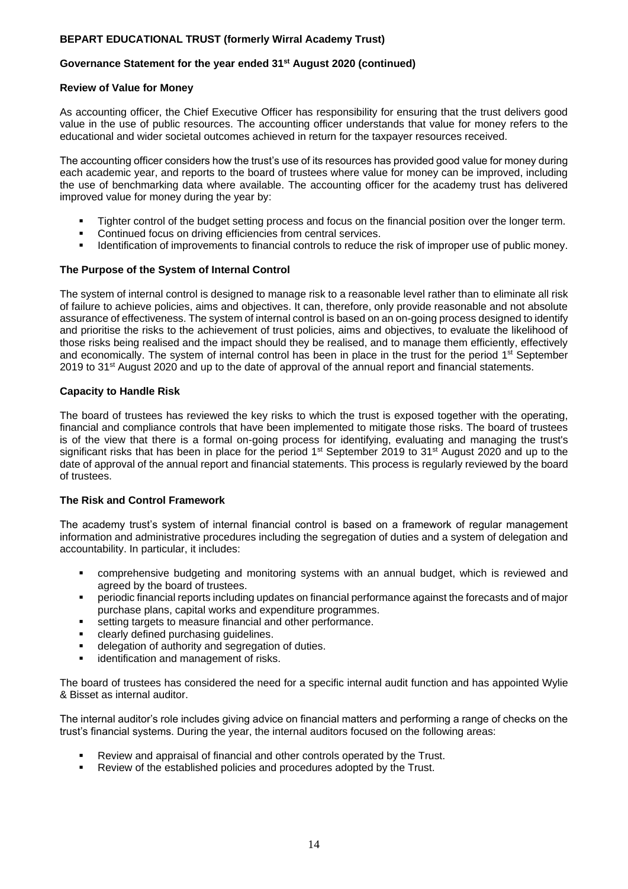**Review of Value for Money**

As accounting officer, the Chief Executive Officer has responsibility for ensuring that the trust delivers good value in the use of public resources. The accounting officer understands that value for money refers to the educational and wider societal outcomes achieved in return for the taxpayer resources received.

The accounting officer considers how the trust's use of its resources has provided good value for money during each academic year, and reports to the board of trustees where value for money can be improved, including the use of benchmarking data where available. The accounting officer for the academy trust has delivered improved value for money during the year by:

- Tighter control of the budget setting process and focus on the financial position over the longer term.
- Continued focus on driving efficiencies from central services.
- Identification of improvements to financial controls to reduce the risk of improper use of public money.

**The Purpose of the System of Internal Control**

The system of internal control is designed to manage risk to a reasonable level rather than to eliminate all risk of failure to achieve policies, aims and objectives. It can, therefore, only provide reasonable and not absolute assurance of effectiveness. The system of internal control is based on an on-going process designed to identify and prioritise the risks to the achievement of trust policies, aims and objectives, to evaluate the likelihood of those risks being realised and the impact should they be realised, and to manage them efficiently, effectively and economically. The system of internal control has been in place in the trust for the period 1st September 2019 to 31st August 2020 and up to the date of approval of the annual report and financial statements.

**Capacity to Handle Risk**

The board of trustees has reviewed the key risks to which the trust is exposed together with the operating, financial and compliance controls that have been implemented to mitigate those risks. The board of trustees is of the view that there is a formal on-going process for identifying, evaluating and managing the trust's significant risks that has been in place for the period 1st September 2019 to 31st August 2020 and up to the date of approval of the annual report and financial statements. This process is regularly reviewed by the board of trustees.

**The Risk and Control Framework**

The academy trust's system of internal financial control is based on a framework of regular management information and administrative procedures including the segregation of duties and a system of delegation and accountability. In particular, it includes:

- comprehensive budgeting and monitoring systems with an annual budget, which is reviewed and agreed by the board of trustees.
- periodic financial reports including updates on financial performance against the forecasts and of major purchase plans, capital works and expenditure programmes.
- setting targets to measure financial and other performance.
- clearly defined purchasing guidelines.
- delegation of authority and segregation of duties.
- identification and management of risks.

The board of trustees has considered the need for a specific internal audit function and has appointed Wylie & Bisset as internal auditor.

The internal auditor's role includes giving advice on financial matters and performing a range of checks on the trust's financial systems. During the year, the internal auditors focused on the following areas:

- Review and appraisal of financial and other controls operated by the Trust.
- Review of the established policies and procedures adopted by the Trust.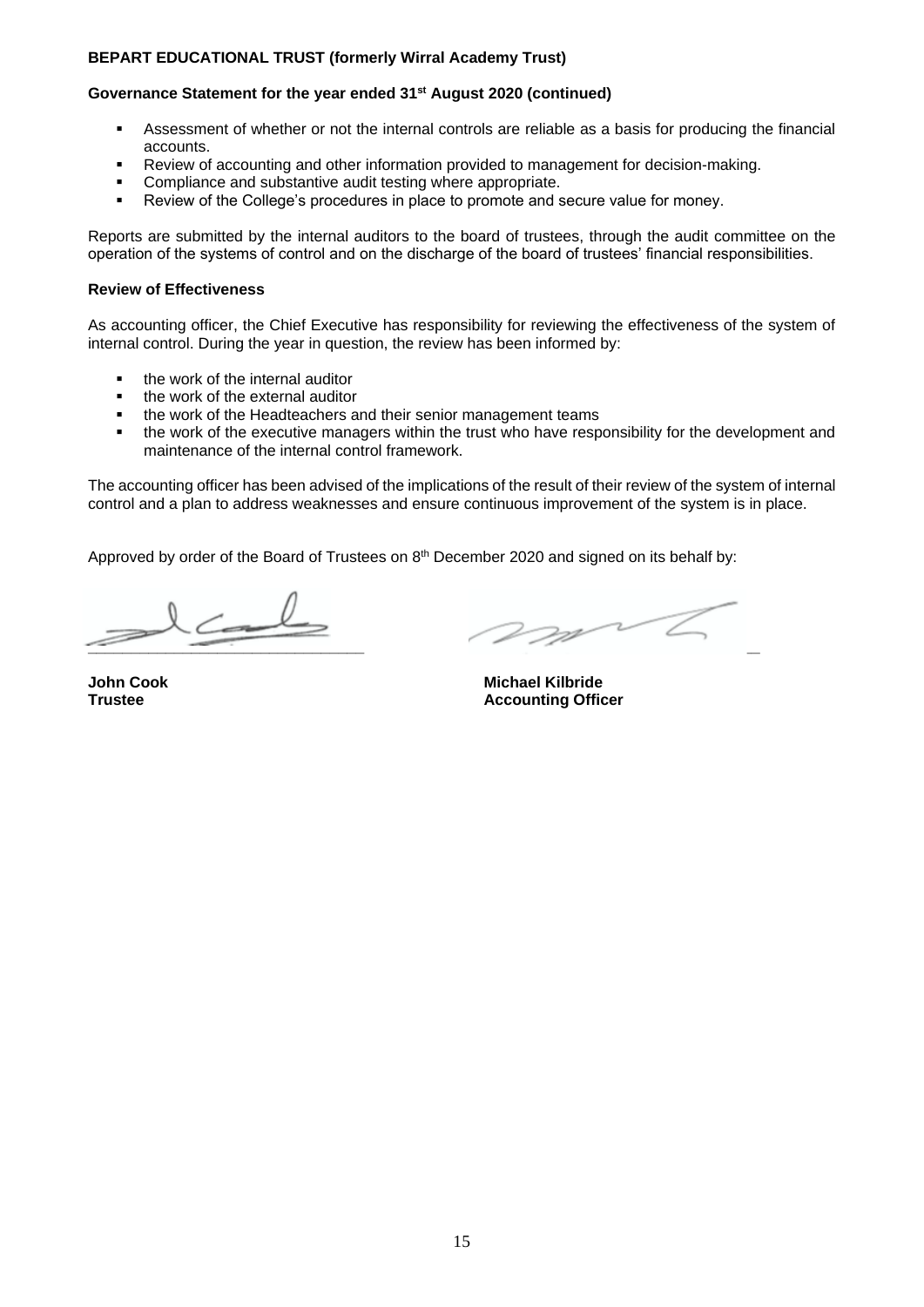**BEPART EDUCATIONAL TRUST (formerly Wirral Academy Trust)**

**Governance Statement for the year ended 31st August 2020 (continued)**

- Assessment of whether or not the internal controls are reliable as a basis for producing the financial accounts.
- Review of accounting and other information provided to management for decision-making.
- Compliance and substantive audit testing where appropriate.
- Review of the College's procedures in place to promote and secure value for money.

Reports are submitted by the internal auditors to the board of trustees, through the audit committee on the operation of the systems of control and on the discharge of the board of trustees' financial responsibilities.

**Review of Effectiveness**

As accounting officer, the Chief Executive has responsibility for reviewing the effectiveness of the system of internal control. During the year in question, the review has been informed by:

- the work of the internal auditor
- the work of the external auditor
- the work of the Headteachers and their senior management teams
- the work of the executive managers within the trust who have responsibility for the development and maintenance of the internal control framework.

The accounting officer has been advised of the implications of the result of their review of the system of internal control and a plan to address weaknesses and ensure continuous improvement of the system is in place.

Approved by order of the Board of Trustees on 8th December 2020 and signed on its behalf by:

**John Cook**
**Trustee**

**Michael Kilbride**
**Accounting Officer**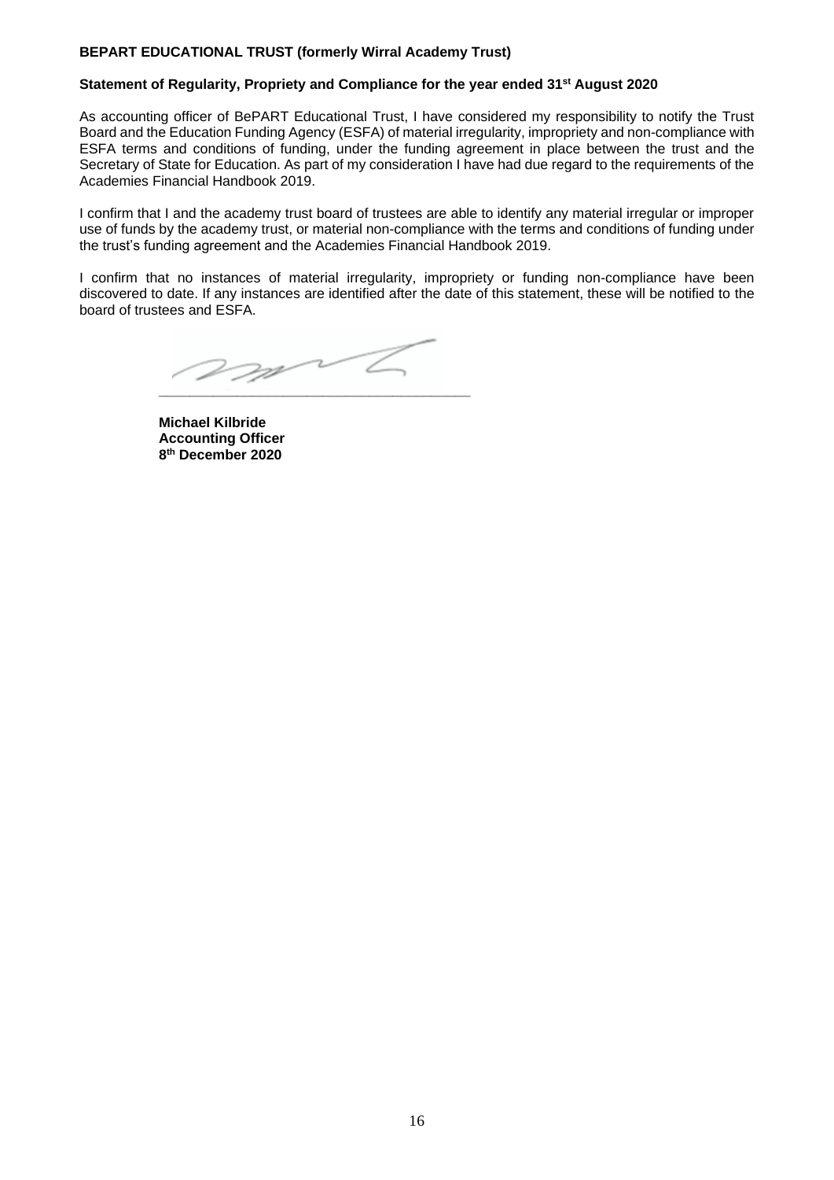**BEPART EDUCATIONAL TRUST (formerly Wirral Academy Trust)**

**Statement of Regularity, Propriety and Compliance for the year ended 31st August 2020**

As accounting officer of BePART Educational Trust, I have considered my responsibility to notify the Trust Board and the Education Funding Agency (ESFA) of material irregularity, impropriety and non-compliance with ESFA terms and conditions of funding, under the funding agreement in place between the trust and the Secretary of State for Education. As part of my consideration I have had due regard to the requirements of the Academies Financial Handbook 2019.

I confirm that I and the academy trust board of trustees are able to identify any material irregular or improper use of funds by the academy trust, or material non-compliance with the terms and conditions of funding under the trust's funding agreement and the Academies Financial Handbook 2019.

I confirm that no instances of material irregularity, impropriety or funding non-compliance have been discovered to date. If any instances are identified after the date of this statement, these will be notified to the board of trustees and ESFA.

\_\_\_\_\_\_\_\_\_\_\_\_\_\_\_\_\_\_\_\_\_\_\_\_\_\_\_\_\_\_\_\_\_\_\_\_

**Michael Kilbride**
**Accounting Officer**
**8th December 2020**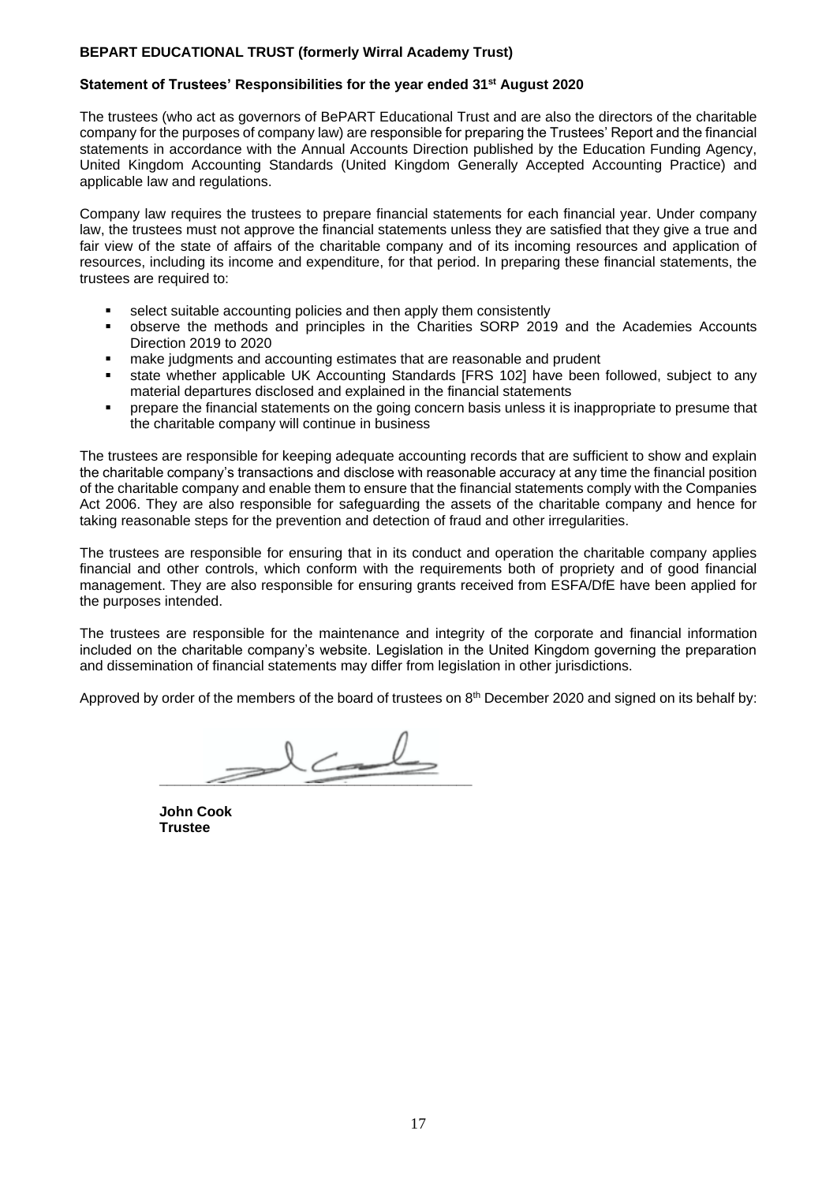**BEPART EDUCATIONAL TRUST (formerly Wirral Academy Trust)**

**Statement of Trustees' Responsibilities for the year ended 31st August 2020**

The trustees (who act as governors of BePART Educational Trust and are also the directors of the charitable company for the purposes of company law) are responsible for preparing the Trustees' Report and the financial statements in accordance with the Annual Accounts Direction published by the Education Funding Agency, United Kingdom Accounting Standards (United Kingdom Generally Accepted Accounting Practice) and applicable law and regulations.

Company law requires the trustees to prepare financial statements for each financial year. Under company law, the trustees must not approve the financial statements unless they are satisfied that they give a true and fair view of the state of affairs of the charitable company and of its incoming resources and application of resources, including its income and expenditure, for that period. In preparing these financial statements, the trustees are required to:

- select suitable accounting policies and then apply them consistently
- observe the methods and principles in the Charities SORP 2019 and the Academies Accounts Direction 2019 to 2020
- make judgments and accounting estimates that are reasonable and prudent
- state whether applicable UK Accounting Standards [FRS 102] have been followed, subject to any material departures disclosed and explained in the financial statements
- prepare the financial statements on the going concern basis unless it is inappropriate to presume that the charitable company will continue in business

The trustees are responsible for keeping adequate accounting records that are sufficient to show and explain the charitable company's transactions and disclose with reasonable accuracy at any time the financial position of the charitable company and enable them to ensure that the financial statements comply with the Companies Act 2006. They are also responsible for safeguarding the assets of the charitable company and hence for taking reasonable steps for the prevention and detection of fraud and other irregularities.

The trustees are responsible for ensuring that in its conduct and operation the charitable company applies financial and other controls, which conform with the requirements both of propriety and of good financial management. They are also responsible for ensuring grants received from ESFA/DfE have been applied for the purposes intended.

The trustees are responsible for the maintenance and integrity of the corporate and financial information included on the charitable company's website. Legislation in the United Kingdom governing the preparation and dissemination of financial statements may differ from legislation in other jurisdictions.

Approved by order of the members of the board of trustees on 8th December 2020 and signed on its behalf by:

\_\_\_\_\_\_\_\_\_\_\_\_\_\_\_\_\_\_\_\_\_\_\_\_\_\_\_\_\_\_\_\_

**John Cook**
**Trustee**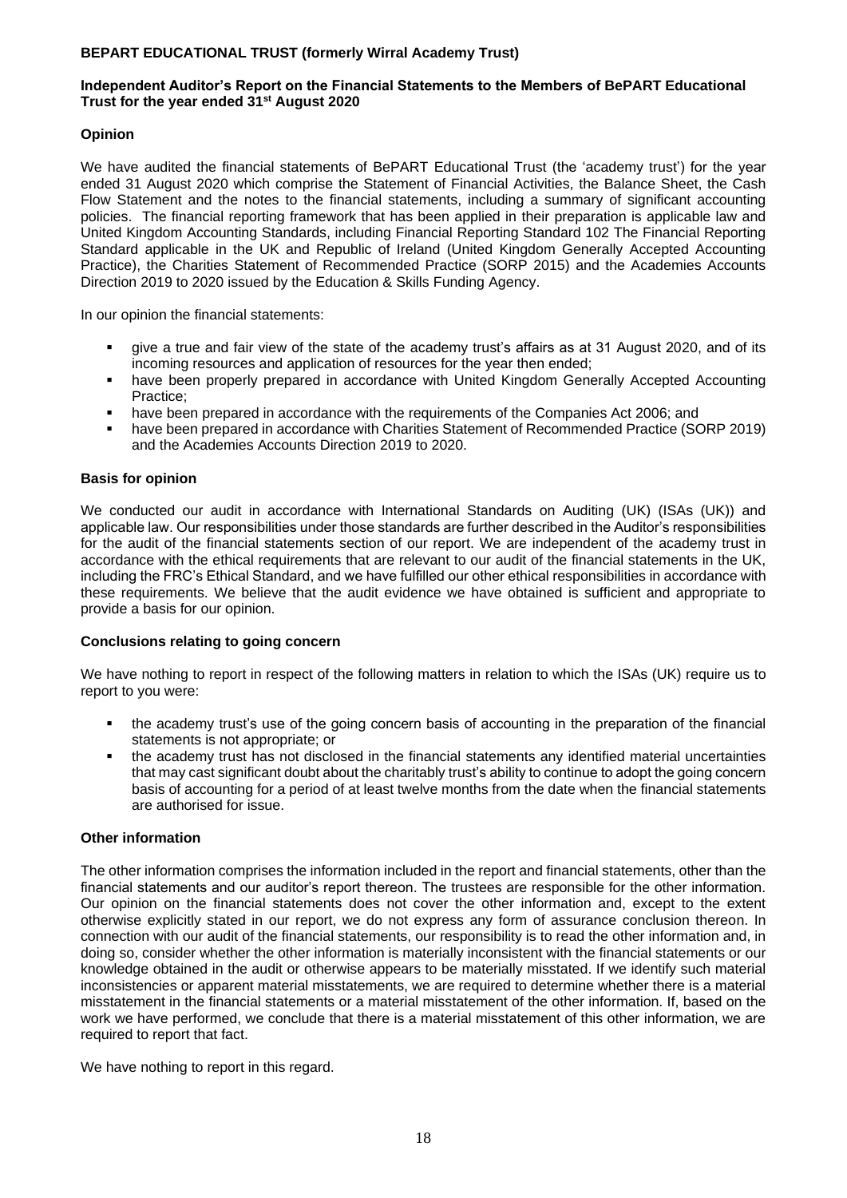**BEPART EDUCATIONAL TRUST (formerly Wirral Academy Trust)**

**Independent Auditor's Report on the Financial Statements to the Members of BePART Educational Trust for the year ended 31st August 2020**

**Opinion**

We have audited the financial statements of BePART Educational Trust (the 'academy trust') for the year ended 31 August 2020 which comprise the Statement of Financial Activities, the Balance Sheet, the Cash Flow Statement and the notes to the financial statements, including a summary of significant accounting policies. The financial reporting framework that has been applied in their preparation is applicable law and United Kingdom Accounting Standards, including Financial Reporting Standard 102 The Financial Reporting Standard applicable in the UK and Republic of Ireland (United Kingdom Generally Accepted Accounting Practice), the Charities Statement of Recommended Practice (SORP 2015) and the Academies Accounts Direction 2019 to 2020 issued by the Education & Skills Funding Agency.

In our opinion the financial statements:

- give a true and fair view of the state of the academy trust's affairs as at 31 August 2020, and of its incoming resources and application of resources for the year then ended;
- have been properly prepared in accordance with United Kingdom Generally Accepted Accounting Practice;
- have been prepared in accordance with the requirements of the Companies Act 2006; and
- have been prepared in accordance with Charities Statement of Recommended Practice (SORP 2019) and the Academies Accounts Direction 2019 to 2020.

**Basis for opinion**

We conducted our audit in accordance with International Standards on Auditing (UK) (ISAs (UK)) and applicable law. Our responsibilities under those standards are further described in the Auditor's responsibilities for the audit of the financial statements section of our report. We are independent of the academy trust in accordance with the ethical requirements that are relevant to our audit of the financial statements in the UK, including the FRC's Ethical Standard, and we have fulfilled our other ethical responsibilities in accordance with these requirements. We believe that the audit evidence we have obtained is sufficient and appropriate to provide a basis for our opinion.

**Conclusions relating to going concern**

We have nothing to report in respect of the following matters in relation to which the ISAs (UK) require us to report to you were:

- the academy trust's use of the going concern basis of accounting in the preparation of the financial statements is not appropriate; or
- the academy trust has not disclosed in the financial statements any identified material uncertainties that may cast significant doubt about the charitably trust's ability to continue to adopt the going concern basis of accounting for a period of at least twelve months from the date when the financial statements are authorised for issue.

**Other information**

The other information comprises the information included in the report and financial statements, other than the financial statements and our auditor's report thereon. The trustees are responsible for the other information. Our opinion on the financial statements does not cover the other information and, except to the extent otherwise explicitly stated in our report, we do not express any form of assurance conclusion thereon. In connection with our audit of the financial statements, our responsibility is to read the other information and, in doing so, consider whether the other information is materially inconsistent with the financial statements or our knowledge obtained in the audit or otherwise appears to be materially misstated. If we identify such material inconsistencies or apparent material misstatements, we are required to determine whether there is a material misstatement in the financial statements or a material misstatement of the other information. If, based on the work we have performed, we conclude that there is a material misstatement of this other information, we are required to report that fact.

We have nothing to report in this regard.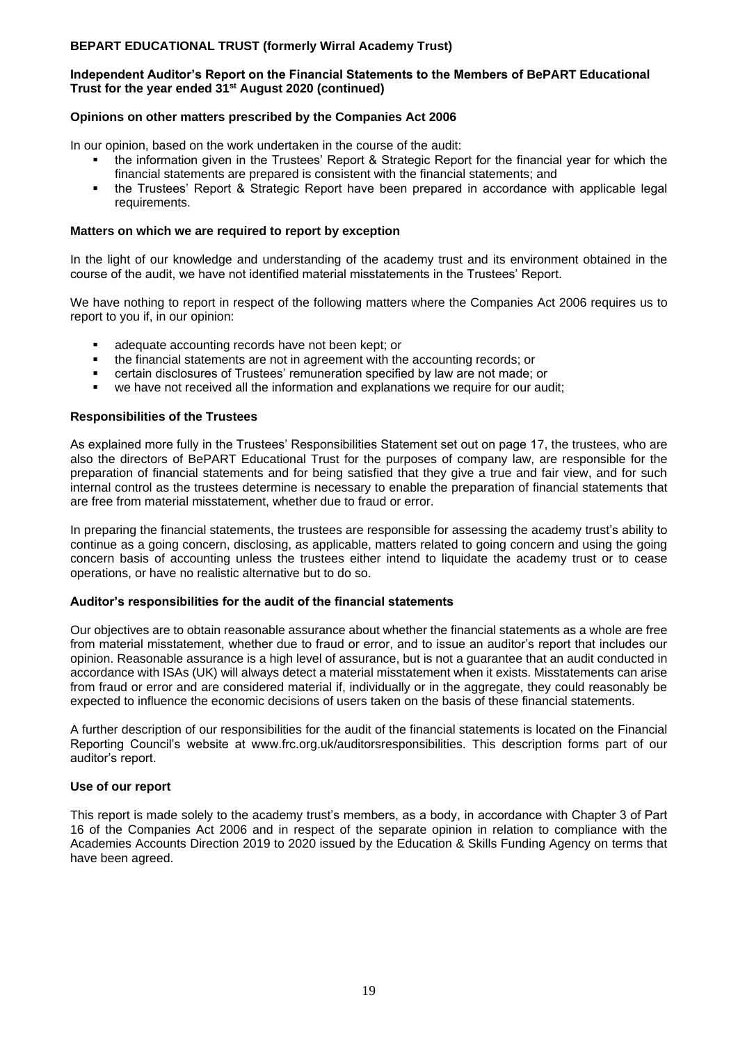**Opinions on other matters prescribed by the Companies Act 2006**

In our opinion, based on the work undertaken in the course of the audit:

- the information given in the Trustees' Report & Strategic Report for the financial year for which the financial statements are prepared is consistent with the financial statements; and
- the Trustees' Report & Strategic Report have been prepared in accordance with applicable legal requirements.

**Matters on which we are required to report by exception**

In the light of our knowledge and understanding of the academy trust and its environment obtained in the course of the audit, we have not identified material misstatements in the Trustees' Report.

We have nothing to report in respect of the following matters where the Companies Act 2006 requires us to report to you if, in our opinion:

- adequate accounting records have not been kept; or
- the financial statements are not in agreement with the accounting records; or
- certain disclosures of Trustees' remuneration specified by law are not made; or
- we have not received all the information and explanations we require for our audit;

**Responsibilities of the Trustees**

As explained more fully in the Trustees' Responsibilities Statement set out on page 17, the trustees, who are also the directors of BePART Educational Trust for the purposes of company law, are responsible for the preparation of financial statements and for being satisfied that they give a true and fair view, and for such internal control as the trustees determine is necessary to enable the preparation of financial statements that are free from material misstatement, whether due to fraud or error.

In preparing the financial statements, the trustees are responsible for assessing the academy trust's ability to continue as a going concern, disclosing, as applicable, matters related to going concern and using the going concern basis of accounting unless the trustees either intend to liquidate the academy trust or to cease operations, or have no realistic alternative but to do so.

**Auditor's responsibilities for the audit of the financial statements**

Our objectives are to obtain reasonable assurance about whether the financial statements as a whole are free from material misstatement, whether due to fraud or error, and to issue an auditor's report that includes our opinion. Reasonable assurance is a high level of assurance, but is not a guarantee that an audit conducted in accordance with ISAs (UK) will always detect a material misstatement when it exists. Misstatements can arise from fraud or error and are considered material if, individually or in the aggregate, they could reasonably be expected to influence the economic decisions of users taken on the basis of these financial statements.

A further description of our responsibilities for the audit of the financial statements is located on the Financial Reporting Council's website at www.frc.org.uk/auditorsresponsibilities. This description forms part of our auditor's report.

**Use of our report**

This report is made solely to the academy trust's members, as a body, in accordance with Chapter 3 of Part 16 of the Companies Act 2006 and in respect of the separate opinion in relation to compliance with the Academies Accounts Direction 2019 to 2020 issued by the Education & Skills Funding Agency on terms that have been agreed.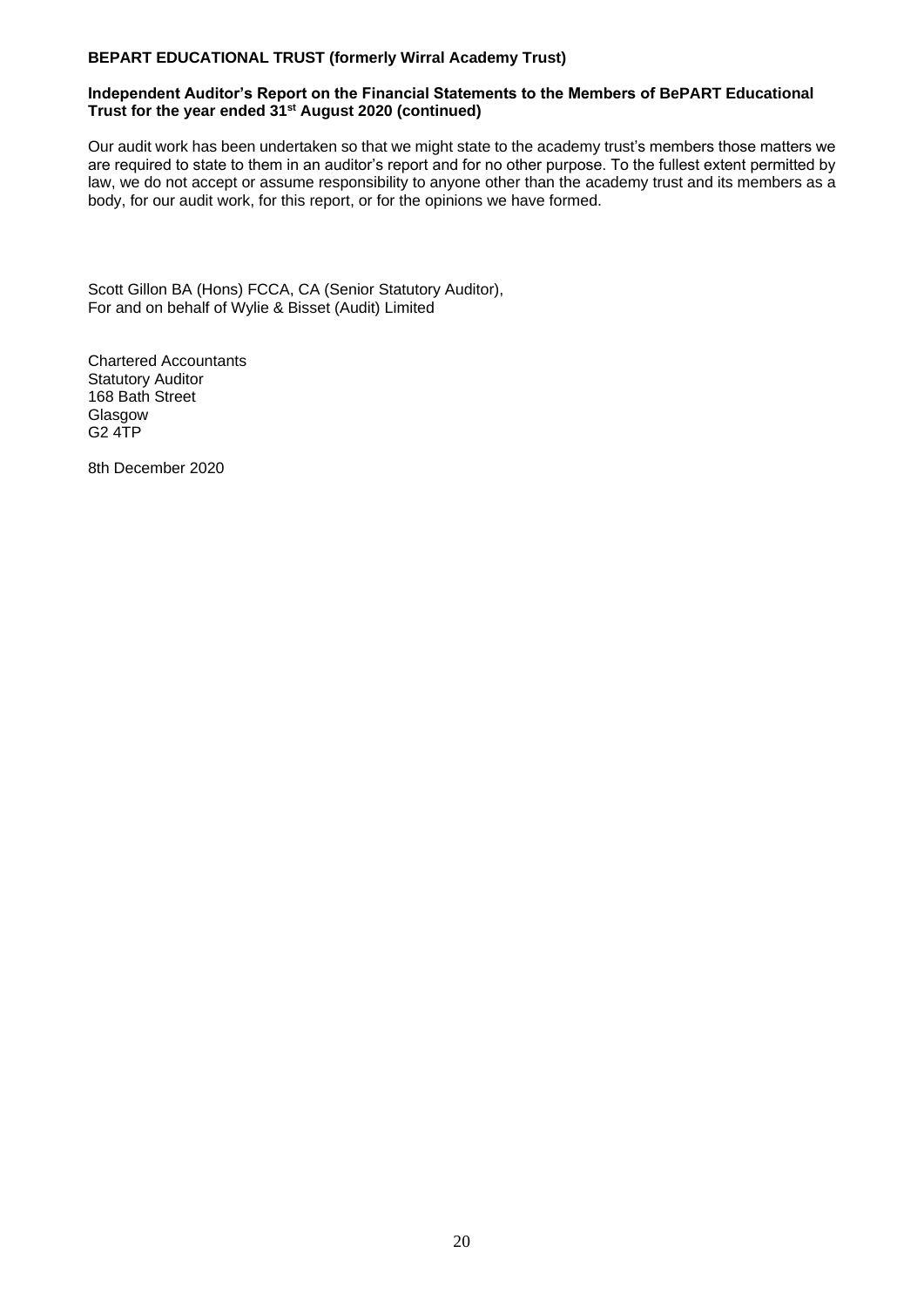**Independent Auditor's Report on the Financial Statements to the Members of BePART Educational Trust for the year ended 31st August 2020 (continued)**

Our audit work has been undertaken so that we might state to the academy trust's members those matters we are required to state to them in an auditor's report and for no other purpose. To the fullest extent permitted by law, we do not accept or assume responsibility to anyone other than the academy trust and its members as a body, for our audit work, for this report, or for the opinions we have formed.

Scott Gillon BA (Hons) FCCA, CA (Senior Statutory Auditor),
For and on behalf of Wylie & Bisset (Audit) Limited

Chartered Accountants
Statutory Auditor
168 Bath Street
Glasgow
G2 4TP

8th December 2020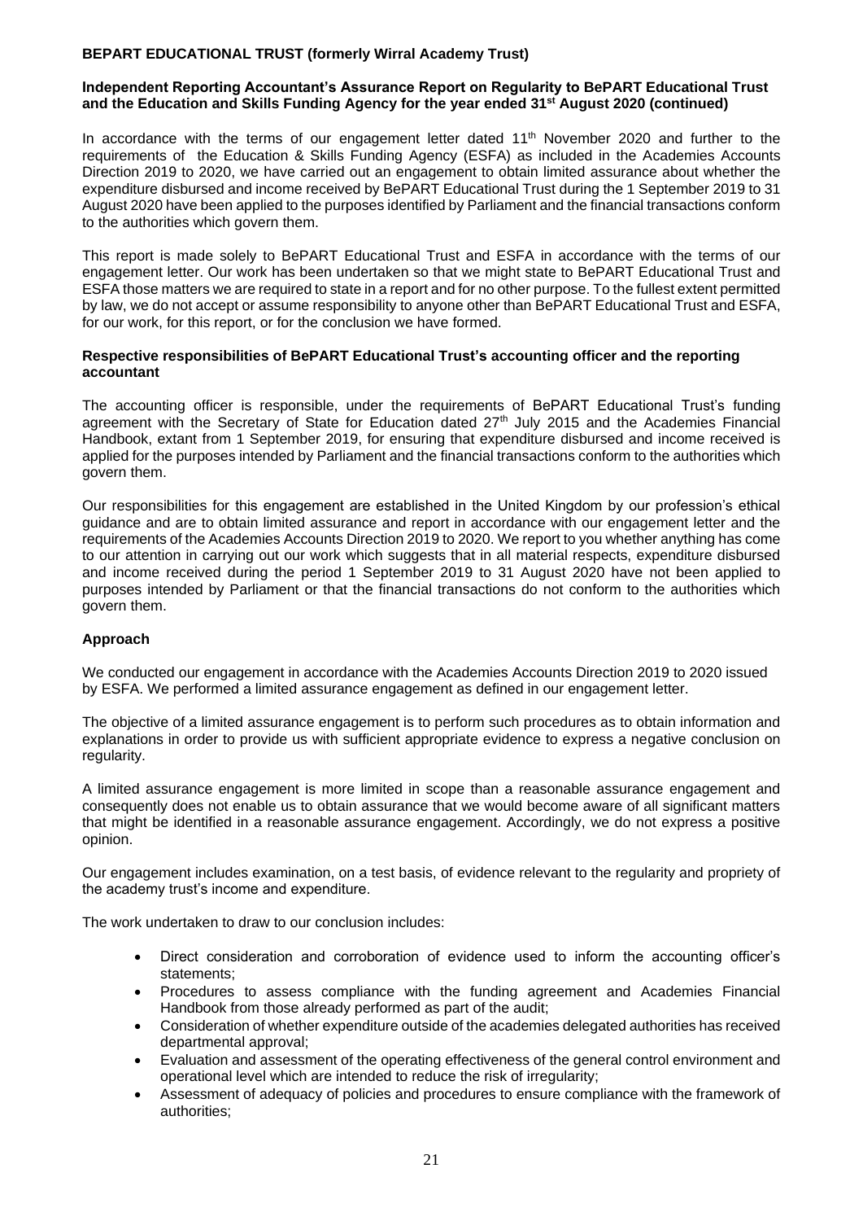**BEPART EDUCATIONAL TRUST (formerly Wirral Academy Trust)**

**Independent Reporting Accountant's Assurance Report on Regularity to BePART Educational Trust and the Education and Skills Funding Agency for the year ended 31st August 2020 (continued)**

In accordance with the terms of our engagement letter dated 11th November 2020 and further to the requirements of the Education & Skills Funding Agency (ESFA) as included in the Academies Accounts Direction 2019 to 2020, we have carried out an engagement to obtain limited assurance about whether the expenditure disbursed and income received by BePART Educational Trust during the 1 September 2019 to 31 August 2020 have been applied to the purposes identified by Parliament and the financial transactions conform to the authorities which govern them.

This report is made solely to BePART Educational Trust and ESFA in accordance with the terms of our engagement letter. Our work has been undertaken so that we might state to BePART Educational Trust and ESFA those matters we are required to state in a report and for no other purpose. To the fullest extent permitted by law, we do not accept or assume responsibility to anyone other than BePART Educational Trust and ESFA, for our work, for this report, or for the conclusion we have formed.

**Respective responsibilities of BePART Educational Trust's accounting officer and the reporting accountant**

The accounting officer is responsible, under the requirements of BePART Educational Trust's funding agreement with the Secretary of State for Education dated 27th July 2015 and the Academies Financial Handbook, extant from 1 September 2019, for ensuring that expenditure disbursed and income received is applied for the purposes intended by Parliament and the financial transactions conform to the authorities which govern them.

Our responsibilities for this engagement are established in the United Kingdom by our profession's ethical guidance and are to obtain limited assurance and report in accordance with our engagement letter and the requirements of the Academies Accounts Direction 2019 to 2020. We report to you whether anything has come to our attention in carrying out our work which suggests that in all material respects, expenditure disbursed and income received during the period 1 September 2019 to 31 August 2020 have not been applied to purposes intended by Parliament or that the financial transactions do not conform to the authorities which govern them.

**Approach**

We conducted our engagement in accordance with the Academies Accounts Direction 2019 to 2020 issued by ESFA. We performed a limited assurance engagement as defined in our engagement letter.

The objective of a limited assurance engagement is to perform such procedures as to obtain information and explanations in order to provide us with sufficient appropriate evidence to express a negative conclusion on regularity.

A limited assurance engagement is more limited in scope than a reasonable assurance engagement and consequently does not enable us to obtain assurance that we would become aware of all significant matters that might be identified in a reasonable assurance engagement. Accordingly, we do not express a positive opinion.

Our engagement includes examination, on a test basis, of evidence relevant to the regularity and propriety of the academy trust's income and expenditure.

The work undertaken to draw to our conclusion includes:

- Direct consideration and corroboration of evidence used to inform the accounting officer's statements;
- Procedures to assess compliance with the funding agreement and Academies Financial Handbook from those already performed as part of the audit;
- Consideration of whether expenditure outside of the academies delegated authorities has received departmental approval;
- Evaluation and assessment of the operating effectiveness of the general control environment and operational level which are intended to reduce the risk of irregularity;
- Assessment of adequacy of policies and procedures to ensure compliance with the framework of authorities;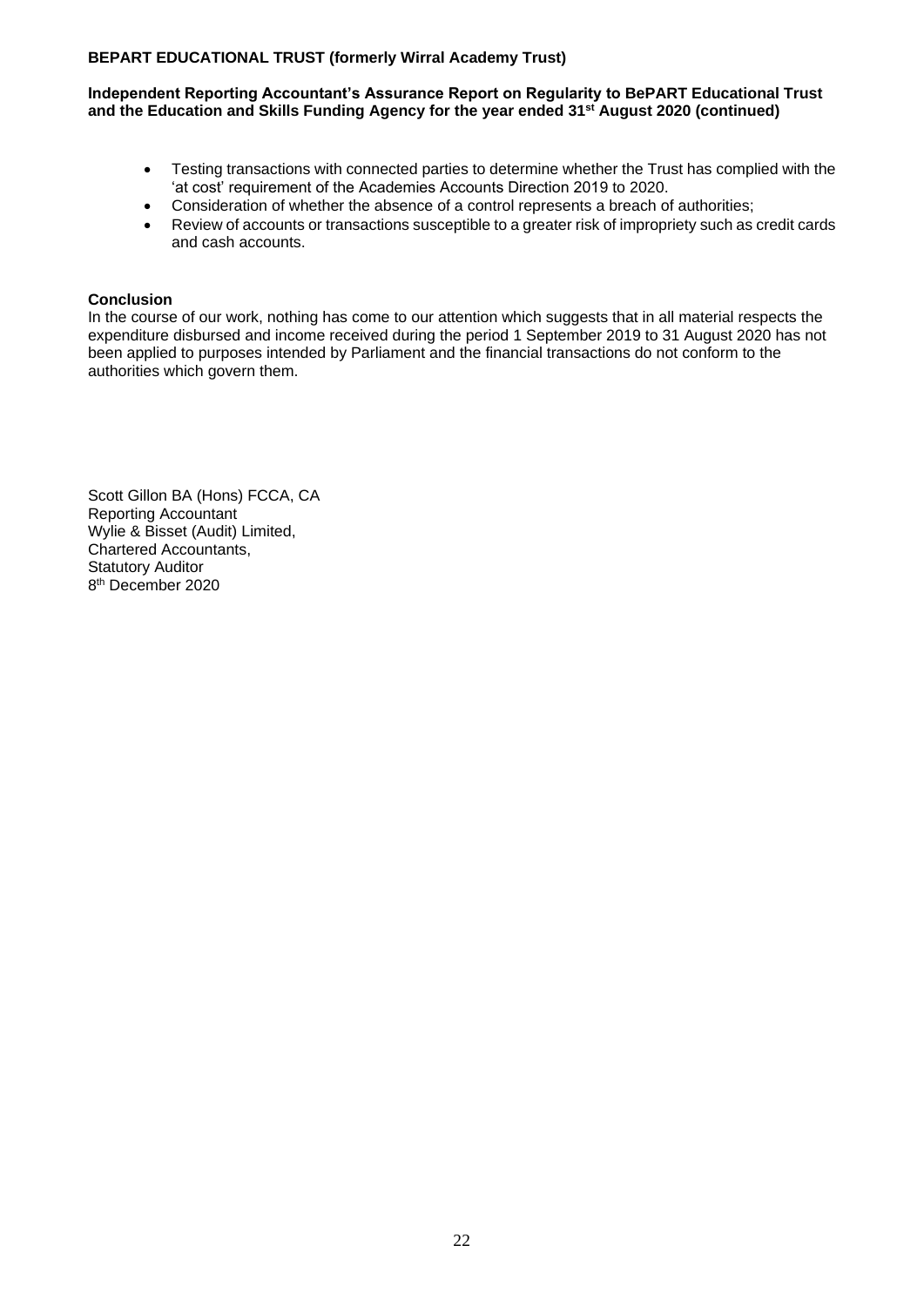- Testing transactions with connected parties to determine whether the Trust has complied with the 'at cost' requirement of the Academies Accounts Direction 2019 to 2020.
- Consideration of whether the absence of a control represents a breach of authorities;
- Review of accounts or transactions susceptible to a greater risk of impropriety such as credit cards and cash accounts.

**Conclusion**

In the course of our work, nothing has come to our attention which suggests that in all material respects the expenditure disbursed and income received during the period 1 September 2019 to 31 August 2020 has not been applied to purposes intended by Parliament and the financial transactions do not conform to the authorities which govern them.

Scott Gillon BA (Hons) FCCA, CA
Reporting Accountant
Wylie & Bisset (Audit) Limited,
Chartered Accountants,
Statutory Auditor
8th December 2020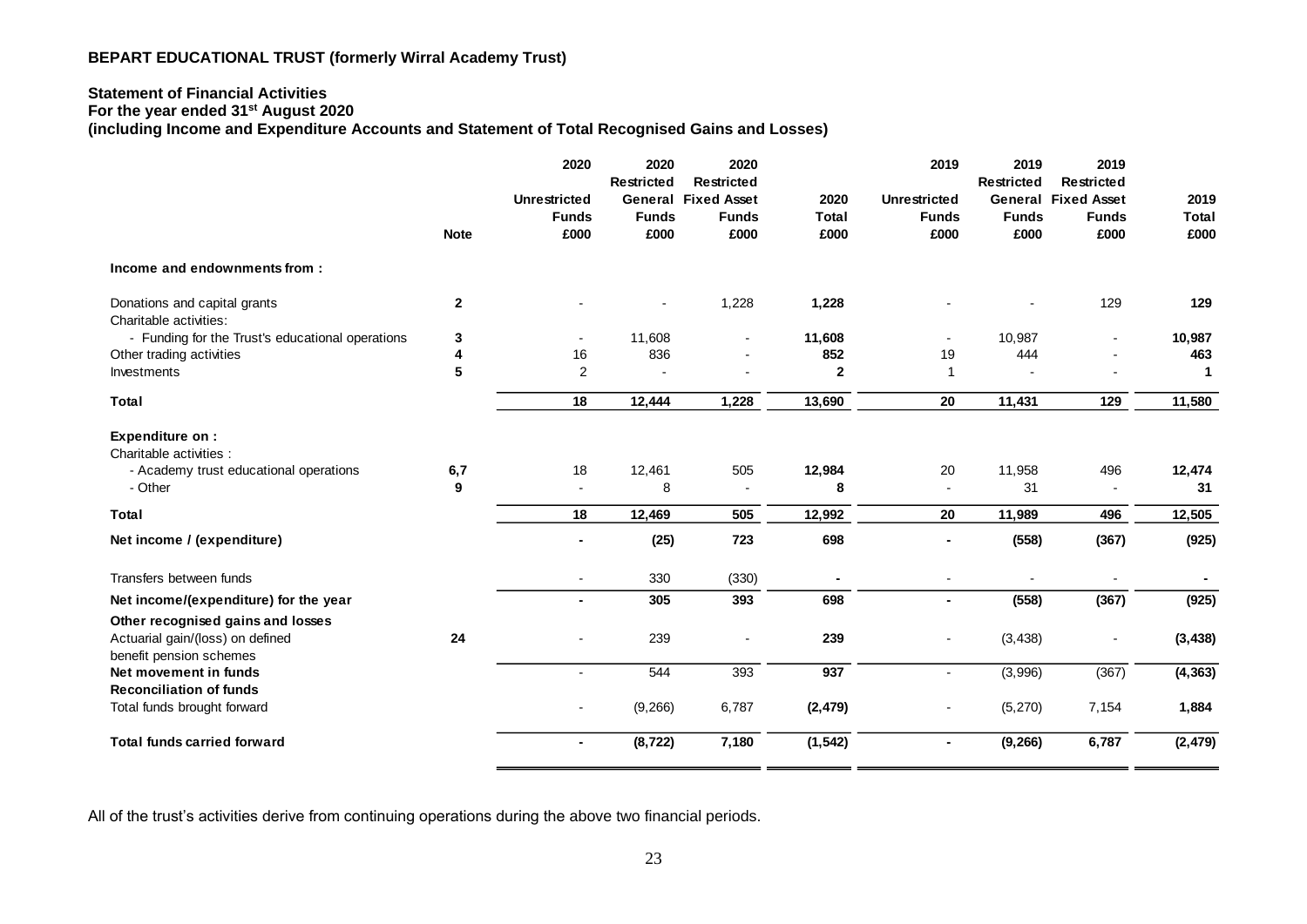**BEPART EDUCATIONAL TRUST (formerly Wirral Academy Trust)**

**Statement of Financial Activities**
**For the year ended 31st August 2020**
**(including Income and Expenditure Accounts and Statement of Total Recognised Gains and Losses)**

| | Note | 2020 Unrestricted Funds £000 | 2020 Restricted General Funds £000 | 2020 Restricted Fixed Asset Funds £000 | 2020 Total £000 | 2019 Unrestricted Funds £000 | 2019 Restricted General Funds £000 | 2019 Restricted Fixed Asset Funds £000 | 2019 Total £000 |
|---|---|---|---|---|---|---|---|---|---|
| **Income and endowments from :** | | | | | | | | | |
| Donations and capital grants | **2** | - | - | 1,228 | **1,228** | - | - | 129 | **129** |
| Charitable activities: | | | | | | | | | |
| - Funding for the Trust's educational operations | **3** | - | 11,608 | - | **11,608** | - | 10,987 | - | **10,987** |
| Other trading activities | **4** | 16 | 836 | - | **852** | 19 | 444 | - | **463** |
| Investments | **5** | 2 | - | - | **2** | 1 | - | - | **1** |
| **Total** | | **18** | **12,444** | **1,228** | **13,690** | **20** | **11,431** | **129** | **11,580** |
| **Expenditure on :** | | | | | | | | | |
| Charitable activities : | | | | | | | | | |
| - Academy trust educational operations | **6,7** | 18 | 12,461 | 505 | **12,984** | 20 | 11,958 | 496 | **12,474** |
| - Other | **9** | - | 8 | - | **8** | - | 31 | - | **31** |
| **Total** | | **18** | **12,469** | **505** | **12,992** | **20** | **11,989** | **496** | **12,505** |
| **Net income / (expenditure)** | | **-** | **(25)** | **723** | **698** | **-** | **(558)** | **(367)** | **(925)** |
| Transfers between funds | | - | 330 | (330) | **-** | - | - | - | **-** |
| **Net income/(expenditure) for the year** | | **-** | **305** | **393** | **698** | **-** | **(558)** | **(367)** | **(925)** |
| **Other recognised gains and losses** | | | | | | | | | |
| Actuarial gain/(loss) on defined benefit pension schemes | **24** | - | 239 | - | **239** | - | (3,438) | - | **(3,438)** |
| **Net movement in funds** | | - | 544 | 393 | **937** | - | (3,996) | (367) | **(4,363)** |
| **Reconciliation of funds** | | | | | | | | | |
| Total funds brought forward | | - | (9,266) | 6,787 | **(2,479)** | - | (5,270) | 7,154 | **1,884** |
| **Total funds carried forward** | | **-** | **(8,722)** | **7,180** | **(1,542)** | **-** | **(9,266)** | **6,787** | **(2,479)** |

All of the trust's activities derive from continuing operations during the above two financial periods.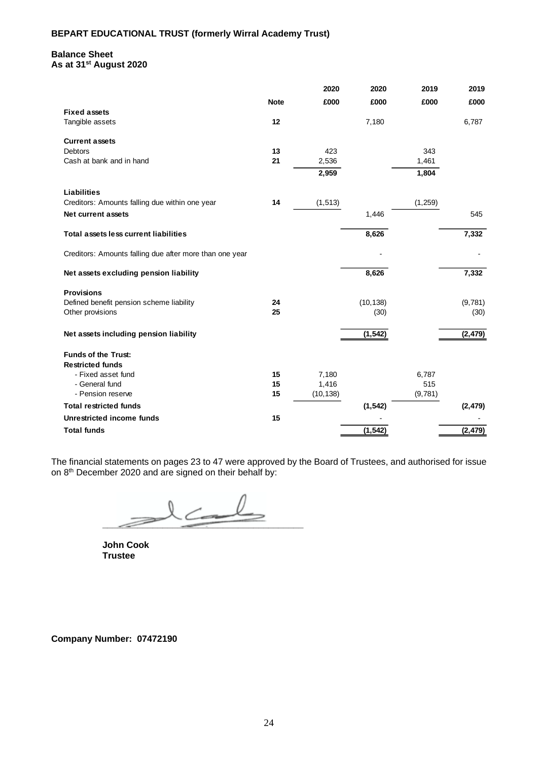**BEPART EDUCATIONAL TRUST (formerly Wirral Academy Trust)**

**Balance Sheet**
**As at 31st August 2020**

| | Note | 2020 £000 | 2020 £000 | 2019 £000 | 2019 £000 |
|---|---|---|---|---|---|
| **Fixed assets** | | | | | |
| Tangible assets | 12 | | 7,180 | | 6,787 |
| **Current assets** | | | | | |
| Debtors | 13 | 423 | | 343 | |
| Cash at bank and in hand | 21 | 2,536 | | 1,461 | |
| | | 2,959 | | 1,804 | |
| **Liabilities** | | | | | |
| Creditors: Amounts falling due within one year | 14 | (1,513) | | (1,259) | |
| **Net current assets** | | | 1,446 | | 545 |
| **Total assets less current liabilities** | | | 8,626 | | 7,332 |
| Creditors: Amounts falling due after more than one year | | | - | | - |
| **Net assets excluding pension liability** | | | 8,626 | | 7,332 |
| **Provisions** | | | | | |
| Defined benefit pension scheme liability | 24 | | (10,138) | | (9,781) |
| Other provisions | 25 | | (30) | | (30) |
| **Net assets including pension liability** | | | (1,542) | | (2,479) |
| **Funds of the Trust:** | | | | | |
| **Restricted funds** | | | | | |
| - Fixed asset fund | 15 | 7,180 | | 6,787 | |
| - General fund | 15 | 1,416 | | 515 | |
| - Pension reserve | 15 | (10,138) | | (9,781) | |
| **Total restricted funds** | | | (1,542) | | (2,479) |
| **Unrestricted income funds** | 15 | | - | | - |
| **Total funds** | | | (1,542) | | (2,479) |

The financial statements on pages 23 to 47 were approved by the Board of Trustees, and authorised for issue on 8th December 2020 and are signed on their behalf by:

**John Cook**
**Trustee**

**Company Number: 07472190**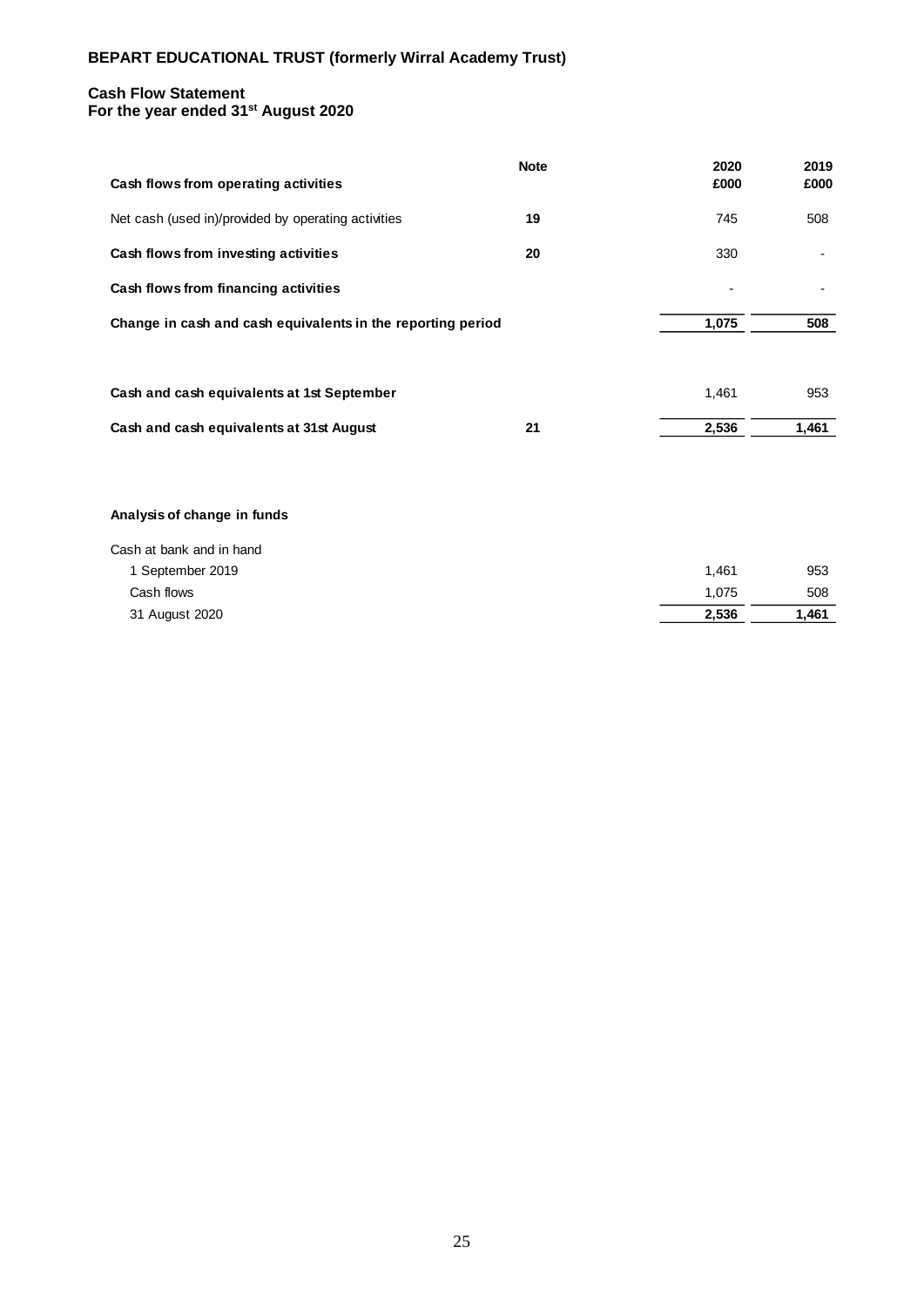**BEPART EDUCATIONAL TRUST (formerly Wirral Academy Trust)**

## Cash Flow Statement
**For the year ended 31st August 2020**

| | Note | 2020 £000 | 2019 £000 |
|---|---|---|---|
| **Cash flows from operating activities** | | | |
| Net cash (used in)/provided by operating activities | **19** | 745 | 508 |
| **Cash flows from investing activities** | **20** | 330 | - |
| **Cash flows from financing activities** | | - | - |
| **Change in cash and cash equivalents in the reporting period** | | **1,075** | **508** |
| **Cash and cash equivalents at 1st September** | | 1,461 | 953 |
| **Cash and cash equivalents at 31st August** | **21** | **2,536** | **1,461** |

**Analysis of change in funds**

| | | |
|---|---|---|
| Cash at bank and in hand | | |
| 1 September 2019 | 1,461 | 953 |
| Cash flows | 1,075 | 508 |
| 31 August 2020 | **2,536** | **1,461** |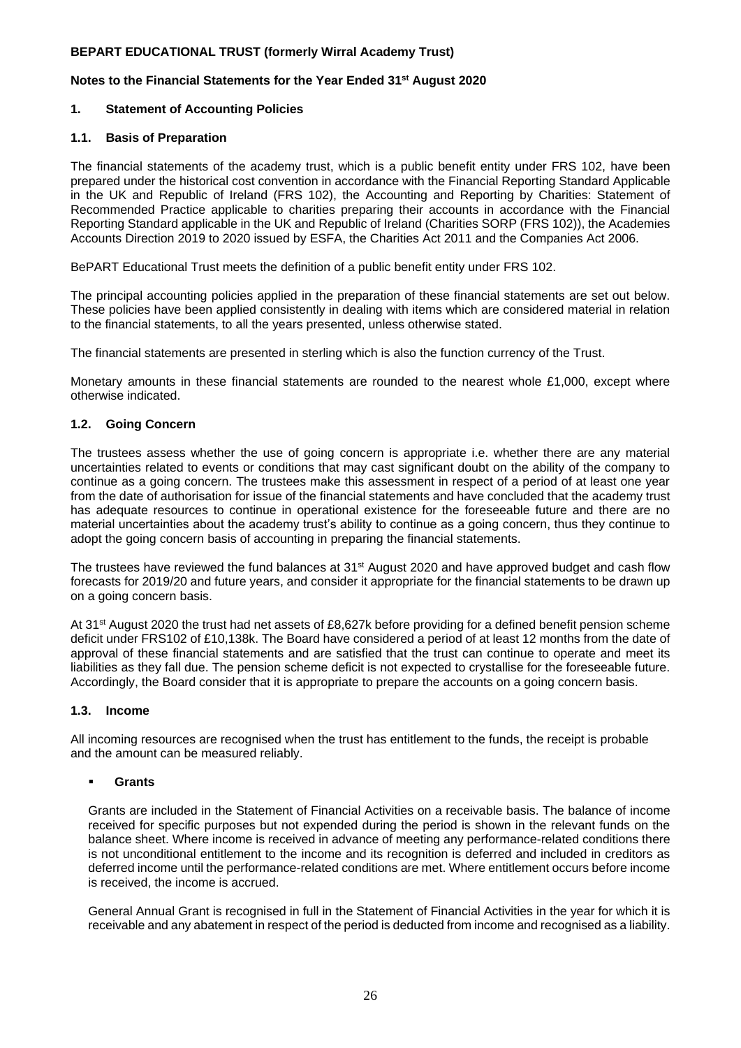**BEPART EDUCATIONAL TRUST (formerly Wirral Academy Trust)**

**Notes to the Financial Statements for the Year Ended 31st August 2020**

## 1. Statement of Accounting Policies

### 1.1. Basis of Preparation

The financial statements of the academy trust, which is a public benefit entity under FRS 102, have been prepared under the historical cost convention in accordance with the Financial Reporting Standard Applicable in the UK and Republic of Ireland (FRS 102), the Accounting and Reporting by Charities: Statement of Recommended Practice applicable to charities preparing their accounts in accordance with the Financial Reporting Standard applicable in the UK and Republic of Ireland (Charities SORP (FRS 102)), the Academies Accounts Direction 2019 to 2020 issued by ESFA, the Charities Act 2011 and the Companies Act 2006.

BePART Educational Trust meets the definition of a public benefit entity under FRS 102.

The principal accounting policies applied in the preparation of these financial statements are set out below. These policies have been applied consistently in dealing with items which are considered material in relation to the financial statements, to all the years presented, unless otherwise stated.

The financial statements are presented in sterling which is also the function currency of the Trust.

Monetary amounts in these financial statements are rounded to the nearest whole £1,000, except where otherwise indicated.

### 1.2. Going Concern

The trustees assess whether the use of going concern is appropriate i.e. whether there are any material uncertainties related to events or conditions that may cast significant doubt on the ability of the company to continue as a going concern. The trustees make this assessment in respect of a period of at least one year from the date of authorisation for issue of the financial statements and have concluded that the academy trust has adequate resources to continue in operational existence for the foreseeable future and there are no material uncertainties about the academy trust's ability to continue as a going concern, thus they continue to adopt the going concern basis of accounting in preparing the financial statements.

The trustees have reviewed the fund balances at 31st August 2020 and have approved budget and cash flow forecasts for 2019/20 and future years, and consider it appropriate for the financial statements to be drawn up on a going concern basis.

At 31st August 2020 the trust had net assets of £8,627k before providing for a defined benefit pension scheme deficit under FRS102 of £10,138k. The Board have considered a period of at least 12 months from the date of approval of these financial statements and are satisfied that the trust can continue to operate and meet its liabilities as they fall due. The pension scheme deficit is not expected to crystallise for the foreseeable future. Accordingly, the Board consider that it is appropriate to prepare the accounts on a going concern basis.

### 1.3. Income

All incoming resources are recognised when the trust has entitlement to the funds, the receipt is probable and the amount can be measured reliably.

- **Grants**

Grants are included in the Statement of Financial Activities on a receivable basis. The balance of income received for specific purposes but not expended during the period is shown in the relevant funds on the balance sheet. Where income is received in advance of meeting any performance-related conditions there is not unconditional entitlement to the income and its recognition is deferred and included in creditors as deferred income until the performance-related conditions are met. Where entitlement occurs before income is received, the income is accrued.

General Annual Grant is recognised in full in the Statement of Financial Activities in the year for which it is receivable and any abatement in respect of the period is deducted from income and recognised as a liability.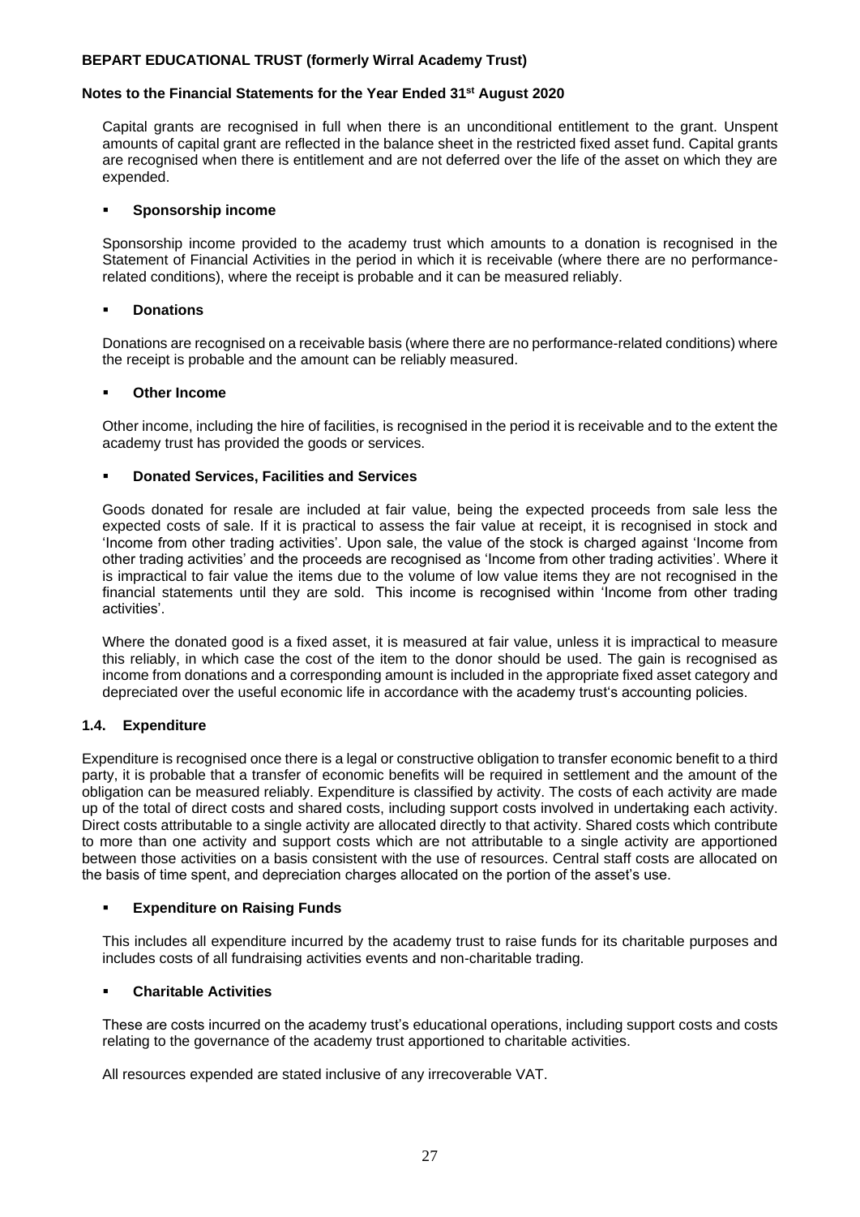Capital grants are recognised in full when there is an unconditional entitlement to the grant. Unspent amounts of capital grant are reflected in the balance sheet in the restricted fixed asset fund. Capital grants are recognised when there is entitlement and are not deferred over the life of the asset on which they are expended.

- **Sponsorship income**

Sponsorship income provided to the academy trust which amounts to a donation is recognised in the Statement of Financial Activities in the period in which it is receivable (where there are no performance-related conditions), where the receipt is probable and it can be measured reliably.

- **Donations**

Donations are recognised on a receivable basis (where there are no performance-related conditions) where the receipt is probable and the amount can be reliably measured.

- **Other Income**

Other income, including the hire of facilities, is recognised in the period it is receivable and to the extent the academy trust has provided the goods or services.

- **Donated Services, Facilities and Services**

Goods donated for resale are included at fair value, being the expected proceeds from sale less the expected costs of sale. If it is practical to assess the fair value at receipt, it is recognised in stock and 'Income from other trading activities'. Upon sale, the value of the stock is charged against 'Income from other trading activities' and the proceeds are recognised as 'Income from other trading activities'. Where it is impractical to fair value the items due to the volume of low value items they are not recognised in the financial statements until they are sold. This income is recognised within 'Income from other trading activities'.

Where the donated good is a fixed asset, it is measured at fair value, unless it is impractical to measure this reliably, in which case the cost of the item to the donor should be used. The gain is recognised as income from donations and a corresponding amount is included in the appropriate fixed asset category and depreciated over the useful economic life in accordance with the academy trust's accounting policies.

### 1.4. Expenditure

Expenditure is recognised once there is a legal or constructive obligation to transfer economic benefit to a third party, it is probable that a transfer of economic benefits will be required in settlement and the amount of the obligation can be measured reliably. Expenditure is classified by activity. The costs of each activity are made up of the total of direct costs and shared costs, including support costs involved in undertaking each activity. Direct costs attributable to a single activity are allocated directly to that activity. Shared costs which contribute to more than one activity and support costs which are not attributable to a single activity are apportioned between those activities on a basis consistent with the use of resources. Central staff costs are allocated on the basis of time spent, and depreciation charges allocated on the portion of the asset's use.

- **Expenditure on Raising Funds**

This includes all expenditure incurred by the academy trust to raise funds for its charitable purposes and includes costs of all fundraising activities events and non-charitable trading.

- **Charitable Activities**

These are costs incurred on the academy trust's educational operations, including support costs and costs relating to the governance of the academy trust apportioned to charitable activities.

All resources expended are stated inclusive of any irrecoverable VAT.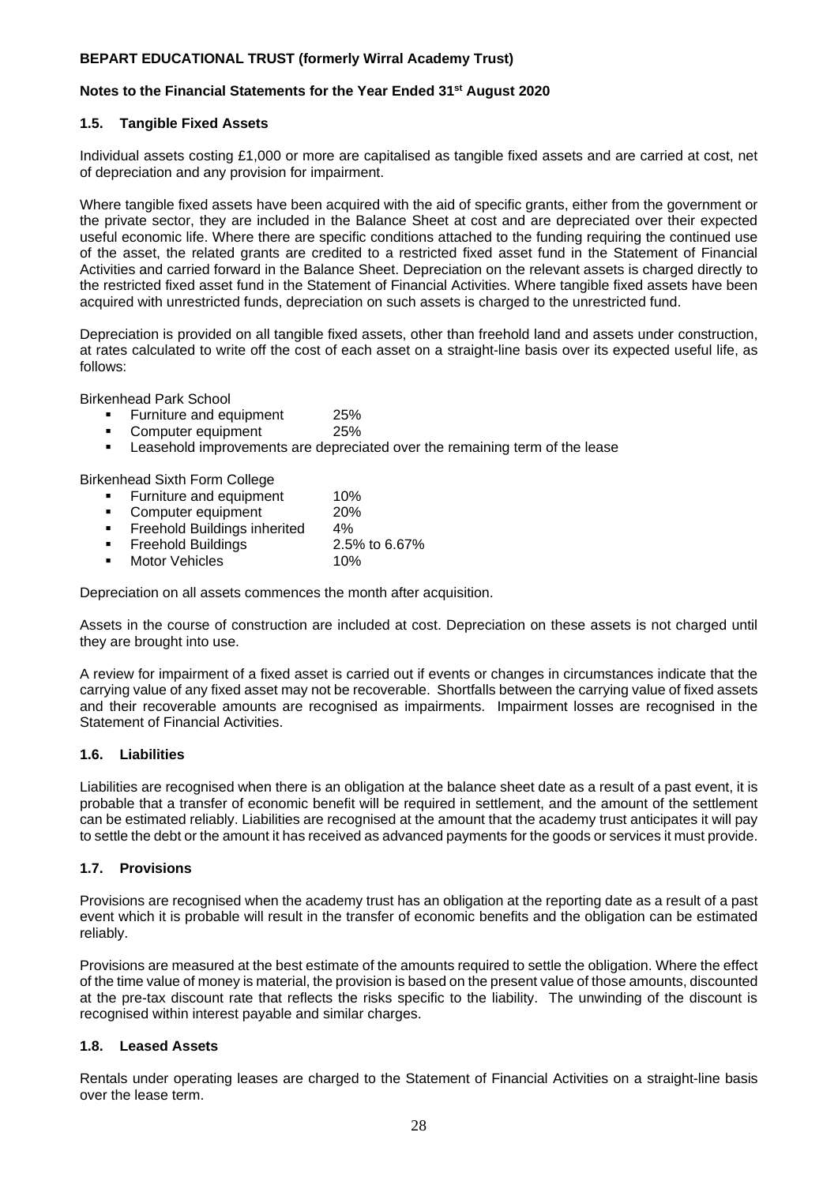### 1.5. Tangible Fixed Assets

Individual assets costing £1,000 or more are capitalised as tangible fixed assets and are carried at cost, net of depreciation and any provision for impairment.

Where tangible fixed assets have been acquired with the aid of specific grants, either from the government or the private sector, they are included in the Balance Sheet at cost and are depreciated over their expected useful economic life. Where there are specific conditions attached to the funding requiring the continued use of the asset, the related grants are credited to a restricted fixed asset fund in the Statement of Financial Activities and carried forward in the Balance Sheet. Depreciation on the relevant assets is charged directly to the restricted fixed asset fund in the Statement of Financial Activities. Where tangible fixed assets have been acquired with unrestricted funds, depreciation on such assets is charged to the unrestricted fund.

Depreciation is provided on all tangible fixed assets, other than freehold land and assets under construction, at rates calculated to write off the cost of each asset on a straight-line basis over its expected useful life, as follows:

Birkenhead Park School

- Furniture and equipment 25%
- Computer equipment 25%
- Leasehold improvements are depreciated over the remaining term of the lease

Birkenhead Sixth Form College

- Furniture and equipment 10%
- Computer equipment 20%
- Freehold Buildings inherited 4%
- Freehold Buildings 2.5% to 6.67%
- Motor Vehicles 10%

Depreciation on all assets commences the month after acquisition.

Assets in the course of construction are included at cost. Depreciation on these assets is not charged until they are brought into use.

A review for impairment of a fixed asset is carried out if events or changes in circumstances indicate that the carrying value of any fixed asset may not be recoverable. Shortfalls between the carrying value of fixed assets and their recoverable amounts are recognised as impairments. Impairment losses are recognised in the Statement of Financial Activities.

### 1.6. Liabilities

Liabilities are recognised when there is an obligation at the balance sheet date as a result of a past event, it is probable that a transfer of economic benefit will be required in settlement, and the amount of the settlement can be estimated reliably. Liabilities are recognised at the amount that the academy trust anticipates it will pay to settle the debt or the amount it has received as advanced payments for the goods or services it must provide.

### 1.7. Provisions

Provisions are recognised when the academy trust has an obligation at the reporting date as a result of a past event which it is probable will result in the transfer of economic benefits and the obligation can be estimated reliably.

Provisions are measured at the best estimate of the amounts required to settle the obligation. Where the effect of the time value of money is material, the provision is based on the present value of those amounts, discounted at the pre-tax discount rate that reflects the risks specific to the liability. The unwinding of the discount is recognised within interest payable and similar charges.

### 1.8. Leased Assets

Rentals under operating leases are charged to the Statement of Financial Activities on a straight-line basis over the lease term.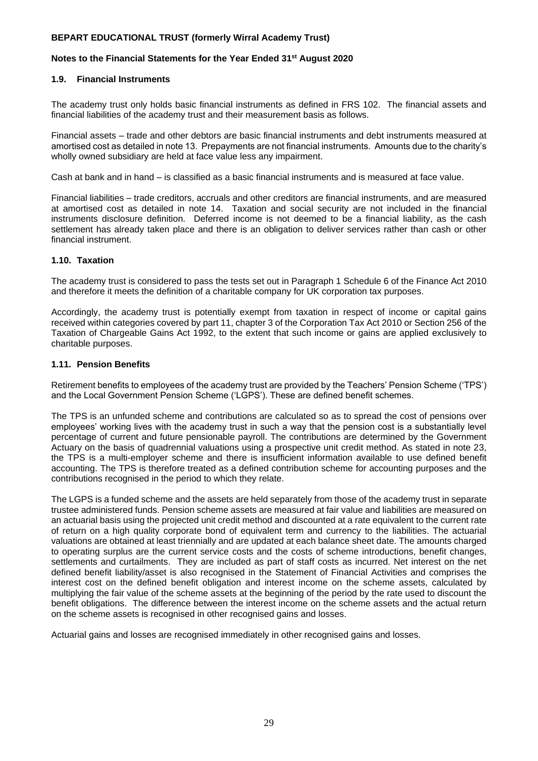### 1.9. Financial Instruments

The academy trust only holds basic financial instruments as defined in FRS 102. The financial assets and financial liabilities of the academy trust and their measurement basis as follows.

Financial assets – trade and other debtors are basic financial instruments and debt instruments measured at amortised cost as detailed in note 13. Prepayments are not financial instruments. Amounts due to the charity's wholly owned subsidiary are held at face value less any impairment.

Cash at bank and in hand – is classified as a basic financial instruments and is measured at face value.

Financial liabilities – trade creditors, accruals and other creditors are financial instruments, and are measured at amortised cost as detailed in note 14. Taxation and social security are not included in the financial instruments disclosure definition. Deferred income is not deemed to be a financial liability, as the cash settlement has already taken place and there is an obligation to deliver services rather than cash or other financial instrument.

### 1.10. Taxation

The academy trust is considered to pass the tests set out in Paragraph 1 Schedule 6 of the Finance Act 2010 and therefore it meets the definition of a charitable company for UK corporation tax purposes.

Accordingly, the academy trust is potentially exempt from taxation in respect of income or capital gains received within categories covered by part 11, chapter 3 of the Corporation Tax Act 2010 or Section 256 of the Taxation of Chargeable Gains Act 1992, to the extent that such income or gains are applied exclusively to charitable purposes.

### 1.11. Pension Benefits

Retirement benefits to employees of the academy trust are provided by the Teachers' Pension Scheme ('TPS') and the Local Government Pension Scheme ('LGPS'). These are defined benefit schemes.

The TPS is an unfunded scheme and contributions are calculated so as to spread the cost of pensions over employees' working lives with the academy trust in such a way that the pension cost is a substantially level percentage of current and future pensionable payroll. The contributions are determined by the Government Actuary on the basis of quadrennial valuations using a prospective unit credit method. As stated in note 23, the TPS is a multi-employer scheme and there is insufficient information available to use defined benefit accounting. The TPS is therefore treated as a defined contribution scheme for accounting purposes and the contributions recognised in the period to which they relate.

The LGPS is a funded scheme and the assets are held separately from those of the academy trust in separate trustee administered funds. Pension scheme assets are measured at fair value and liabilities are measured on an actuarial basis using the projected unit credit method and discounted at a rate equivalent to the current rate of return on a high quality corporate bond of equivalent term and currency to the liabilities. The actuarial valuations are obtained at least triennially and are updated at each balance sheet date. The amounts charged to operating surplus are the current service costs and the costs of scheme introductions, benefit changes, settlements and curtailments. They are included as part of staff costs as incurred. Net interest on the net defined benefit liability/asset is also recognised in the Statement of Financial Activities and comprises the interest cost on the defined benefit obligation and interest income on the scheme assets, calculated by multiplying the fair value of the scheme assets at the beginning of the period by the rate used to discount the benefit obligations. The difference between the interest income on the scheme assets and the actual return on the scheme assets is recognised in other recognised gains and losses.

Actuarial gains and losses are recognised immediately in other recognised gains and losses.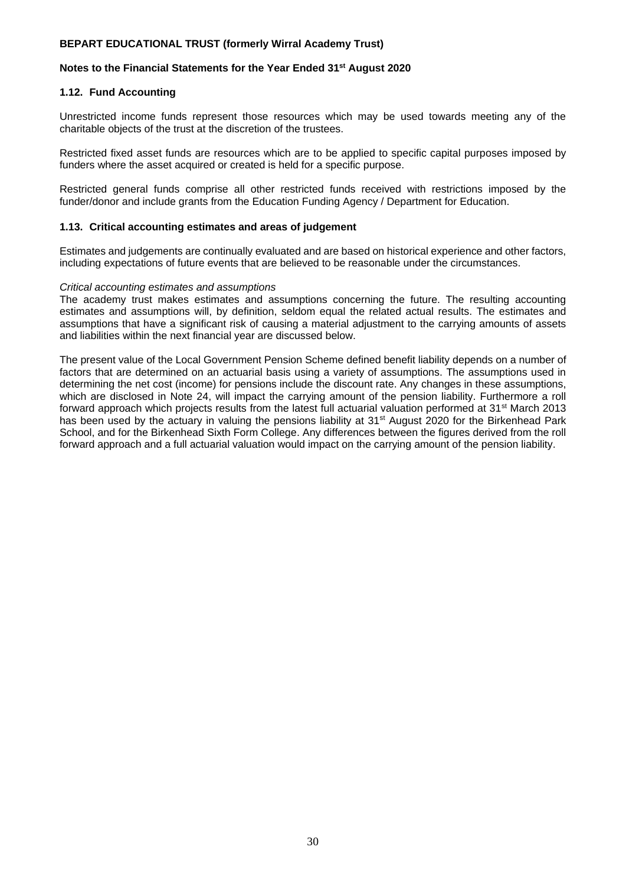## 1.12. Fund Accounting

Unrestricted income funds represent those resources which may be used towards meeting any of the charitable objects of the trust at the discretion of the trustees.

Restricted fixed asset funds are resources which are to be applied to specific capital purposes imposed by funders where the asset acquired or created is held for a specific purpose.

Restricted general funds comprise all other restricted funds received with restrictions imposed by the funder/donor and include grants from the Education Funding Agency / Department for Education.

## 1.13. Critical accounting estimates and areas of judgement

Estimates and judgements are continually evaluated and are based on historical experience and other factors, including expectations of future events that are believed to be reasonable under the circumstances.

*Critical accounting estimates and assumptions*

The academy trust makes estimates and assumptions concerning the future. The resulting accounting estimates and assumptions will, by definition, seldom equal the related actual results. The estimates and assumptions that have a significant risk of causing a material adjustment to the carrying amounts of assets and liabilities within the next financial year are discussed below.

The present value of the Local Government Pension Scheme defined benefit liability depends on a number of factors that are determined on an actuarial basis using a variety of assumptions. The assumptions used in determining the net cost (income) for pensions include the discount rate. Any changes in these assumptions, which are disclosed in Note 24, will impact the carrying amount of the pension liability. Furthermore a roll forward approach which projects results from the latest full actuarial valuation performed at 31st March 2013 has been used by the actuary in valuing the pensions liability at 31st August 2020 for the Birkenhead Park School, and for the Birkenhead Sixth Form College. Any differences between the figures derived from the roll forward approach and a full actuarial valuation would impact on the carrying amount of the pension liability.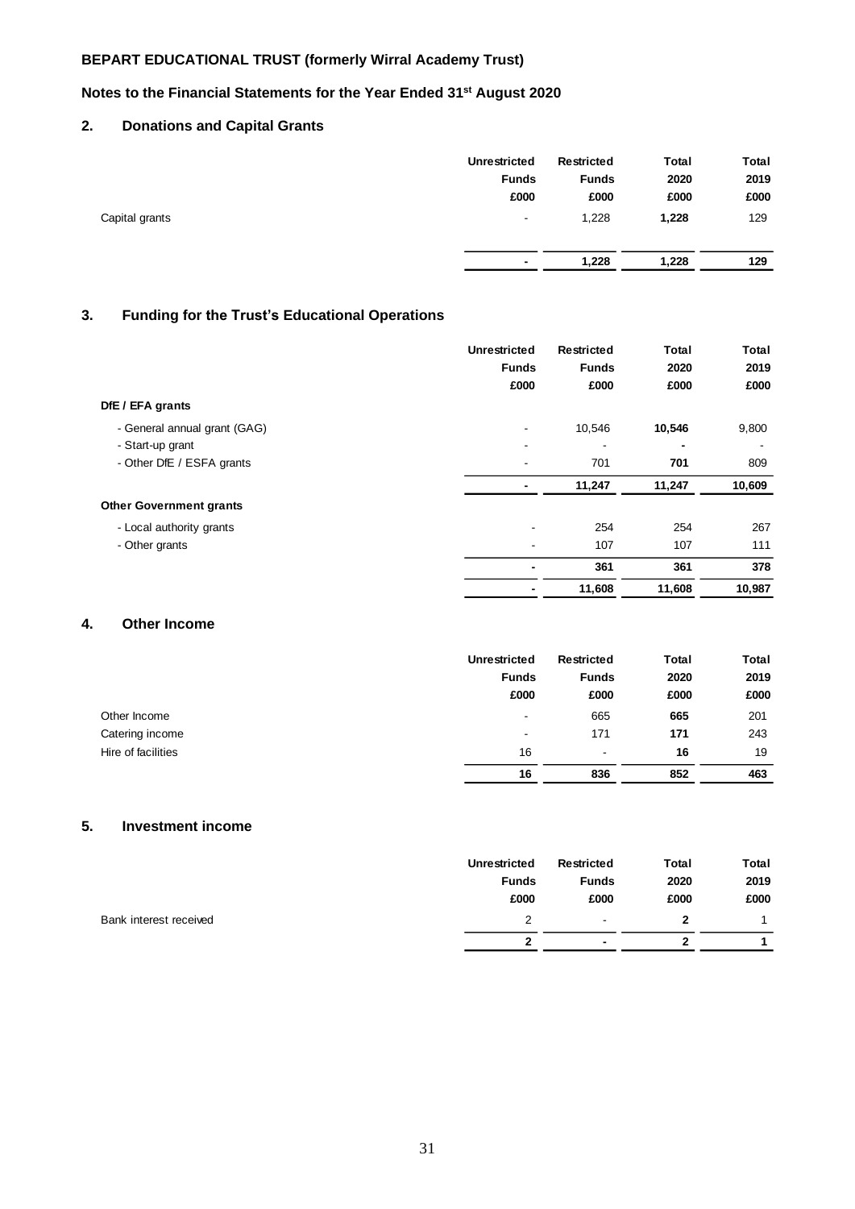**BEPART EDUCATIONAL TRUST (formerly Wirral Academy Trust)**

**Notes to the Financial Statements for the Year Ended 31st August 2020**

## 2. Donations and Capital Grants

| | Unrestricted Funds £000 | Restricted Funds £000 | Total 2020 £000 | Total 2019 £000 |
|---|---|---|---|---|
| Capital grants | - | 1,228 | **1,228** | 129 |
| | **-** | **1,228** | **1,228** | **129** |

## 3. Funding for the Trust's Educational Operations

| | Unrestricted Funds £000 | Restricted Funds £000 | Total 2020 £000 | Total 2019 £000 |
|---|---|---|---|---|
| **DfE / EFA grants** | | | | |
| - General annual grant (GAG) | - | 10,546 | **10,546** | 9,800 |
| - Start-up grant | - | - | **-** | - |
| - Other DfE / ESFA grants | - | 701 | **701** | 809 |
| | **-** | **11,247** | **11,247** | **10,609** |
| **Other Government grants** | | | | |
| - Local authority grants | - | 254 | 254 | 267 |
| - Other grants | - | 107 | 107 | 111 |
| | **-** | **361** | **361** | **378** |
| | **-** | **11,608** | **11,608** | **10,987** |

## 4. Other Income

| | Unrestricted Funds £000 | Restricted Funds £000 | Total 2020 £000 | Total 2019 £000 |
|---|---|---|---|---|
| Other Income | - | 665 | **665** | 201 |
| Catering income | - | 171 | **171** | 243 |
| Hire of facilities | 16 | - | **16** | 19 |
| | **16** | **836** | **852** | **463** |

## 5. Investment income

| | Unrestricted Funds £000 | Restricted Funds £000 | Total 2020 £000 | Total 2019 £000 |
|---|---|---|---|---|
| Bank interest received | 2 | - | **2** | 1 |
| | **2** | **-** | **2** | **1** |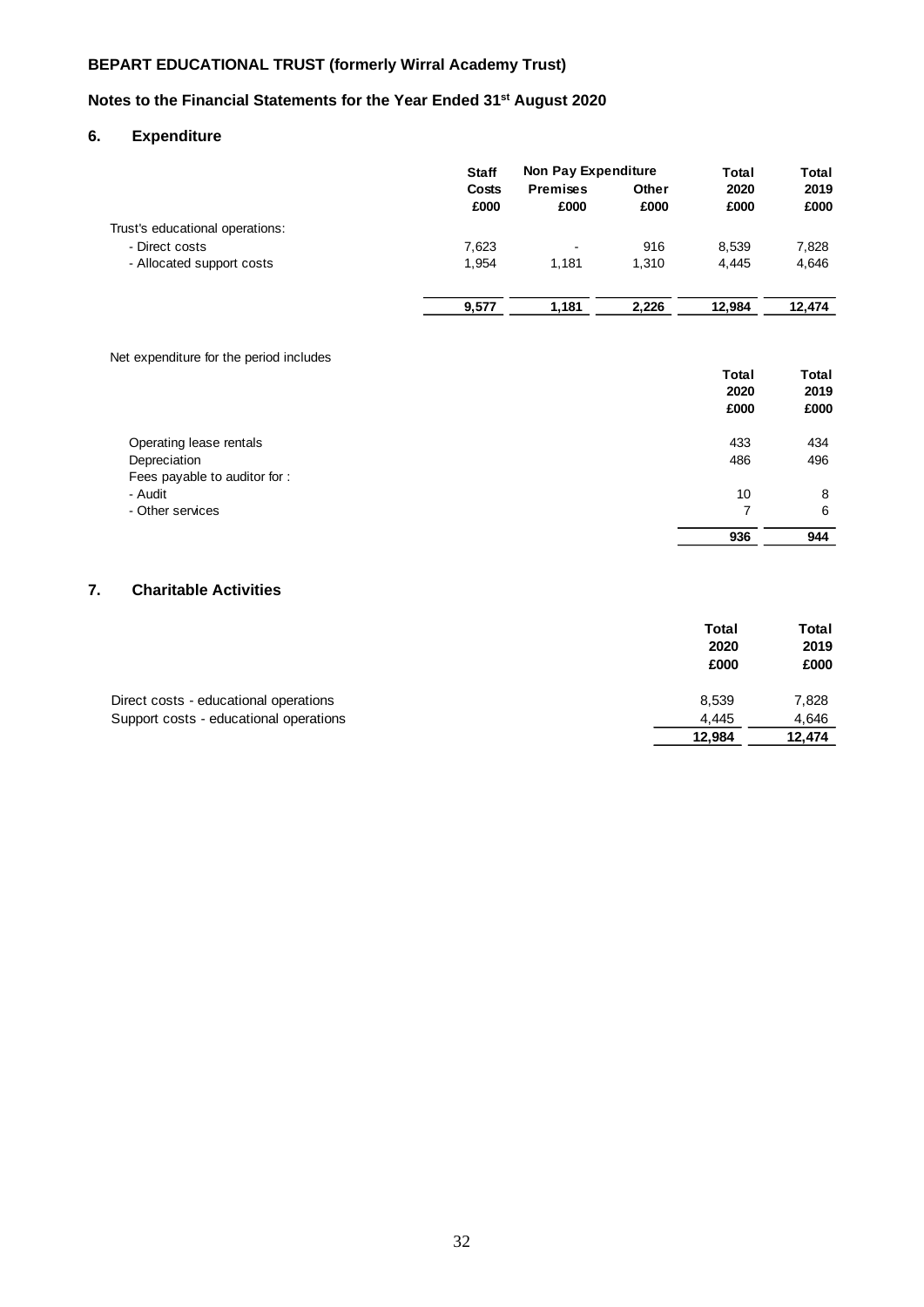**BEPART EDUCATIONAL TRUST (formerly Wirral Academy Trust)**

**Notes to the Financial Statements for the Year Ended 31st August 2020**

## 6. Expenditure

| | Staff Costs | Non Pay Expenditure | | Total 2020 | Total 2019 |
|---|---|---|---|---|---|
| | | Premises | Other | | |
| | £000 | £000 | £000 | £000 | £000 |
| Trust's educational operations: | | | | | |
| - Direct costs | 7,623 | - | 916 | 8,539 | 7,828 |
| - Allocated support costs | 1,954 | 1,181 | 1,310 | 4,445 | 4,646 |
| | **9,577** | **1,181** | **2,226** | **12,984** | **12,474** |

Net expenditure for the period includes

| | Total 2020 £000 | Total 2019 £000 |
|---|---|---|
| Operating lease rentals | 433 | 434 |
| Depreciation | 486 | 496 |
| Fees payable to auditor for : | | |
| - Audit | 10 | 8 |
| - Other services | 7 | 6 |
| | **936** | **944** |

## 7. Charitable Activities

| | Total 2020 £000 | Total 2019 £000 |
|---|---|---|
| Direct costs - educational operations | 8,539 | 7,828 |
| Support costs - educational operations | 4,445 | 4,646 |
| | **12,984** | **12,474** |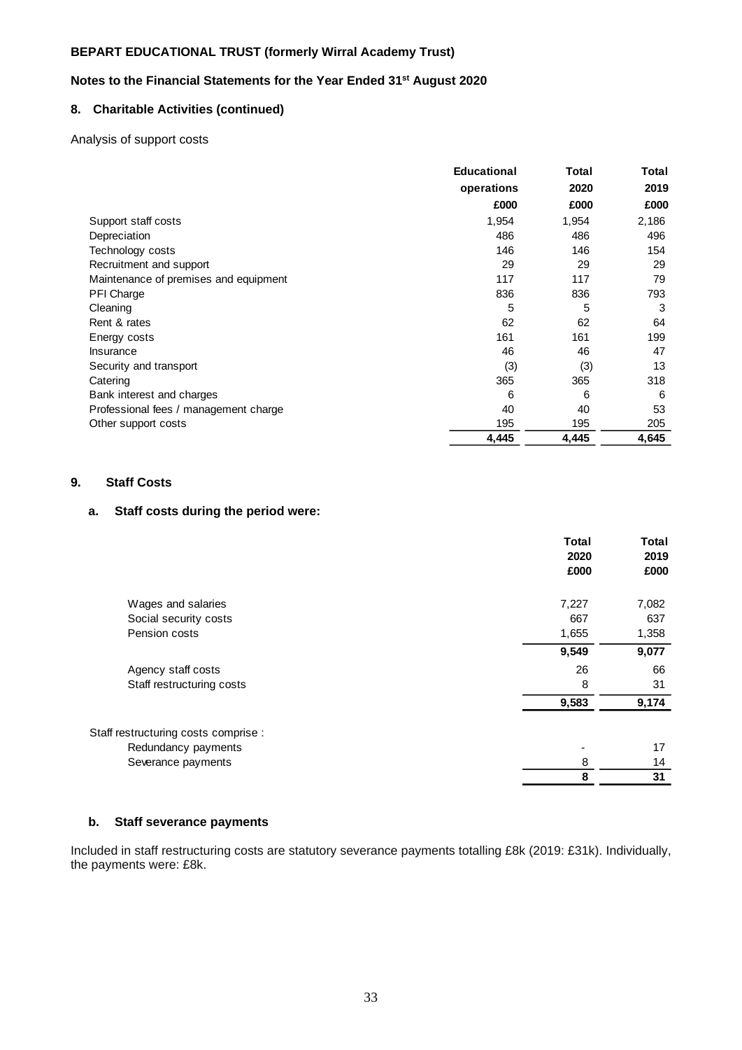**BEPART EDUCATIONAL TRUST (formerly Wirral Academy Trust)**

**Notes to the Financial Statements for the Year Ended 31st August 2020**

## 8. Charitable Activities (continued)

Analysis of support costs

| | Educational operations £000 | Total 2020 £000 | Total 2019 £000 |
|---|---|---|---|
| Support staff costs | 1,954 | 1,954 | 2,186 |
| Depreciation | 486 | 486 | 496 |
| Technology costs | 146 | 146 | 154 |
| Recruitment and support | 29 | 29 | 29 |
| Maintenance of premises and equipment | 117 | 117 | 79 |
| PFI Charge | 836 | 836 | 793 |
| Cleaning | 5 | 5 | 3 |
| Rent & rates | 62 | 62 | 64 |
| Energy costs | 161 | 161 | 199 |
| Insurance | 46 | 46 | 47 |
| Security and transport | (3) | (3) | 13 |
| Catering | 365 | 365 | 318 |
| Bank interest and charges | 6 | 6 | 6 |
| Professional fees / management charge | 40 | 40 | 53 |
| Other support costs | 195 | 195 | 205 |
| | **4,445** | **4,445** | **4,645** |

## 9. Staff Costs

### a. Staff costs during the period were:

| | Total 2020 £000 | Total 2019 £000 |
|---|---|---|
| Wages and salaries | 7,227 | 7,082 |
| Social security costs | 667 | 637 |
| Pension costs | 1,655 | 1,358 |
| | **9,549** | **9,077** |
| Agency staff costs | 26 | 66 |
| Staff restructuring costs | 8 | 31 |
| | **9,583** | **9,174** |
| Staff restructuring costs comprise : | | |
| Redundancy payments | - | 17 |
| Severance payments | 8 | 14 |
| | **8** | **31** |

### b. Staff severance payments

Included in staff restructuring costs are statutory severance payments totalling £8k (2019: £31k). Individually, the payments were: £8k.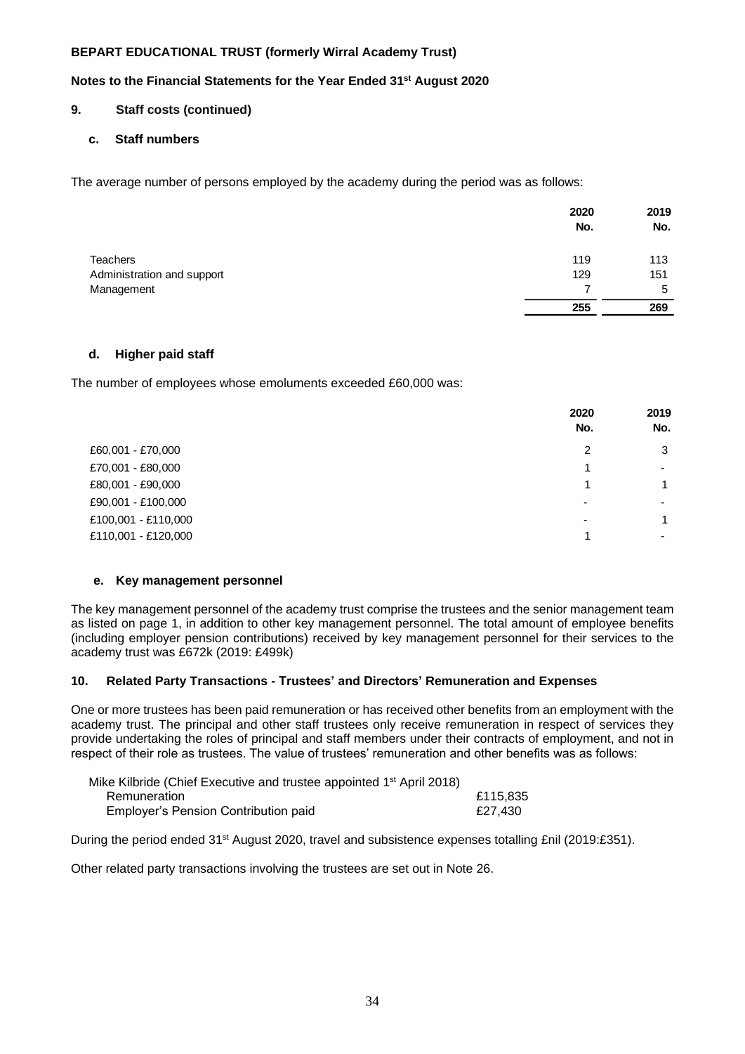**BEPART EDUCATIONAL TRUST (formerly Wirral Academy Trust)**

**Notes to the Financial Statements for the Year Ended 31st August 2020**

### 9. Staff costs (continued)

#### c. Staff numbers

The average number of persons employed by the academy during the period was as follows:

| | 2020<br>No. | 2019<br>No. |
|---|---|---|
| Teachers | 119 | 113 |
| Administration and support | 129 | 151 |
| Management | 7 | 5 |
| | **255** | **269** |

#### d. Higher paid staff

The number of employees whose emoluments exceeded £60,000 was:

| | 2020<br>No. | 2019<br>No. |
|---|---|---|
| £60,001 - £70,000 | 2 | 3 |
| £70,001 - £80,000 | 1 | - |
| £80,001 - £90,000 | 1 | 1 |
| £90,001 - £100,000 | - | - |
| £100,001 - £110,000 | - | 1 |
| £110,001 - £120,000 | 1 | - |

#### e. Key management personnel

The key management personnel of the academy trust comprise the trustees and the senior management team as listed on page 1, in addition to other key management personnel. The total amount of employee benefits (including employer pension contributions) received by key management personnel for their services to the academy trust was £672k (2019: £499k)

### 10. Related Party Transactions - Trustees' and Directors' Remuneration and Expenses

One or more trustees has been paid remuneration or has received other benefits from an employment with the academy trust. The principal and other staff trustees only receive remuneration in respect of services they provide undertaking the roles of principal and staff members under their contracts of employment, and not in respect of their role as trustees. The value of trustees' remuneration and other benefits was as follows:

| Mike Kilbride (Chief Executive and trustee appointed 1st April 2018) | |
|---|---|
| Remuneration | £115,835 |
| Employer's Pension Contribution paid | £27,430 |

During the period ended 31st August 2020, travel and subsistence expenses totalling £nil (2019:£351).

Other related party transactions involving the trustees are set out in Note 26.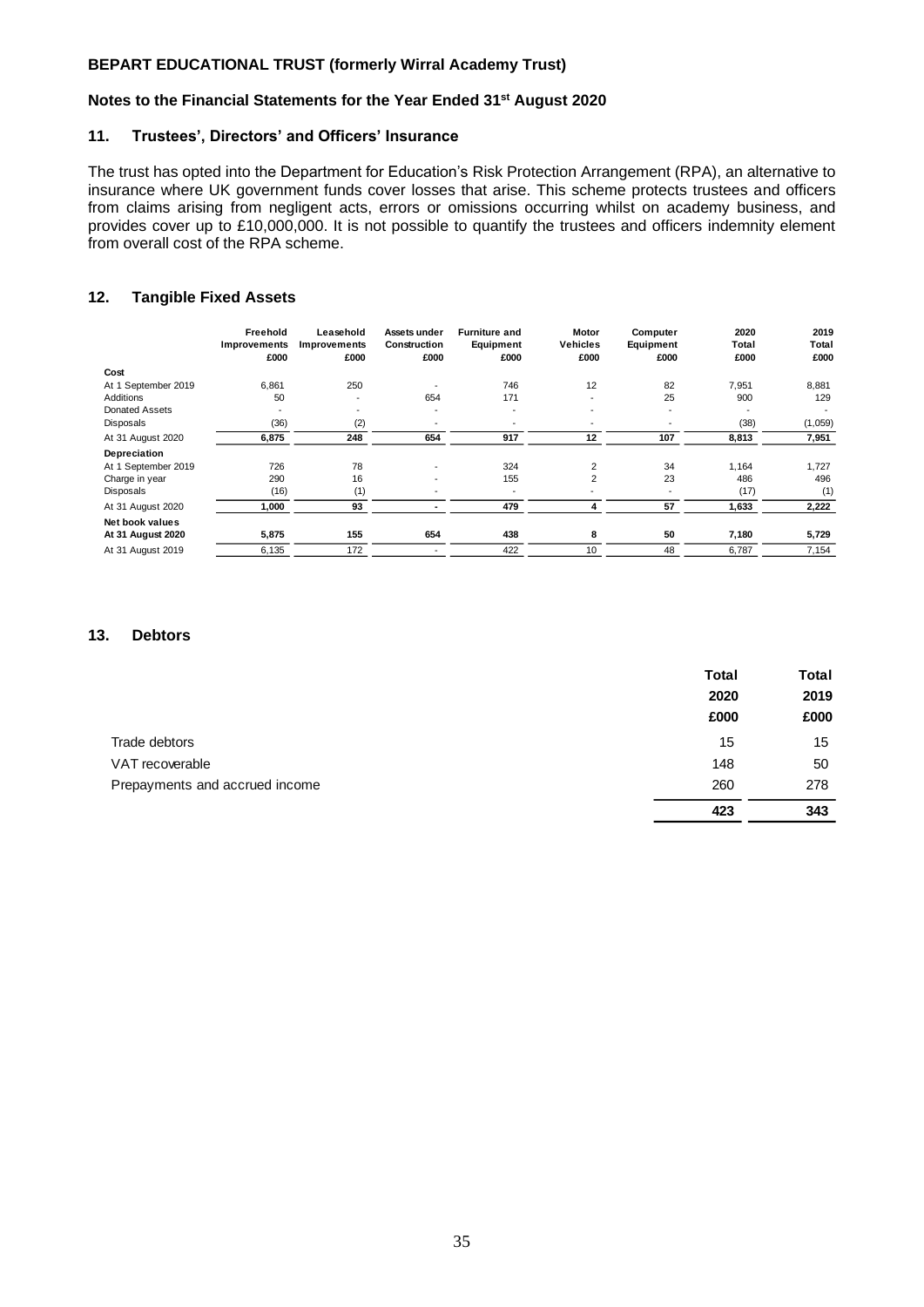**BEPART EDUCATIONAL TRUST (formerly Wirral Academy Trust)**

**Notes to the Financial Statements for the Year Ended 31st August 2020**

### 11. Trustees', Directors' and Officers' Insurance

The trust has opted into the Department for Education's Risk Protection Arrangement (RPA), an alternative to insurance where UK government funds cover losses that arise. This scheme protects trustees and officers from claims arising from negligent acts, errors or omissions occurring whilst on academy business, and provides cover up to £10,000,000. It is not possible to quantify the trustees and officers indemnity element from overall cost of the RPA scheme.

### 12. Tangible Fixed Assets

| | Freehold Improvements £000 | Leasehold Improvements £000 | Assets under Construction £000 | Furniture and Equipment £000 | Motor Vehicles £000 | Computer Equipment £000 | 2020 Total £000 | 2019 Total £000 |
|---|---|---|---|---|---|---|---|---|
| **Cost** | | | | | | | | |
| At 1 September 2019 | 6,861 | 250 | - | 746 | 12 | 82 | 7,951 | 8,881 |
| Additions | 50 | - | 654 | 171 | - | 25 | 900 | 129 |
| Donated Assets | - | - | - | - | - | - | - | - |
| Disposals | (36) | (2) | - | - | - | - | (38) | (1,059) |
| At 31 August 2020 | **6,875** | **248** | **654** | **917** | **12** | **107** | **8,813** | **7,951** |
| **Depreciation** | | | | | | | | |
| At 1 September 2019 | 726 | 78 | - | 324 | 2 | 34 | 1,164 | 1,727 |
| Charge in year | 290 | 16 | - | 155 | 2 | 23 | 486 | 496 |
| Disposals | (16) | (1) | - | - | - | - | (17) | (1) |
| At 31 August 2020 | **1,000** | **93** | **-** | **479** | **4** | **57** | **1,633** | **2,222** |
| **Net book values** | | | | | | | | |
| **At 31 August 2020** | **5,875** | **155** | **654** | **438** | **8** | **50** | **7,180** | **5,729** |
| At 31 August 2019 | 6,135 | 172 | - | 422 | 10 | 48 | 6,787 | 7,154 |

### 13. Debtors

| | Total 2020 £000 | Total 2019 £000 |
|---|---|---|
| Trade debtors | 15 | 15 |
| VAT recoverable | 148 | 50 |
| Prepayments and accrued income | 260 | 278 |
| | **423** | **343** |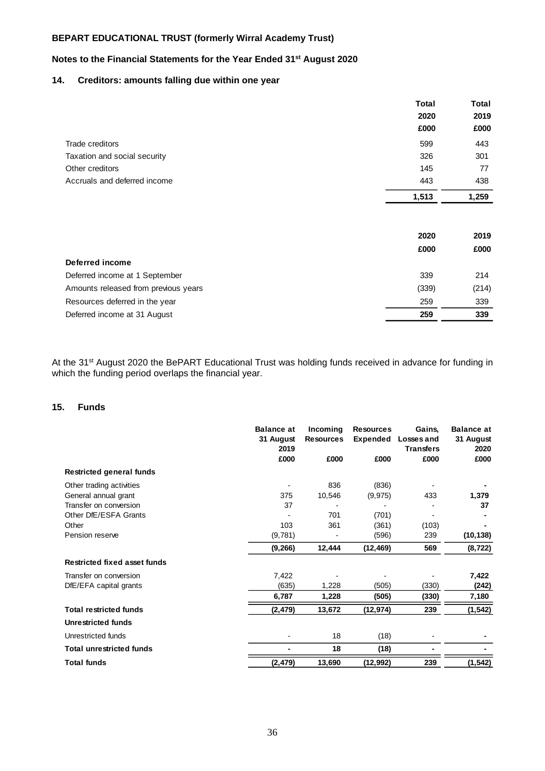**BEPART EDUCATIONAL TRUST (formerly Wirral Academy Trust)**

**Notes to the Financial Statements for the Year Ended 31st August 2020**

## 14. Creditors: amounts falling due within one year

| | Total 2020 £000 | Total 2019 £000 |
|---|---|---|
| Trade creditors | 599 | 443 |
| Taxation and social security | 326 | 301 |
| Other creditors | 145 | 77 |
| Accruals and deferred income | 443 | 438 |
| | **1,513** | **1,259** |

| | 2020 £000 | 2019 £000 |
|---|---|---|
| **Deferred income** | | |
| Deferred income at 1 September | 339 | 214 |
| Amounts released from previous years | (339) | (214) |
| Resources deferred in the year | 259 | 339 |
| Deferred income at 31 August | **259** | **339** |

At the 31st August 2020 the BePART Educational Trust was holding funds received in advance for funding in which the funding period overlaps the financial year.

## 15. Funds

| | Balance at 31 August 2019 £000 | Incoming Resources £000 | Resources Expended £000 | Gains, Losses and Transfers £000 | Balance at 31 August 2020 £000 |
|---|---|---|---|---|---|
| **Restricted general funds** | | | | | |
| Other trading activities | - | 836 | (836) | - | **-** |
| General annual grant | 375 | 10,546 | (9,975) | 433 | **1,379** |
| Transfer on conversion | 37 | - | - | - | **37** |
| Other DfE/ESFA Grants | - | 701 | (701) | - | **-** |
| Other | 103 | 361 | (361) | (103) | **-** |
| Pension reserve | (9,781) | - | (596) | 239 | **(10,138)** |
| | **(9,266)** | **12,444** | **(12,469)** | **569** | **(8,722)** |
| **Restricted fixed asset funds** | | | | | |
| Transfer on conversion | 7,422 | - | - | - | **7,422** |
| DfE/EFA capital grants | (635) | 1,228 | (505) | (330) | **(242)** |
| | **6,787** | **1,228** | **(505)** | **(330)** | **7,180** |
| **Total restricted funds** | **(2,479)** | **13,672** | **(12,974)** | **239** | **(1,542)** |
| **Unrestricted funds** | | | | | |
| Unrestricted funds | - | 18 | (18) | - | **-** |
| **Total unrestricted funds** | **-** | **18** | **(18)** | **-** | **-** |
| **Total funds** | **(2,479)** | **13,690** | **(12,992)** | **239** | **(1,542)** |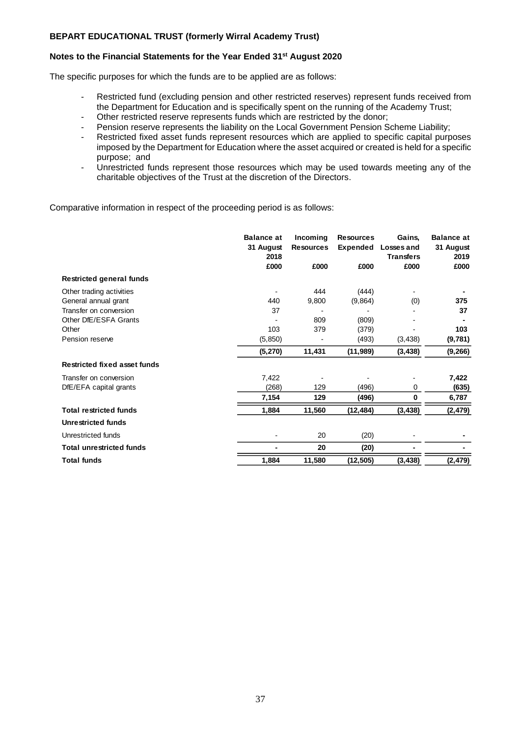**BEPART EDUCATIONAL TRUST (formerly Wirral Academy Trust)**

**Notes to the Financial Statements for the Year Ended 31st August 2020**

The specific purposes for which the funds are to be applied are as follows:

- Restricted fund (excluding pension and other restricted reserves) represent funds received from the Department for Education and is specifically spent on the running of the Academy Trust;
- Other restricted reserve represents funds which are restricted by the donor;
- Pension reserve represents the liability on the Local Government Pension Scheme Liability;
- Restricted fixed asset funds represent resources which are applied to specific capital purposes imposed by the Department for Education where the asset acquired or created is held for a specific purpose; and
- Unrestricted funds represent those resources which may be used towards meeting any of the charitable objectives of the Trust at the discretion of the Directors.

Comparative information in respect of the proceeding period is as follows:

| | Balance at 31 August 2018 £000 | Incoming Resources £000 | Resources Expended £000 | Gains, Losses and Transfers £000 | Balance at 31 August 2019 £000 |
|---|---|---|---|---|---|
| **Restricted general funds** | | | | | |
| Other trading activities | - | 444 | (444) | - | **-** |
| General annual grant | 440 | 9,800 | (9,864) | (0) | **375** |
| Transfer on conversion | 37 | - | - | - | **37** |
| Other DfE/ESFA Grants | - | 809 | (809) | - | **-** |
| Other | 103 | 379 | (379) | - | **103** |
| Pension reserve | (5,850) | - | (493) | (3,438) | **(9,781)** |
| | **(5,270)** | **11,431** | **(11,989)** | **(3,438)** | **(9,266)** |
| **Restricted fixed asset funds** | | | | | |
| Transfer on conversion | 7,422 | - | - | - | **7,422** |
| DfE/EFA capital grants | (268) | 129 | (496) | 0 | **(635)** |
| | **7,154** | **129** | **(496)** | **0** | **6,787** |
| **Total restricted funds** | **1,884** | **11,560** | **(12,484)** | **(3,438)** | **(2,479)** |
| **Unrestricted funds** | | | | | |
| Unrestricted funds | - | 20 | (20) | - | **-** |
| **Total unrestricted funds** | **-** | **20** | **(20)** | **-** | **-** |
| **Total funds** | **1,884** | **11,580** | **(12,505)** | **(3,438)** | **(2,479)** |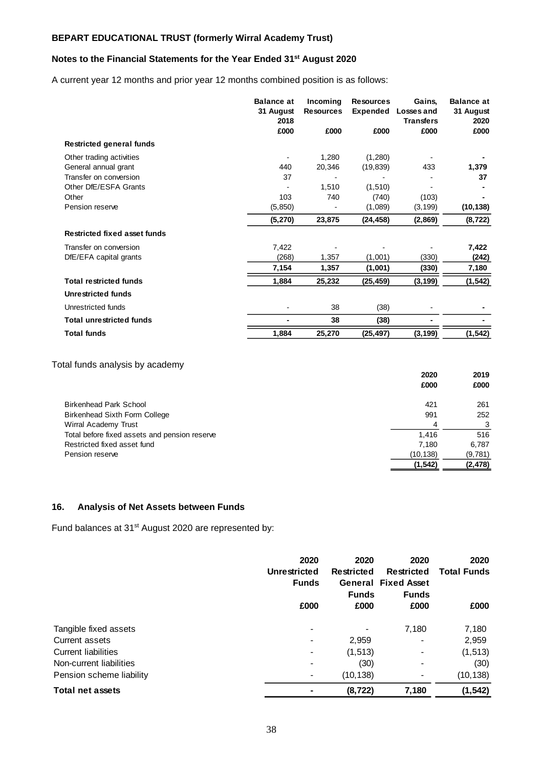**BEPART EDUCATIONAL TRUST (formerly Wirral Academy Trust)**

**Notes to the Financial Statements for the Year Ended 31st August 2020**

A current year 12 months and prior year 12 months combined position is as follows:

| | Balance at 31 August 2018 | Incoming Resources | Resources Expended | Gains, Losses and Transfers | Balance at 31 August 2020 |
|---|---|---|---|---|---|
| | £000 | £000 | £000 | £000 | £000 |
| **Restricted general funds** | | | | | |
| Other trading activities | - | 1,280 | (1,280) | - | - |
| General annual grant | 440 | 20,346 | (19,839) | 433 | **1,379** |
| Transfer on conversion | 37 | - | - | - | **37** |
| Other DfE/ESFA Grants | - | 1,510 | (1,510) | - | - |
| Other | 103 | 740 | (740) | (103) | - |
| Pension reserve | (5,850) | - | (1,089) | (3,199) | **(10,138)** |
| | **(5,270)** | **23,875** | **(24,458)** | **(2,869)** | **(8,722)** |
| **Restricted fixed asset funds** | | | | | |
| Transfer on conversion | 7,422 | - | - | - | **7,422** |
| DfE/EFA capital grants | (268) | 1,357 | (1,001) | (330) | **(242)** |
| | **7,154** | **1,357** | **(1,001)** | **(330)** | **7,180** |
| **Total restricted funds** | **1,884** | **25,232** | **(25,459)** | **(3,199)** | **(1,542)** |
| **Unrestricted funds** | | | | | |
| Unrestricted funds | - | 38 | (38) | - | - |
| **Total unrestricted funds** | - | **38** | **(38)** | - | - |
| **Total funds** | **1,884** | **25,270** | **(25,497)** | **(3,199)** | **(1,542)** |

Total funds analysis by academy

| | 2020 | 2019 |
|---|---|---|
| | £000 | £000 |
| Birkenhead Park School | 421 | 261 |
| Birkenhead Sixth Form College | 991 | 252 |
| Wirral Academy Trust | 4 | 3 |
| Total before fixed assets and pension reserve | 1,416 | 516 |
| Restricted fixed asset fund | 7,180 | 6,787 |
| Pension reserve | (10,138) | (9,781) |
| | **(1,542)** | **(2,478)** |

## 16. Analysis of Net Assets between Funds

Fund balances at 31st August 2020 are represented by:

| | 2020 Unrestricted Funds | 2020 Restricted General Funds | 2020 Restricted Fixed Asset Funds | 2020 Total Funds |
|---|---|---|---|---|
| | £000 | £000 | £000 | £000 |
| Tangible fixed assets | - | - | 7,180 | 7,180 |
| Current assets | - | 2,959 | - | 2,959 |
| Current liabilities | - | (1,513) | - | (1,513) |
| Non-current liabilities | - | (30) | - | (30) |
| Pension scheme liability | - | (10,138) | - | (10,138) |
| **Total net assets** | **-** | **(8,722)** | **7,180** | **(1,542)** |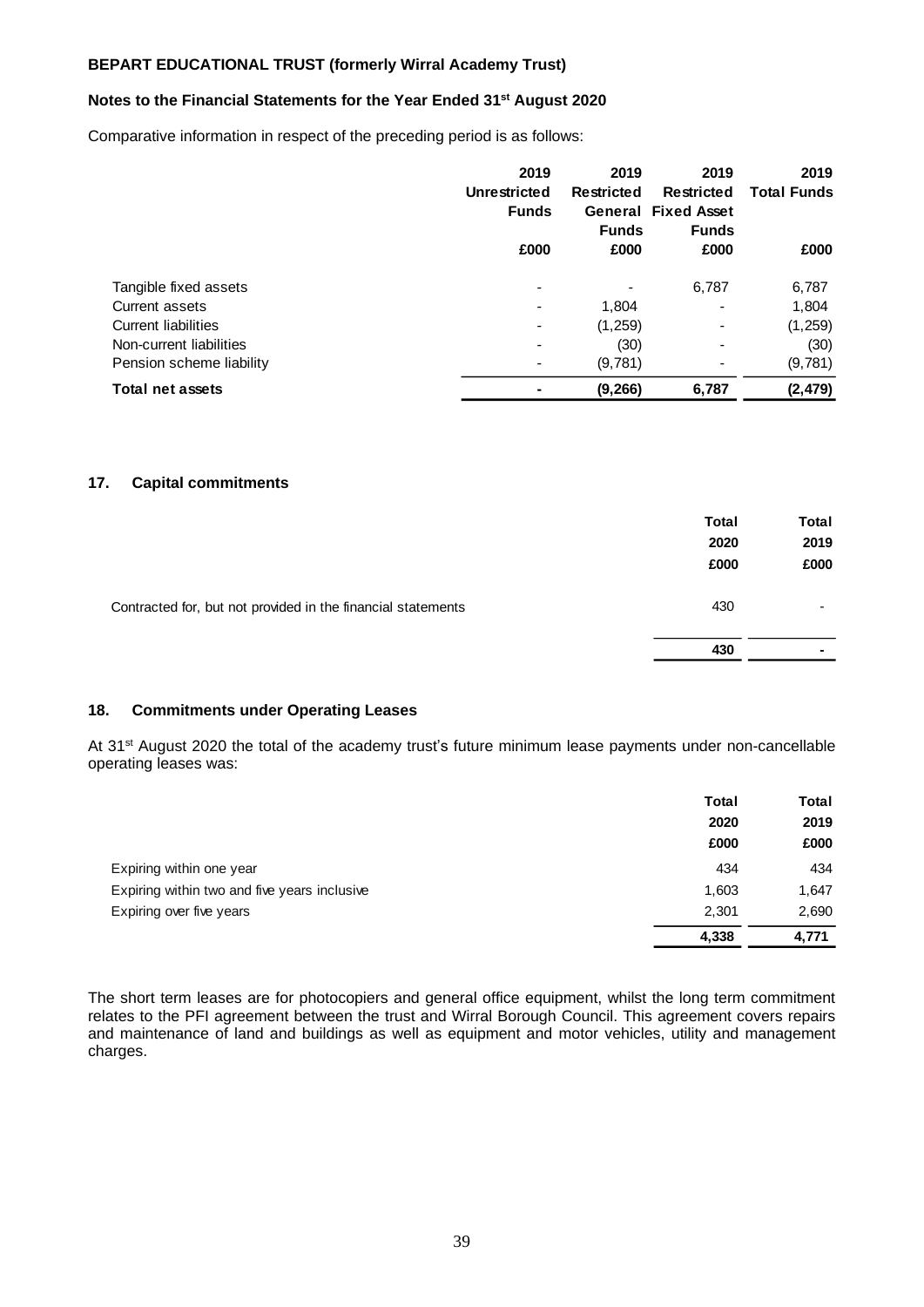Comparative information in respect of the preceding period is as follows:

| | 2019 Unrestricted Funds | 2019 Restricted General Funds | 2019 Restricted Fixed Asset Funds | 2019 Total Funds |
|---|---|---|---|---|
| | £000 | £000 | £000 | £000 |
| Tangible fixed assets | - | - | 6,787 | 6,787 |
| Current assets | - | 1,804 | - | 1,804 |
| Current liabilities | - | (1,259) | - | (1,259) |
| Non-current liabilities | - | (30) | - | (30) |
| Pension scheme liability | - | (9,781) | - | (9,781) |
| **Total net assets** | **-** | **(9,266)** | **6,787** | **(2,479)** |

## 17. Capital commitments

| | Total 2020 £000 | Total 2019 £000 |
|---|---|---|
| Contracted for, but not provided in the financial statements | 430 | - |
| | **430** | **-** |

## 18. Commitments under Operating Leases

At 31st August 2020 the total of the academy trust's future minimum lease payments under non-cancellable operating leases was:

| | Total 2020 £000 | Total 2019 £000 |
|---|---|---|
| Expiring within one year | 434 | 434 |
| Expiring within two and five years inclusive | 1,603 | 1,647 |
| Expiring over five years | 2,301 | 2,690 |
| | **4,338** | **4,771** |

The short term leases are for photocopiers and general office equipment, whilst the long term commitment relates to the PFI agreement between the trust and Wirral Borough Council. This agreement covers repairs and maintenance of land and buildings as well as equipment and motor vehicles, utility and management charges.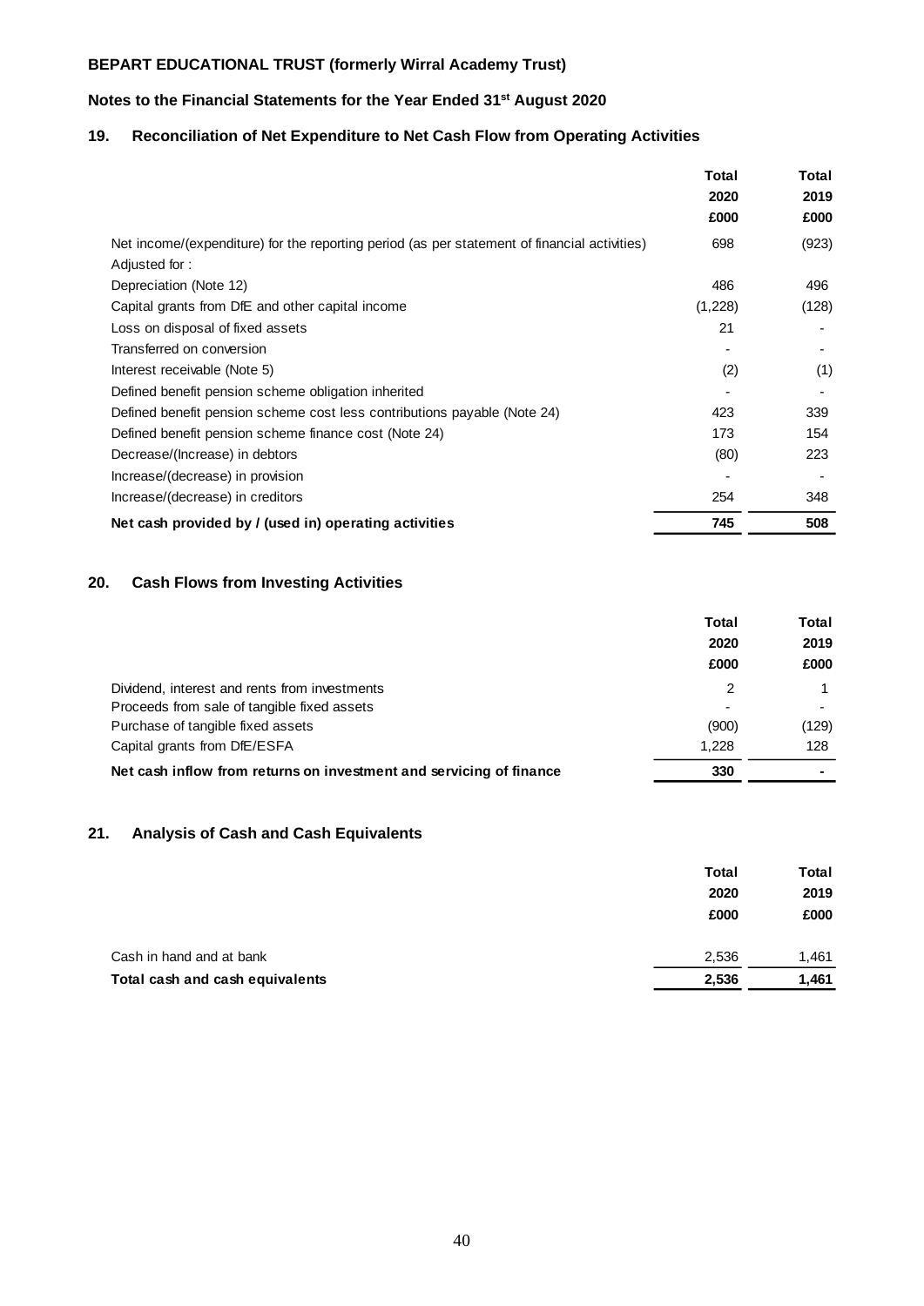**BEPART EDUCATIONAL TRUST (formerly Wirral Academy Trust)**

**Notes to the Financial Statements for the Year Ended 31st August 2020**

## 19. Reconciliation of Net Expenditure to Net Cash Flow from Operating Activities

| | Total 2020 £000 | Total 2019 £000 |
|---|---|---|
| Net income/(expenditure) for the reporting period (as per statement of financial activities) | 698 | (923) |
| Adjusted for : | | |
| Depreciation (Note 12) | 486 | 496 |
| Capital grants from DfE and other capital income | (1,228) | (128) |
| Loss on disposal of fixed assets | 21 | - |
| Transferred on conversion | - | - |
| Interest receivable (Note 5) | (2) | (1) |
| Defined benefit pension scheme obligation inherited | - | - |
| Defined benefit pension scheme cost less contributions payable (Note 24) | 423 | 339 |
| Defined benefit pension scheme finance cost (Note 24) | 173 | 154 |
| Decrease/(Increase) in debtors | (80) | 223 |
| Increase/(decrease) in provision | - | - |
| Increase/(decrease) in creditors | 254 | 348 |
| **Net cash provided by / (used in) operating activities** | **745** | **508** |

## 20. Cash Flows from Investing Activities

| | Total 2020 £000 | Total 2019 £000 |
|---|---|---|
| Dividend, interest and rents from investments | 2 | 1 |
| Proceeds from sale of tangible fixed assets | - | - |
| Purchase of tangible fixed assets | (900) | (129) |
| Capital grants from DfE/ESFA | 1,228 | 128 |
| **Net cash inflow from returns on investment and servicing of finance** | **330** | **-** |

## 21. Analysis of Cash and Cash Equivalents

| | Total 2020 £000 | Total 2019 £000 |
|---|---|---|
| Cash in hand and at bank | 2,536 | 1,461 |
| **Total cash and cash equivalents** | **2,536** | **1,461** |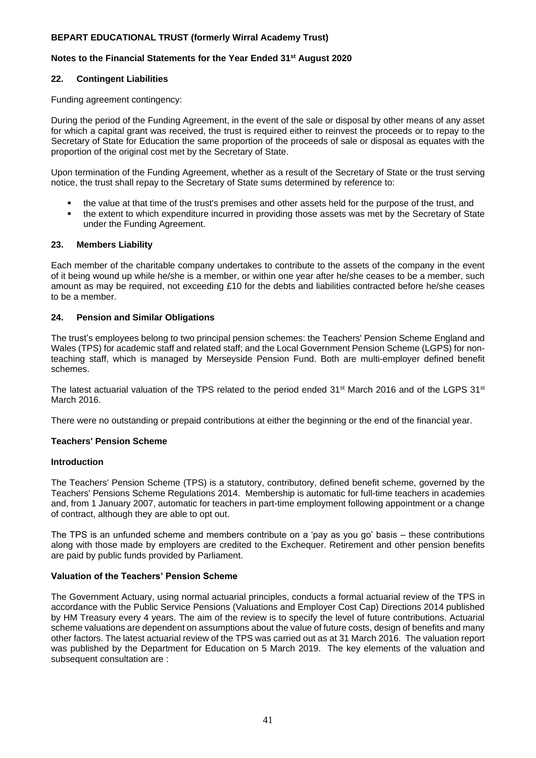## 22. Contingent Liabilities

Funding agreement contingency:

During the period of the Funding Agreement, in the event of the sale or disposal by other means of any asset for which a capital grant was received, the trust is required either to reinvest the proceeds or to repay to the Secretary of State for Education the same proportion of the proceeds of sale or disposal as equates with the proportion of the original cost met by the Secretary of State.

Upon termination of the Funding Agreement, whether as a result of the Secretary of State or the trust serving notice, the trust shall repay to the Secretary of State sums determined by reference to:

- the value at that time of the trust's premises and other assets held for the purpose of the trust, and
- the extent to which expenditure incurred in providing those assets was met by the Secretary of State under the Funding Agreement.

## 23. Members Liability

Each member of the charitable company undertakes to contribute to the assets of the company in the event of it being wound up while he/she is a member, or within one year after he/she ceases to be a member, such amount as may be required, not exceeding £10 for the debts and liabilities contracted before he/she ceases to be a member.

## 24. Pension and Similar Obligations

The trust's employees belong to two principal pension schemes: the Teachers' Pension Scheme England and Wales (TPS) for academic staff and related staff; and the Local Government Pension Scheme (LGPS) for non-teaching staff, which is managed by Merseyside Pension Fund. Both are multi-employer defined benefit schemes.

The latest actuarial valuation of the TPS related to the period ended 31st March 2016 and of the LGPS 31st March 2016.

There were no outstanding or prepaid contributions at either the beginning or the end of the financial year.

### Teachers' Pension Scheme

#### Introduction

The Teachers' Pension Scheme (TPS) is a statutory, contributory, defined benefit scheme, governed by the Teachers' Pensions Scheme Regulations 2014. Membership is automatic for full-time teachers in academies and, from 1 January 2007, automatic for teachers in part-time employment following appointment or a change of contract, although they are able to opt out.

The TPS is an unfunded scheme and members contribute on a 'pay as you go' basis – these contributions along with those made by employers are credited to the Exchequer. Retirement and other pension benefits are paid by public funds provided by Parliament.

#### Valuation of the Teachers' Pension Scheme

The Government Actuary, using normal actuarial principles, conducts a formal actuarial review of the TPS in accordance with the Public Service Pensions (Valuations and Employer Cost Cap) Directions 2014 published by HM Treasury every 4 years. The aim of the review is to specify the level of future contributions. Actuarial scheme valuations are dependent on assumptions about the value of future costs, design of benefits and many other factors. The latest actuarial review of the TPS was carried out as at 31 March 2016. The valuation report was published by the Department for Education on 5 March 2019. The key elements of the valuation and subsequent consultation are :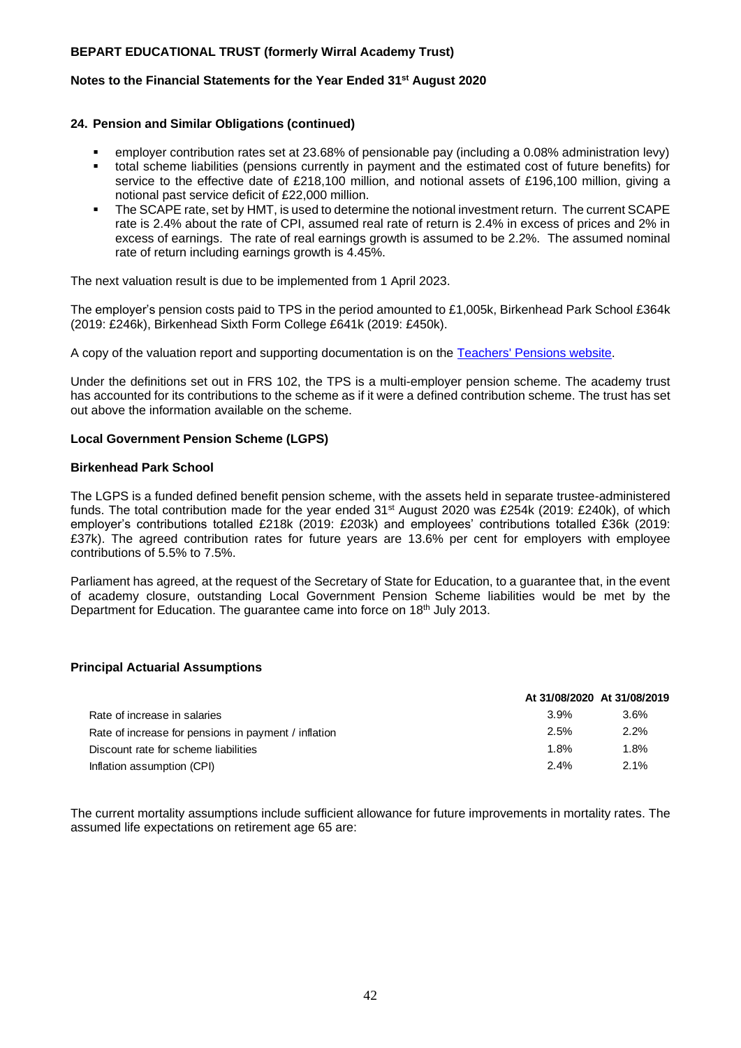## 24. Pension and Similar Obligations (continued)

- employer contribution rates set at 23.68% of pensionable pay (including a 0.08% administration levy)
- total scheme liabilities (pensions currently in payment and the estimated cost of future benefits) for service to the effective date of £218,100 million, and notional assets of £196,100 million, giving a notional past service deficit of £22,000 million.
- The SCAPE rate, set by HMT, is used to determine the notional investment return. The current SCAPE rate is 2.4% about the rate of CPI, assumed real rate of return is 2.4% in excess of prices and 2% in excess of earnings. The rate of real earnings growth is assumed to be 2.2%. The assumed nominal rate of return including earnings growth is 4.45%.

The next valuation result is due to be implemented from 1 April 2023.

The employer's pension costs paid to TPS in the period amounted to £1,005k, Birkenhead Park School £364k (2019: £246k), Birkenhead Sixth Form College £641k (2019: £450k).

A copy of the valuation report and supporting documentation is on the Teachers' Pensions website.

Under the definitions set out in FRS 102, the TPS is a multi-employer pension scheme. The academy trust has accounted for its contributions to the scheme as if it were a defined contribution scheme. The trust has set out above the information available on the scheme.

### Local Government Pension Scheme (LGPS)

### Birkenhead Park School

The LGPS is a funded defined benefit pension scheme, with the assets held in separate trustee-administered funds. The total contribution made for the year ended 31st August 2020 was £254k (2019: £240k), of which employer's contributions totalled £218k (2019: £203k) and employees' contributions totalled £36k (2019: £37k). The agreed contribution rates for future years are 13.6% per cent for employers with employee contributions of 5.5% to 7.5%.

Parliament has agreed, at the request of the Secretary of State for Education, to a guarantee that, in the event of academy closure, outstanding Local Government Pension Scheme liabilities would be met by the Department for Education. The guarantee came into force on 18th July 2013.

### Principal Actuarial Assumptions

| | At 31/08/2020 | At 31/08/2019 |
|---|---|---|
| Rate of increase in salaries | 3.9% | 3.6% |
| Rate of increase for pensions in payment / inflation | 2.5% | 2.2% |
| Discount rate for scheme liabilities | 1.8% | 1.8% |
| Inflation assumption (CPI) | 2.4% | 2.1% |

The current mortality assumptions include sufficient allowance for future improvements in mortality rates. The assumed life expectations on retirement age 65 are: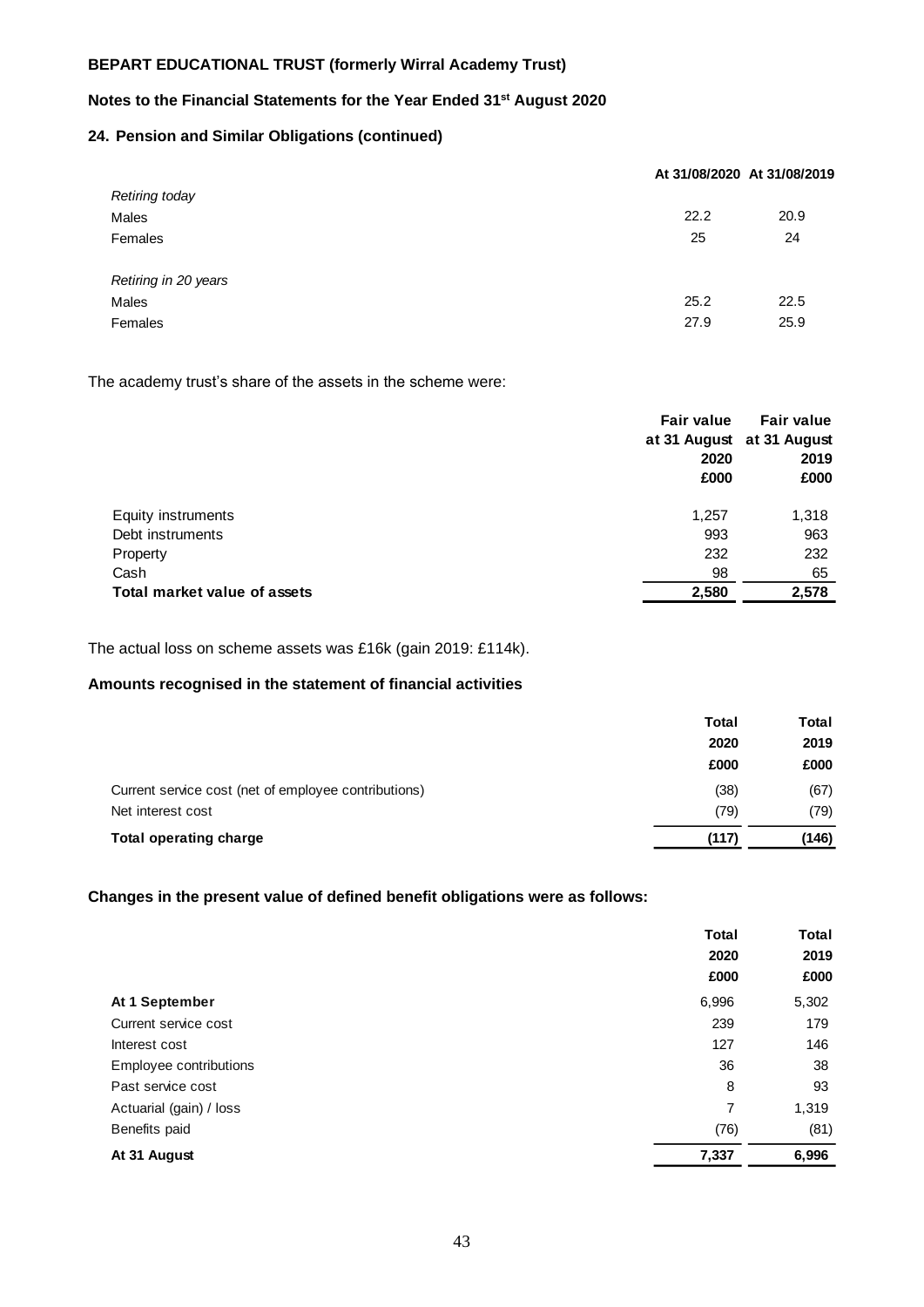**BEPART EDUCATIONAL TRUST (formerly Wirral Academy Trust)**

**Notes to the Financial Statements for the Year Ended 31st August 2020**

### 24. Pension and Similar Obligations (continued)

| | At 31/08/2020 | At 31/08/2019 |
|---|---|---|
| *Retiring today* | | |
| Males | 22.2 | 20.9 |
| Females | 25 | 24 |
| *Retiring in 20 years* | | |
| Males | 25.2 | 22.5 |
| Females | 27.9 | 25.9 |

The academy trust's share of the assets in the scheme were:

| | Fair value at 31 August 2020 £000 | Fair value at 31 August 2019 £000 |
|---|---|---|
| Equity instruments | 1,257 | 1,318 |
| Debt instruments | 993 | 963 |
| Property | 232 | 232 |
| Cash | 98 | 65 |
| **Total market value of assets** | **2,580** | **2,578** |

The actual loss on scheme assets was £16k (gain 2019: £114k).

### Amounts recognised in the statement of financial activities

| | Total 2020 £000 | Total 2019 £000 |
|---|---|---|
| Current service cost (net of employee contributions) | (38) | (67) |
| Net interest cost | (79) | (79) |
| **Total operating charge** | **(117)** | **(146)** |

### Changes in the present value of defined benefit obligations were as follows:

| | Total 2020 £000 | Total 2019 £000 |
|---|---|---|
| **At 1 September** | 6,996 | 5,302 |
| Current service cost | 239 | 179 |
| Interest cost | 127 | 146 |
| Employee contributions | 36 | 38 |
| Past service cost | 8 | 93 |
| Actuarial (gain) / loss | 7 | 1,319 |
| Benefits paid | (76) | (81) |
| **At 31 August** | **7,337** | **6,996** |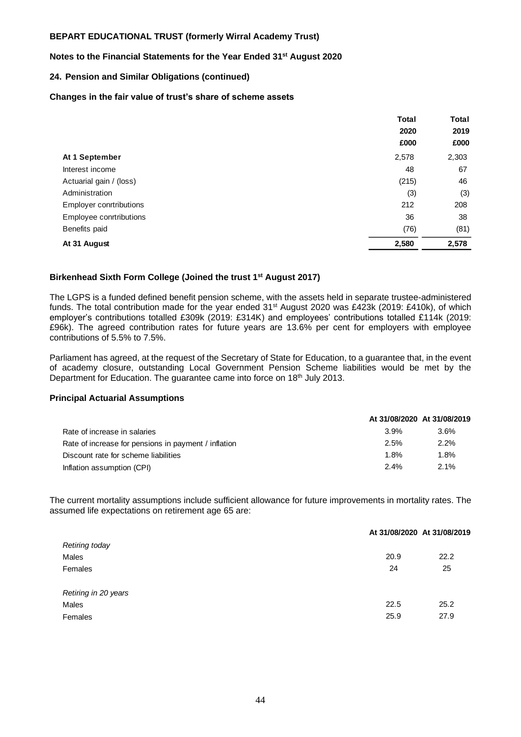**BEPART EDUCATIONAL TRUST (formerly Wirral Academy Trust)**

**Notes to the Financial Statements for the Year Ended 31st August 2020**

**24. Pension and Similar Obligations (continued)**

**Changes in the fair value of trust's share of scheme assets**

| | Total 2020 £000 | Total 2019 £000 |
|---|---|---|
| **At 1 September** | 2,578 | 2,303 |
| Interest income | 48 | 67 |
| Actuarial gain / (loss) | (215) | 46 |
| Administration | (3) | (3) |
| Employer conrtributions | 212 | 208 |
| Employee conrtributions | 36 | 38 |
| Benefits paid | (76) | (81) |
| **At 31 August** | **2,580** | **2,578** |

**Birkenhead Sixth Form College (Joined the trust 1st August 2017)**

The LGPS is a funded defined benefit pension scheme, with the assets held in separate trustee-administered funds. The total contribution made for the year ended 31st August 2020 was £423k (2019: £410k), of which employer's contributions totalled £309k (2019: £314K) and employees' contributions totalled £114k (2019: £96k). The agreed contribution rates for future years are 13.6% per cent for employers with employee contributions of 5.5% to 7.5%.

Parliament has agreed, at the request of the Secretary of State for Education, to a guarantee that, in the event of academy closure, outstanding Local Government Pension Scheme liabilities would be met by the Department for Education. The guarantee came into force on 18th July 2013.

**Principal Actuarial Assumptions**

| | At 31/08/2020 | At 31/08/2019 |
|---|---|---|
| Rate of increase in salaries | 3.9% | 3.6% |
| Rate of increase for pensions in payment / inflation | 2.5% | 2.2% |
| Discount rate for scheme liabilities | 1.8% | 1.8% |
| Inflation assumption (CPI) | 2.4% | 2.1% |

The current mortality assumptions include sufficient allowance for future improvements in mortality rates. The assumed life expectations on retirement age 65 are:

| | At 31/08/2020 | At 31/08/2019 |
|---|---|---|
| *Retiring today* | | |
| Males | 20.9 | 22.2 |
| Females | 24 | 25 |
| *Retiring in 20 years* | | |
| Males | 22.5 | 25.2 |
| Females | 25.9 | 27.9 |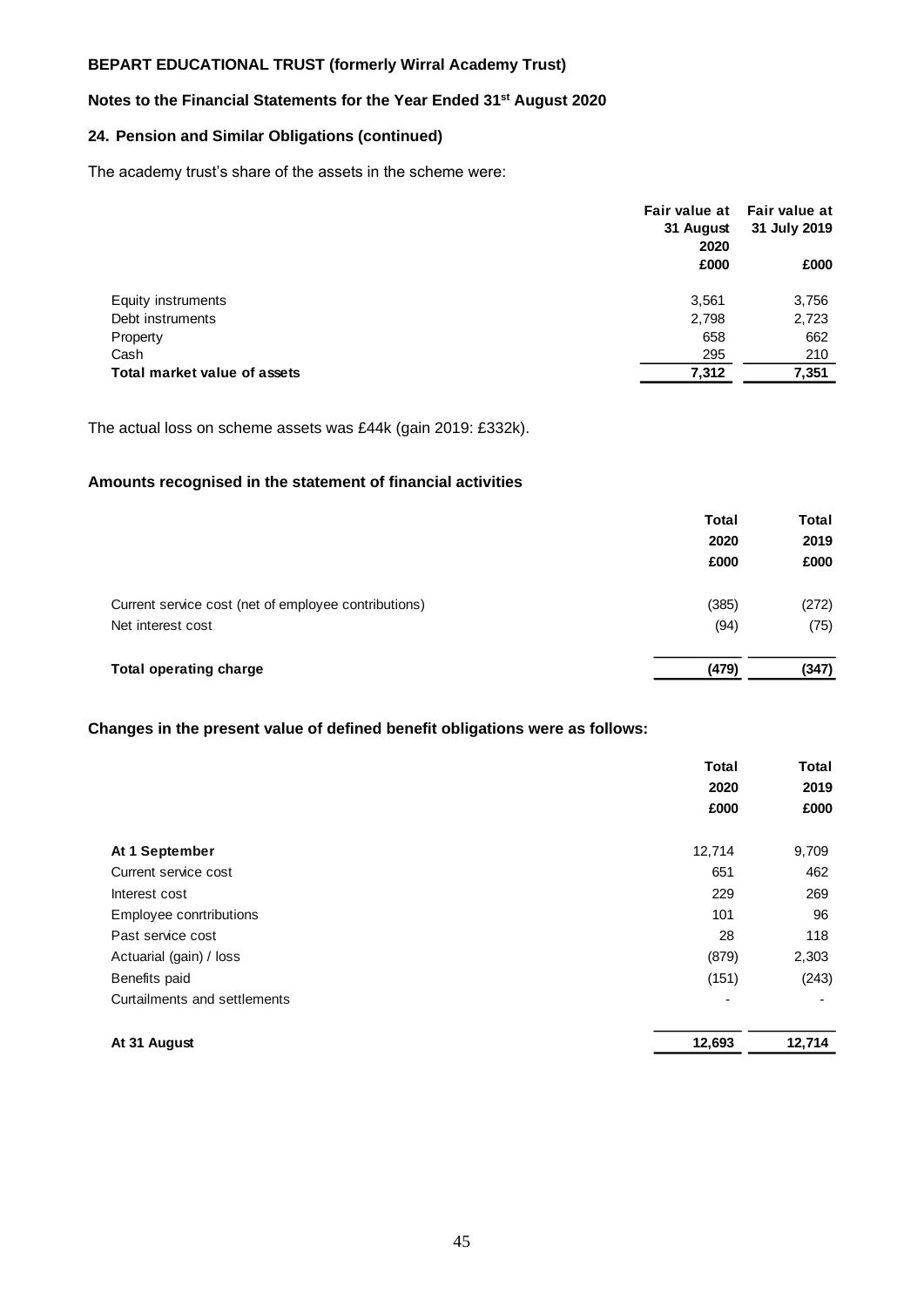**BEPART EDUCATIONAL TRUST (formerly Wirral Academy Trust)**

**Notes to the Financial Statements for the Year Ended 31st August 2020**

## 24. Pension and Similar Obligations (continued)

The academy trust's share of the assets in the scheme were:

| | Fair value at 31 August 2020 £000 | Fair value at 31 July 2019 £000 |
|---|---|---|
| Equity instruments | 3,561 | 3,756 |
| Debt instruments | 2,798 | 2,723 |
| Property | 658 | 662 |
| Cash | 295 | 210 |
| **Total market value of assets** | **7,312** | **7,351** |

The actual loss on scheme assets was £44k (gain 2019: £332k).

### Amounts recognised in the statement of financial activities

| | Total 2020 £000 | Total 2019 £000 |
|---|---|---|
| Current service cost (net of employee contributions) | (385) | (272) |
| Net interest cost | (94) | (75) |
| **Total operating charge** | **(479)** | **(347)** |

### Changes in the present value of defined benefit obligations were as follows:

| | Total 2020 £000 | Total 2019 £000 |
|---|---|---|
| **At 1 September** | 12,714 | 9,709 |
| Current service cost | 651 | 462 |
| Interest cost | 229 | 269 |
| Employee conrtributions | 101 | 96 |
| Past service cost | 28 | 118 |
| Actuarial (gain) / loss | (879) | 2,303 |
| Benefits paid | (151) | (243) |
| Curtailments and settlements | - | - |
| **At 31 August** | **12,693** | **12,714** |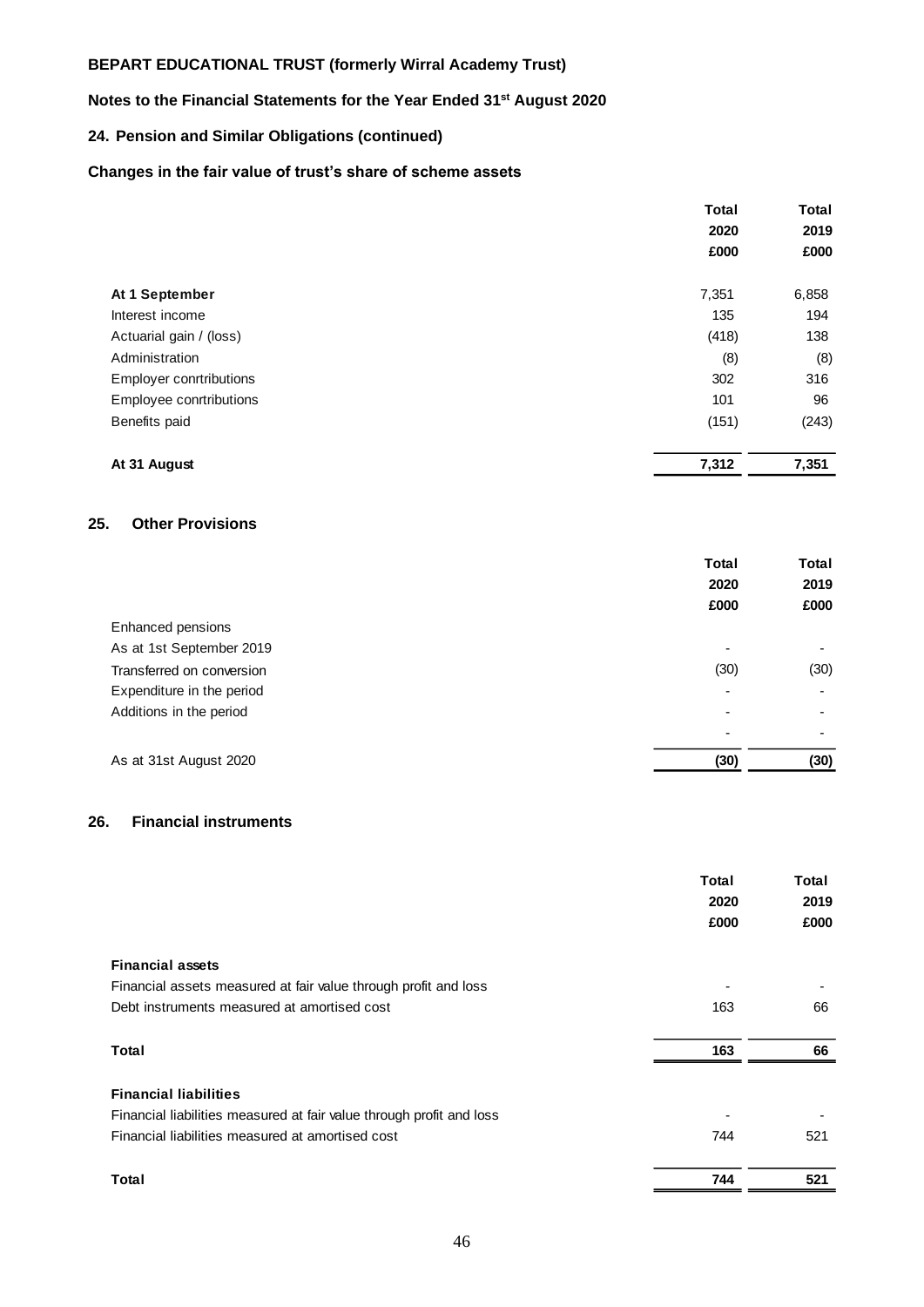**BEPART EDUCATIONAL TRUST (formerly Wirral Academy Trust)**

**Notes to the Financial Statements for the Year Ended 31st August 2020**

**24. Pension and Similar Obligations (continued)**

**Changes in the fair value of trust's share of scheme assets**

| | Total 2020 £000 | Total 2019 £000 |
|---|---|---|
| **At 1 September** | 7,351 | 6,858 |
| Interest income | 135 | 194 |
| Actuarial gain / (loss) | (418) | 138 |
| Administration | (8) | (8) |
| Employer conrtributions | 302 | 316 |
| Employee conrtributions | 101 | 96 |
| Benefits paid | (151) | (243) |
| **At 31 August** | **7,312** | **7,351** |

## 25. Other Provisions

| | Total 2020 £000 | Total 2019 £000 |
|---|---|---|
| Enhanced pensions | | |
| As at 1st September 2019 | - | - |
| Transferred on conversion | (30) | (30) |
| Expenditure in the period | - | - |
| Additions in the period | - | - |
| | - | - |
| As at 31st August 2020 | **(30)** | **(30)** |

## 26. Financial instruments

| | Total 2020 £000 | Total 2019 £000 |
|---|---|---|
| **Financial assets** | | |
| Financial assets measured at fair value through profit and loss | - | - |
| Debt instruments measured at amortised cost | 163 | 66 |
| **Total** | **163** | **66** |
| **Financial liabilities** | | |
| Financial liabilities measured at fair value through profit and loss | - | - |
| Financial liabilities measured at amortised cost | 744 | 521 |
| **Total** | **744** | **521** |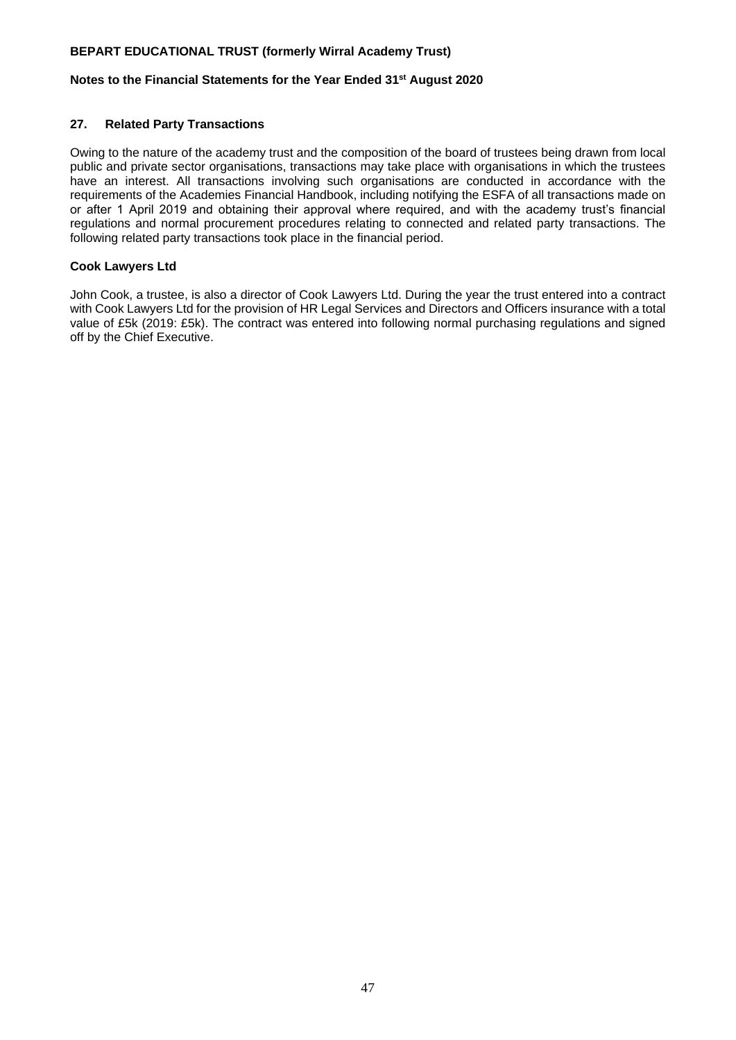## 27. Related Party Transactions

Owing to the nature of the academy trust and the composition of the board of trustees being drawn from local public and private sector organisations, transactions may take place with organisations in which the trustees have an interest. All transactions involving such organisations are conducted in accordance with the requirements of the Academies Financial Handbook, including notifying the ESFA of all transactions made on or after 1 April 2019 and obtaining their approval where required, and with the academy trust's financial regulations and normal procurement procedures relating to connected and related party transactions. The following related party transactions took place in the financial period.

**Cook Lawyers Ltd**

John Cook, a trustee, is also a director of Cook Lawyers Ltd. During the year the trust entered into a contract with Cook Lawyers Ltd for the provision of HR Legal Services and Directors and Officers insurance with a total value of £5k (2019: £5k). The contract was entered into following normal purchasing regulations and signed off by the Chief Executive.